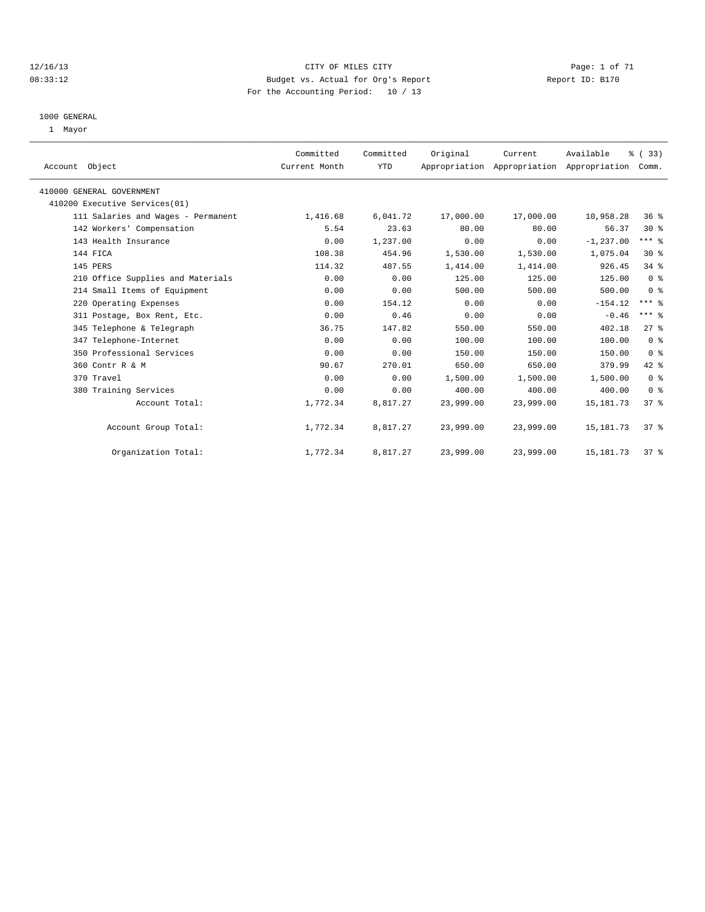CITY OF MILES CITY
Budget vs. Actual for Org's Report
For the Accounting Period: 10 / 13

12/16/13
08:33:12
Report ID: B170

1000 GENERAL
1 Mayor

| Account Object | Committed Current Month | Committed YTD | Original Appropriation | Current Appropriation | Available Appropriation | % ( 33) Comm. |
|---|---|---|---|---|---|---|
| 410000 GENERAL GOVERNMENT | | | | | | |
| 410200 Executive Services(01) | | | | | | |
| 111 Salaries and Wages - Permanent | 1,416.68 | 6,041.72 | 17,000.00 | 17,000.00 | 10,958.28 | 36 % |
| 142 Workers' Compensation | 5.54 | 23.63 | 80.00 | 80.00 | 56.37 | 30 % |
| 143 Health Insurance | 0.00 | 1,237.00 | 0.00 | 0.00 | -1,237.00 | *** % |
| 144 FICA | 108.38 | 454.96 | 1,530.00 | 1,530.00 | 1,075.04 | 30 % |
| 145 PERS | 114.32 | 487.55 | 1,414.00 | 1,414.00 | 926.45 | 34 % |
| 210 Office Supplies and Materials | 0.00 | 0.00 | 125.00 | 125.00 | 125.00 | 0 % |
| 214 Small Items of Equipment | 0.00 | 0.00 | 500.00 | 500.00 | 500.00 | 0 % |
| 220 Operating Expenses | 0.00 | 154.12 | 0.00 | 0.00 | -154.12 | *** % |
| 311 Postage, Box Rent, Etc. | 0.00 | 0.46 | 0.00 | 0.00 | -0.46 | *** % |
| 345 Telephone & Telegraph | 36.75 | 147.82 | 550.00 | 550.00 | 402.18 | 27 % |
| 347 Telephone-Internet | 0.00 | 0.00 | 100.00 | 100.00 | 100.00 | 0 % |
| 350 Professional Services | 0.00 | 0.00 | 150.00 | 150.00 | 150.00 | 0 % |
| 360 Contr R & M | 90.67 | 270.01 | 650.00 | 650.00 | 379.99 | 42 % |
| 370 Travel | 0.00 | 0.00 | 1,500.00 | 1,500.00 | 1,500.00 | 0 % |
| 380 Training Services | 0.00 | 0.00 | 400.00 | 400.00 | 400.00 | 0 % |
| Account Total: | 1,772.34 | 8,817.27 | 23,999.00 | 23,999.00 | 15,181.73 | 37 % |
| Account Group Total: | 1,772.34 | 8,817.27 | 23,999.00 | 23,999.00 | 15,181.73 | 37 % |
| Organization Total: | 1,772.34 | 8,817.27 | 23,999.00 | 23,999.00 | 15,181.73 | 37 % |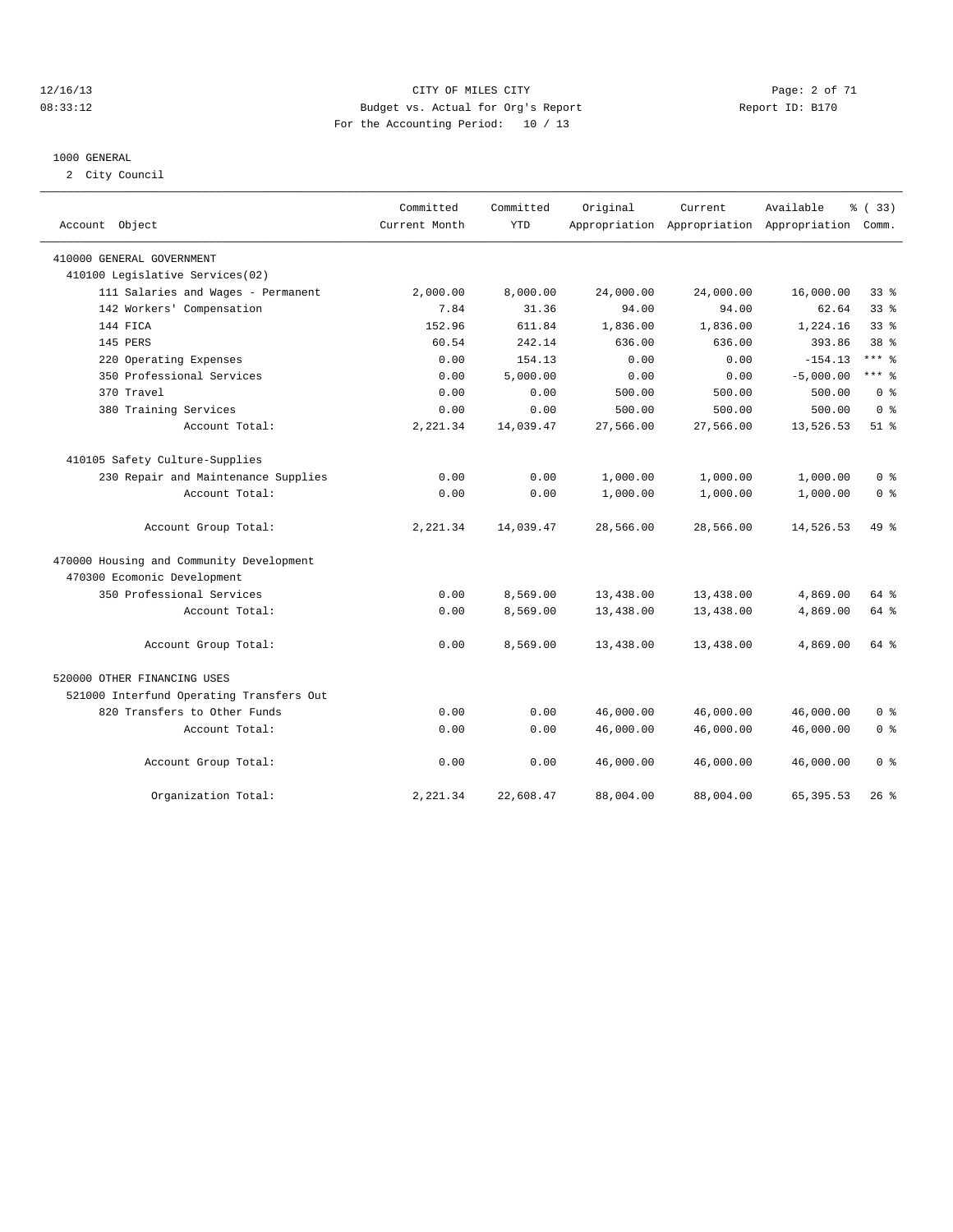# CITY OF MILES CITY

Budget vs. Actual for Org's Report

For the Accounting Period: 10 / 13

12/16/13 08:33:12 Report ID: B170

## 1000 GENERAL

2 City Council

| Account Object | Committed Current Month | Committed YTD | Original Appropriation | Current Appropriation | Available Appropriation | % ( 33) Comm. |
|---|---|---|---|---|---|---|
| 410000 GENERAL GOVERNMENT | | | | | | |
| 410100 Legislative Services(02) | | | | | | |
| 111 Salaries and Wages - Permanent | 2,000.00 | 8,000.00 | 24,000.00 | 24,000.00 | 16,000.00 | 33 % |
| 142 Workers' Compensation | 7.84 | 31.36 | 94.00 | 94.00 | 62.64 | 33 % |
| 144 FICA | 152.96 | 611.84 | 1,836.00 | 1,836.00 | 1,224.16 | 33 % |
| 145 PERS | 60.54 | 242.14 | 636.00 | 636.00 | 393.86 | 38 % |
| 220 Operating Expenses | 0.00 | 154.13 | 0.00 | 0.00 | -154.13 | *** % |
| 350 Professional Services | 0.00 | 5,000.00 | 0.00 | 0.00 | -5,000.00 | *** % |
| 370 Travel | 0.00 | 0.00 | 500.00 | 500.00 | 500.00 | 0 % |
| 380 Training Services | 0.00 | 0.00 | 500.00 | 500.00 | 500.00 | 0 % |
| Account Total: | 2,221.34 | 14,039.47 | 27,566.00 | 27,566.00 | 13,526.53 | 51 % |
| 410105 Safety Culture-Supplies | | | | | | |
| 230 Repair and Maintenance Supplies | 0.00 | 0.00 | 1,000.00 | 1,000.00 | 1,000.00 | 0 % |
| Account Total: | 0.00 | 0.00 | 1,000.00 | 1,000.00 | 1,000.00 | 0 % |
| Account Group Total: | 2,221.34 | 14,039.47 | 28,566.00 | 28,566.00 | 14,526.53 | 49 % |
| 470000 Housing and Community Development | | | | | | |
| 470300 Ecomonic Development | | | | | | |
| 350 Professional Services | 0.00 | 8,569.00 | 13,438.00 | 13,438.00 | 4,869.00 | 64 % |
| Account Total: | 0.00 | 8,569.00 | 13,438.00 | 13,438.00 | 4,869.00 | 64 % |
| Account Group Total: | 0.00 | 8,569.00 | 13,438.00 | 13,438.00 | 4,869.00 | 64 % |
| 520000 OTHER FINANCING USES | | | | | | |
| 521000 Interfund Operating Transfers Out | | | | | | |
| 820 Transfers to Other Funds | 0.00 | 0.00 | 46,000.00 | 46,000.00 | 46,000.00 | 0 % |
| Account Total: | 0.00 | 0.00 | 46,000.00 | 46,000.00 | 46,000.00 | 0 % |
| Account Group Total: | 0.00 | 0.00 | 46,000.00 | 46,000.00 | 46,000.00 | 0 % |
| Organization Total: | 2,221.34 | 22,608.47 | 88,004.00 | 88,004.00 | 65,395.53 | 26 % |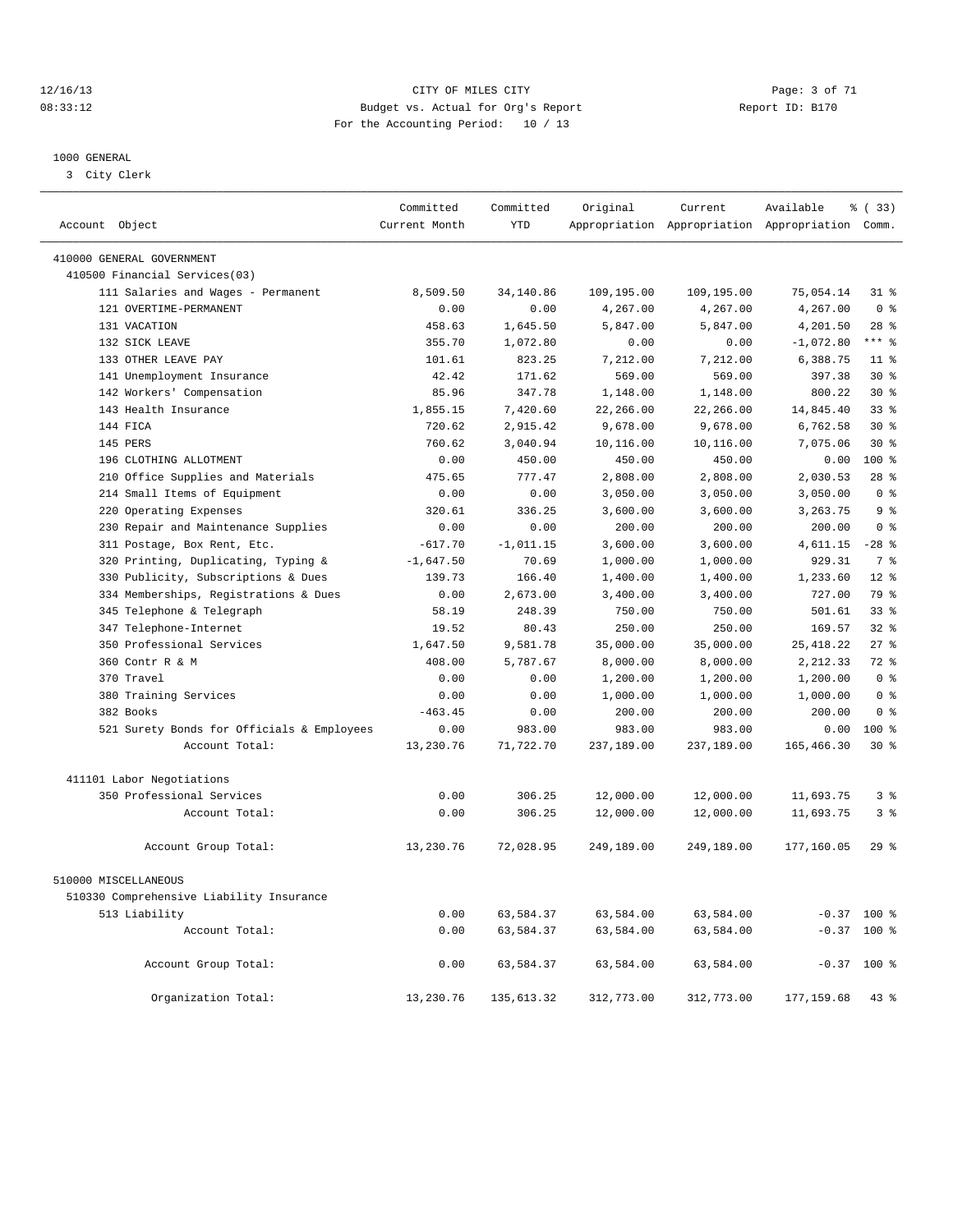CITY OF MILES CITY
Budget vs. Actual for Org's Report
For the Accounting Period: 10 / 13

12/16/13
08:33:12
Report ID: B170

## 1000 GENERAL

3 City Clerk

| Account Object | Committed Current Month | Committed YTD | Original Appropriation | Current Appropriation | Available Appropriation | % ( 33) Comm. |
|---|---|---|---|---|---|---|
| 410000 GENERAL GOVERNMENT | | | | | | |
| 410500 Financial Services(03) | | | | | | |
| 111 Salaries and Wages - Permanent | 8,509.50 | 34,140.86 | 109,195.00 | 109,195.00 | 75,054.14 | 31 % |
| 121 OVERTIME-PERMANENT | 0.00 | 0.00 | 4,267.00 | 4,267.00 | 4,267.00 | 0 % |
| 131 VACATION | 458.63 | 1,645.50 | 5,847.00 | 5,847.00 | 4,201.50 | 28 % |
| 132 SICK LEAVE | 355.70 | 1,072.80 | 0.00 | 0.00 | -1,072.80 | *** % |
| 133 OTHER LEAVE PAY | 101.61 | 823.25 | 7,212.00 | 7,212.00 | 6,388.75 | 11 % |
| 141 Unemployment Insurance | 42.42 | 171.62 | 569.00 | 569.00 | 397.38 | 30 % |
| 142 Workers' Compensation | 85.96 | 347.78 | 1,148.00 | 1,148.00 | 800.22 | 30 % |
| 143 Health Insurance | 1,855.15 | 7,420.60 | 22,266.00 | 22,266.00 | 14,845.40 | 33 % |
| 144 FICA | 720.62 | 2,915.42 | 9,678.00 | 9,678.00 | 6,762.58 | 30 % |
| 145 PERS | 760.62 | 3,040.94 | 10,116.00 | 10,116.00 | 7,075.06 | 30 % |
| 196 CLOTHING ALLOTMENT | 0.00 | 450.00 | 450.00 | 450.00 | 0.00 | 100 % |
| 210 Office Supplies and Materials | 475.65 | 777.47 | 2,808.00 | 2,808.00 | 2,030.53 | 28 % |
| 214 Small Items of Equipment | 0.00 | 0.00 | 3,050.00 | 3,050.00 | 3,050.00 | 0 % |
| 220 Operating Expenses | 320.61 | 336.25 | 3,600.00 | 3,600.00 | 3,263.75 | 9 % |
| 230 Repair and Maintenance Supplies | 0.00 | 0.00 | 200.00 | 200.00 | 200.00 | 0 % |
| 311 Postage, Box Rent, Etc. | -617.70 | -1,011.15 | 3,600.00 | 3,600.00 | 4,611.15 | -28 % |
| 320 Printing, Duplicating, Typing & | -1,647.50 | 70.69 | 1,000.00 | 1,000.00 | 929.31 | 7 % |
| 330 Publicity, Subscriptions & Dues | 139.73 | 166.40 | 1,400.00 | 1,400.00 | 1,233.60 | 12 % |
| 334 Memberships, Registrations & Dues | 0.00 | 2,673.00 | 3,400.00 | 3,400.00 | 727.00 | 79 % |
| 345 Telephone & Telegraph | 58.19 | 248.39 | 750.00 | 750.00 | 501.61 | 33 % |
| 347 Telephone-Internet | 19.52 | 80.43 | 250.00 | 250.00 | 169.57 | 32 % |
| 350 Professional Services | 1,647.50 | 9,581.78 | 35,000.00 | 35,000.00 | 25,418.22 | 27 % |
| 360 Contr R & M | 408.00 | 5,787.67 | 8,000.00 | 8,000.00 | 2,212.33 | 72 % |
| 370 Travel | 0.00 | 0.00 | 1,200.00 | 1,200.00 | 1,200.00 | 0 % |
| 380 Training Services | 0.00 | 0.00 | 1,000.00 | 1,000.00 | 1,000.00 | 0 % |
| 382 Books | -463.45 | 0.00 | 200.00 | 200.00 | 200.00 | 0 % |
| 521 Surety Bonds for Officials & Employees | 0.00 | 983.00 | 983.00 | 983.00 | 0.00 | 100 % |
| Account Total: | 13,230.76 | 71,722.70 | 237,189.00 | 237,189.00 | 165,466.30 | 30 % |
| 411101 Labor Negotiations | | | | | | |
| 350 Professional Services | 0.00 | 306.25 | 12,000.00 | 12,000.00 | 11,693.75 | 3 % |
| Account Total: | 0.00 | 306.25 | 12,000.00 | 12,000.00 | 11,693.75 | 3 % |
| Account Group Total: | 13,230.76 | 72,028.95 | 249,189.00 | 249,189.00 | 177,160.05 | 29 % |
| 510000 MISCELLANEOUS | | | | | | |
| 510330 Comprehensive Liability Insurance | | | | | | |
| 513 Liability | 0.00 | 63,584.37 | 63,584.00 | 63,584.00 | -0.37 | 100 % |
| Account Total: | 0.00 | 63,584.37 | 63,584.00 | 63,584.00 | -0.37 | 100 % |
| Account Group Total: | 0.00 | 63,584.37 | 63,584.00 | 63,584.00 | -0.37 | 100 % |
| Organization Total: | 13,230.76 | 135,613.32 | 312,773.00 | 312,773.00 | 177,159.68 | 43 % |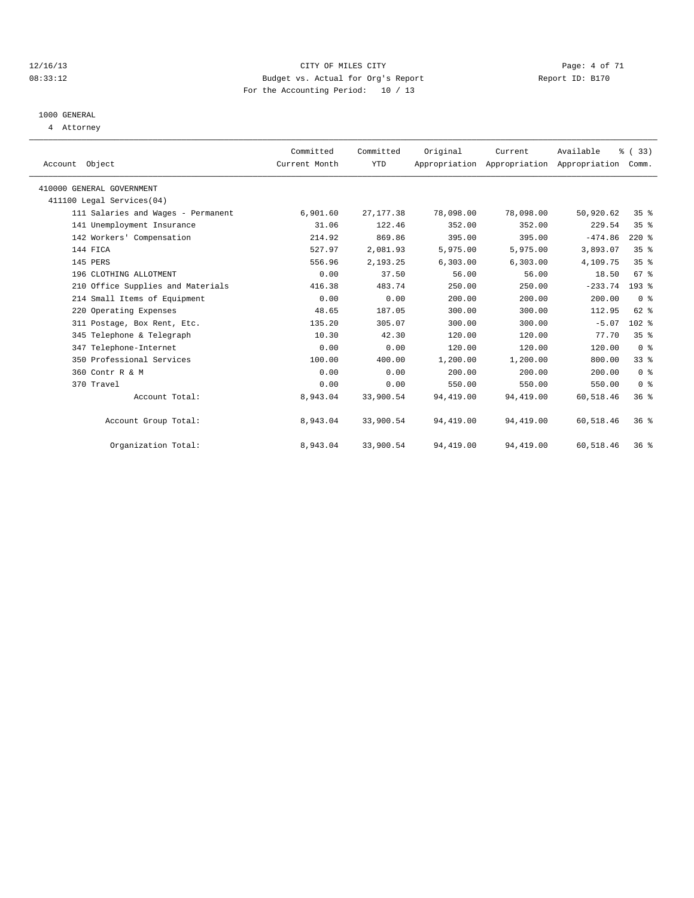12/16/13 CITY OF MILES CITY
08:33:12 Budget vs. Actual for Org's Report Report ID: B170
For the Accounting Period: 10 / 13

1000 GENERAL
4 Attorney

| Account Object | Committed Current Month | Committed YTD | Original Appropriation | Current Appropriation | Available Appropriation | % ( 33) Comm. |
|---|---|---|---|---|---|---|
| 410000 GENERAL GOVERNMENT | | | | | | |
| 411100 Legal Services(04) | | | | | | |
| 111 Salaries and Wages - Permanent | 6,901.60 | 27,177.38 | 78,098.00 | 78,098.00 | 50,920.62 | 35 % |
| 141 Unemployment Insurance | 31.06 | 122.46 | 352.00 | 352.00 | 229.54 | 35 % |
| 142 Workers' Compensation | 214.92 | 869.86 | 395.00 | 395.00 | -474.86 | 220 % |
| 144 FICA | 527.97 | 2,081.93 | 5,975.00 | 5,975.00 | 3,893.07 | 35 % |
| 145 PERS | 556.96 | 2,193.25 | 6,303.00 | 6,303.00 | 4,109.75 | 35 % |
| 196 CLOTHING ALLOTMENT | 0.00 | 37.50 | 56.00 | 56.00 | 18.50 | 67 % |
| 210 Office Supplies and Materials | 416.38 | 483.74 | 250.00 | 250.00 | -233.74 | 193 % |
| 214 Small Items of Equipment | 0.00 | 0.00 | 200.00 | 200.00 | 200.00 | 0 % |
| 220 Operating Expenses | 48.65 | 187.05 | 300.00 | 300.00 | 112.95 | 62 % |
| 311 Postage, Box Rent, Etc. | 135.20 | 305.07 | 300.00 | 300.00 | -5.07 | 102 % |
| 345 Telephone & Telegraph | 10.30 | 42.30 | 120.00 | 120.00 | 77.70 | 35 % |
| 347 Telephone-Internet | 0.00 | 0.00 | 120.00 | 120.00 | 120.00 | 0 % |
| 350 Professional Services | 100.00 | 400.00 | 1,200.00 | 1,200.00 | 800.00 | 33 % |
| 360 Contr R & M | 0.00 | 0.00 | 200.00 | 200.00 | 200.00 | 0 % |
| 370 Travel | 0.00 | 0.00 | 550.00 | 550.00 | 550.00 | 0 % |
| Account Total: | 8,943.04 | 33,900.54 | 94,419.00 | 94,419.00 | 60,518.46 | 36 % |
| Account Group Total: | 8,943.04 | 33,900.54 | 94,419.00 | 94,419.00 | 60,518.46 | 36 % |
| Organization Total: | 8,943.04 | 33,900.54 | 94,419.00 | 94,419.00 | 60,518.46 | 36 % |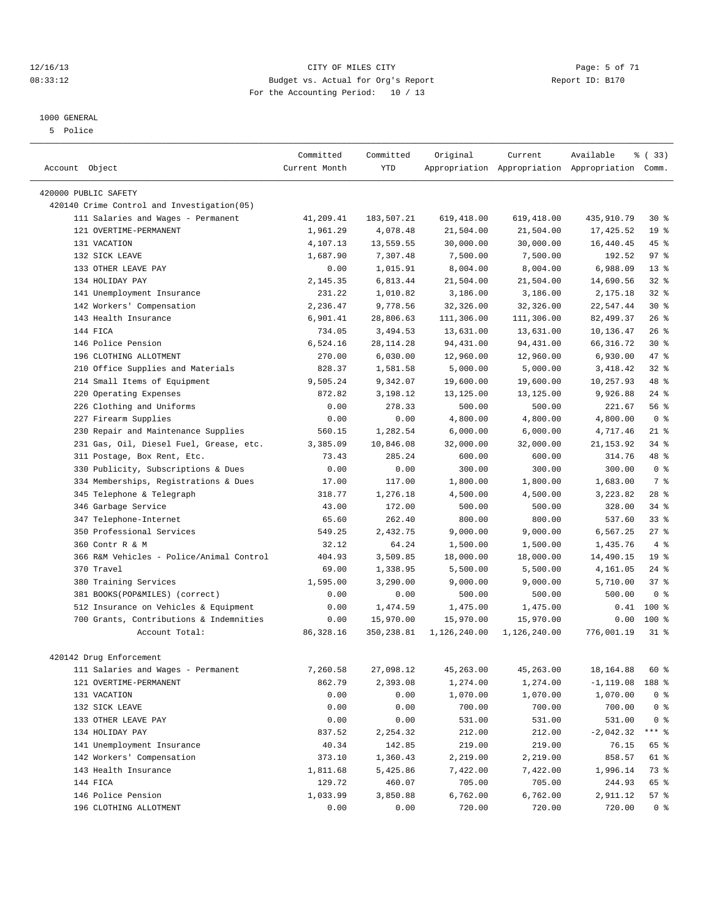# CITY OF MILES CITY

Budget vs. Actual for Org's Report

For the Accounting Period: 10 / 13

1000 GENERAL

5 Police

| Account Object | Committed Current Month | Committed YTD | Original Appropriation | Current Appropriation | Available Appropriation | % ( 33) Comm. |
|---|---|---|---|---|---|---|
| 420000 PUBLIC SAFETY | | | | | | |
| 420140 Crime Control and Investigation(05) | | | | | | |
| 111 Salaries and Wages - Permanent | 41,209.41 | 183,507.21 | 619,418.00 | 619,418.00 | 435,910.79 | 30 % |
| 121 OVERTIME-PERMANENT | 1,961.29 | 4,078.48 | 21,504.00 | 21,504.00 | 17,425.52 | 19 % |
| 131 VACATION | 4,107.13 | 13,559.55 | 30,000.00 | 30,000.00 | 16,440.45 | 45 % |
| 132 SICK LEAVE | 1,687.90 | 7,307.48 | 7,500.00 | 7,500.00 | 192.52 | 97 % |
| 133 OTHER LEAVE PAY | 0.00 | 1,015.91 | 8,004.00 | 8,004.00 | 6,988.09 | 13 % |
| 134 HOLIDAY PAY | 2,145.35 | 6,813.44 | 21,504.00 | 21,504.00 | 14,690.56 | 32 % |
| 141 Unemployment Insurance | 231.22 | 1,010.82 | 3,186.00 | 3,186.00 | 2,175.18 | 32 % |
| 142 Workers' Compensation | 2,236.47 | 9,778.56 | 32,326.00 | 32,326.00 | 22,547.44 | 30 % |
| 143 Health Insurance | 6,901.41 | 28,806.63 | 111,306.00 | 111,306.00 | 82,499.37 | 26 % |
| 144 FICA | 734.05 | 3,494.53 | 13,631.00 | 13,631.00 | 10,136.47 | 26 % |
| 146 Police Pension | 6,524.16 | 28,114.28 | 94,431.00 | 94,431.00 | 66,316.72 | 30 % |
| 196 CLOTHING ALLOTMENT | 270.00 | 6,030.00 | 12,960.00 | 12,960.00 | 6,930.00 | 47 % |
| 210 Office Supplies and Materials | 828.37 | 1,581.58 | 5,000.00 | 5,000.00 | 3,418.42 | 32 % |
| 214 Small Items of Equipment | 9,505.24 | 9,342.07 | 19,600.00 | 19,600.00 | 10,257.93 | 48 % |
| 220 Operating Expenses | 872.82 | 3,198.12 | 13,125.00 | 13,125.00 | 9,926.88 | 24 % |
| 226 Clothing and Uniforms | 0.00 | 278.33 | 500.00 | 500.00 | 221.67 | 56 % |
| 227 Firearm Supplies | 0.00 | 0.00 | 4,800.00 | 4,800.00 | 4,800.00 | 0 % |
| 230 Repair and Maintenance Supplies | 560.15 | 1,282.54 | 6,000.00 | 6,000.00 | 4,717.46 | 21 % |
| 231 Gas, Oil, Diesel Fuel, Grease, etc. | 3,385.09 | 10,846.08 | 32,000.00 | 32,000.00 | 21,153.92 | 34 % |
| 311 Postage, Box Rent, Etc. | 73.43 | 285.24 | 600.00 | 600.00 | 314.76 | 48 % |
| 330 Publicity, Subscriptions & Dues | 0.00 | 0.00 | 300.00 | 300.00 | 300.00 | 0 % |
| 334 Memberships, Registrations & Dues | 17.00 | 117.00 | 1,800.00 | 1,800.00 | 1,683.00 | 7 % |
| 345 Telephone & Telegraph | 318.77 | 1,276.18 | 4,500.00 | 4,500.00 | 3,223.82 | 28 % |
| 346 Garbage Service | 43.00 | 172.00 | 500.00 | 500.00 | 328.00 | 34 % |
| 347 Telephone-Internet | 65.60 | 262.40 | 800.00 | 800.00 | 537.60 | 33 % |
| 350 Professional Services | 549.25 | 2,432.75 | 9,000.00 | 9,000.00 | 6,567.25 | 27 % |
| 360 Contr R & M | 32.12 | 64.24 | 1,500.00 | 1,500.00 | 1,435.76 | 4 % |
| 366 R&M Vehicles - Police/Animal Control | 404.93 | 3,509.85 | 18,000.00 | 18,000.00 | 14,490.15 | 19 % |
| 370 Travel | 69.00 | 1,338.95 | 5,500.00 | 5,500.00 | 4,161.05 | 24 % |
| 380 Training Services | 1,595.00 | 3,290.00 | 9,000.00 | 9,000.00 | 5,710.00 | 37 % |
| 381 BOOKS(POP&MILES) (correct) | 0.00 | 0.00 | 500.00 | 500.00 | 500.00 | 0 % |
| 512 Insurance on Vehicles & Equipment | 0.00 | 1,474.59 | 1,475.00 | 1,475.00 | 0.41 | 100 % |
| 700 Grants, Contributions & Indemnities | 0.00 | 15,970.00 | 15,970.00 | 15,970.00 | 0.00 | 100 % |
| Account Total: | 86,328.16 | 350,238.81 | 1,126,240.00 | 1,126,240.00 | 776,001.19 | 31 % |
| 420142 Drug Enforcement | | | | | | |
| 111 Salaries and Wages - Permanent | 7,260.58 | 27,098.12 | 45,263.00 | 45,263.00 | 18,164.88 | 60 % |
| 121 OVERTIME-PERMANENT | 862.79 | 2,393.08 | 1,274.00 | 1,274.00 | -1,119.08 | 188 % |
| 131 VACATION | 0.00 | 0.00 | 1,070.00 | 1,070.00 | 1,070.00 | 0 % |
| 132 SICK LEAVE | 0.00 | 0.00 | 700.00 | 700.00 | 700.00 | 0 % |
| 133 OTHER LEAVE PAY | 0.00 | 0.00 | 531.00 | 531.00 | 531.00 | 0 % |
| 134 HOLIDAY PAY | 837.52 | 2,254.32 | 212.00 | 212.00 | -2,042.32 | *** % |
| 141 Unemployment Insurance | 40.34 | 142.85 | 219.00 | 219.00 | 76.15 | 65 % |
| 142 Workers' Compensation | 373.10 | 1,360.43 | 2,219.00 | 2,219.00 | 858.57 | 61 % |
| 143 Health Insurance | 1,811.68 | 5,425.86 | 7,422.00 | 7,422.00 | 1,996.14 | 73 % |
| 144 FICA | 129.72 | 460.07 | 705.00 | 705.00 | 244.93 | 65 % |
| 146 Police Pension | 1,033.99 | 3,850.88 | 6,762.00 | 6,762.00 | 2,911.12 | 57 % |
| 196 CLOTHING ALLOTMENT | 0.00 | 0.00 | 720.00 | 720.00 | 720.00 | 0 % |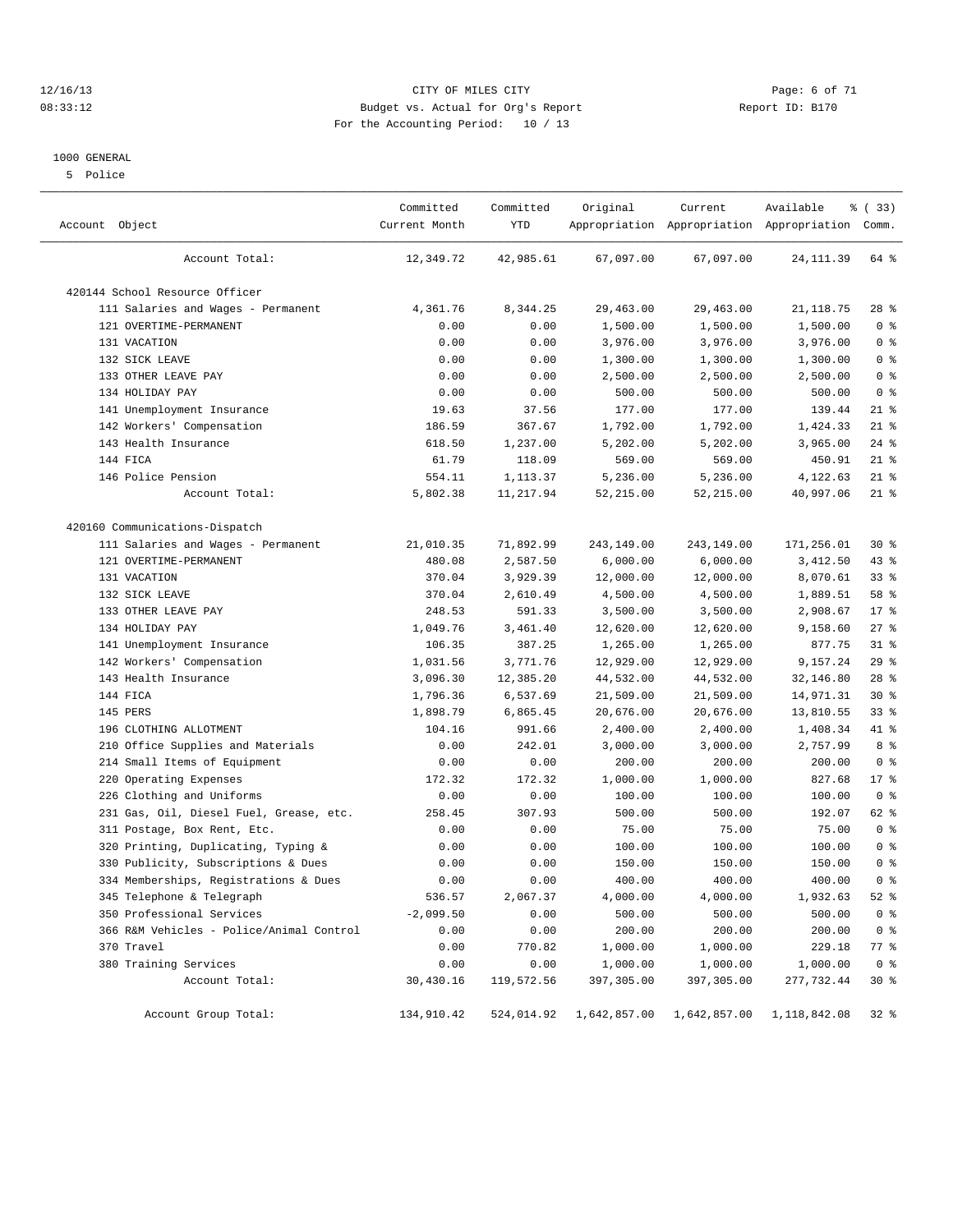CITY OF MILES CITY
Budget vs. Actual for Org's Report
For the Accounting Period: 10 / 13

12/16/13
08:33:12
Report ID: B170

1000 GENERAL

5 Police

| Account Object | Committed Current Month | Committed YTD | Original Appropriation | Current Appropriation | Available Appropriation | % ( 33) Comm. |
|---|---|---|---|---|---|---|
| Account Total: | 12,349.72 | 42,985.61 | 67,097.00 | 67,097.00 | 24,111.39 | 64 % |
| 420144 School Resource Officer | | | | | | |
| 111 Salaries and Wages - Permanent | 4,361.76 | 8,344.25 | 29,463.00 | 29,463.00 | 21,118.75 | 28 % |
| 121 OVERTIME-PERMANENT | 0.00 | 0.00 | 1,500.00 | 1,500.00 | 1,500.00 | 0 % |
| 131 VACATION | 0.00 | 0.00 | 3,976.00 | 3,976.00 | 3,976.00 | 0 % |
| 132 SICK LEAVE | 0.00 | 0.00 | 1,300.00 | 1,300.00 | 1,300.00 | 0 % |
| 133 OTHER LEAVE PAY | 0.00 | 0.00 | 2,500.00 | 2,500.00 | 2,500.00 | 0 % |
| 134 HOLIDAY PAY | 0.00 | 0.00 | 500.00 | 500.00 | 500.00 | 0 % |
| 141 Unemployment Insurance | 19.63 | 37.56 | 177.00 | 177.00 | 139.44 | 21 % |
| 142 Workers' Compensation | 186.59 | 367.67 | 1,792.00 | 1,792.00 | 1,424.33 | 21 % |
| 143 Health Insurance | 618.50 | 1,237.00 | 5,202.00 | 5,202.00 | 3,965.00 | 24 % |
| 144 FICA | 61.79 | 118.09 | 569.00 | 569.00 | 450.91 | 21 % |
| 146 Police Pension | 554.11 | 1,113.37 | 5,236.00 | 5,236.00 | 4,122.63 | 21 % |
| Account Total: | 5,802.38 | 11,217.94 | 52,215.00 | 52,215.00 | 40,997.06 | 21 % |
| 420160 Communications-Dispatch | | | | | | |
| 111 Salaries and Wages - Permanent | 21,010.35 | 71,892.99 | 243,149.00 | 243,149.00 | 171,256.01 | 30 % |
| 121 OVERTIME-PERMANENT | 480.08 | 2,587.50 | 6,000.00 | 6,000.00 | 3,412.50 | 43 % |
| 131 VACATION | 370.04 | 3,929.39 | 12,000.00 | 12,000.00 | 8,070.61 | 33 % |
| 132 SICK LEAVE | 370.04 | 2,610.49 | 4,500.00 | 4,500.00 | 1,889.51 | 58 % |
| 133 OTHER LEAVE PAY | 248.53 | 591.33 | 3,500.00 | 3,500.00 | 2,908.67 | 17 % |
| 134 HOLIDAY PAY | 1,049.76 | 3,461.40 | 12,620.00 | 12,620.00 | 9,158.60 | 27 % |
| 141 Unemployment Insurance | 106.35 | 387.25 | 1,265.00 | 1,265.00 | 877.75 | 31 % |
| 142 Workers' Compensation | 1,031.56 | 3,771.76 | 12,929.00 | 12,929.00 | 9,157.24 | 29 % |
| 143 Health Insurance | 3,096.30 | 12,385.20 | 44,532.00 | 44,532.00 | 32,146.80 | 28 % |
| 144 FICA | 1,796.36 | 6,537.69 | 21,509.00 | 21,509.00 | 14,971.31 | 30 % |
| 145 PERS | 1,898.79 | 6,865.45 | 20,676.00 | 20,676.00 | 13,810.55 | 33 % |
| 196 CLOTHING ALLOTMENT | 104.16 | 991.66 | 2,400.00 | 2,400.00 | 1,408.34 | 41 % |
| 210 Office Supplies and Materials | 0.00 | 242.01 | 3,000.00 | 3,000.00 | 2,757.99 | 8 % |
| 214 Small Items of Equipment | 0.00 | 0.00 | 200.00 | 200.00 | 200.00 | 0 % |
| 220 Operating Expenses | 172.32 | 172.32 | 1,000.00 | 1,000.00 | 827.68 | 17 % |
| 226 Clothing and Uniforms | 0.00 | 0.00 | 100.00 | 100.00 | 100.00 | 0 % |
| 231 Gas, Oil, Diesel Fuel, Grease, etc. | 258.45 | 307.93 | 500.00 | 500.00 | 192.07 | 62 % |
| 311 Postage, Box Rent, Etc. | 0.00 | 0.00 | 75.00 | 75.00 | 75.00 | 0 % |
| 320 Printing, Duplicating, Typing & | 0.00 | 0.00 | 100.00 | 100.00 | 100.00 | 0 % |
| 330 Publicity, Subscriptions & Dues | 0.00 | 0.00 | 150.00 | 150.00 | 150.00 | 0 % |
| 334 Memberships, Registrations & Dues | 0.00 | 0.00 | 400.00 | 400.00 | 400.00 | 0 % |
| 345 Telephone & Telegraph | 536.57 | 2,067.37 | 4,000.00 | 4,000.00 | 1,932.63 | 52 % |
| 350 Professional Services | -2,099.50 | 0.00 | 500.00 | 500.00 | 500.00 | 0 % |
| 366 R&M Vehicles - Police/Animal Control | 0.00 | 0.00 | 200.00 | 200.00 | 200.00 | 0 % |
| 370 Travel | 0.00 | 770.82 | 1,000.00 | 1,000.00 | 229.18 | 77 % |
| 380 Training Services | 0.00 | 0.00 | 1,000.00 | 1,000.00 | 1,000.00 | 0 % |
| Account Total: | 30,430.16 | 119,572.56 | 397,305.00 | 397,305.00 | 277,732.44 | 30 % |
| Account Group Total: | 134,910.42 | 524,014.92 | 1,642,857.00 | 1,642,857.00 | 1,118,842.08 | 32 % |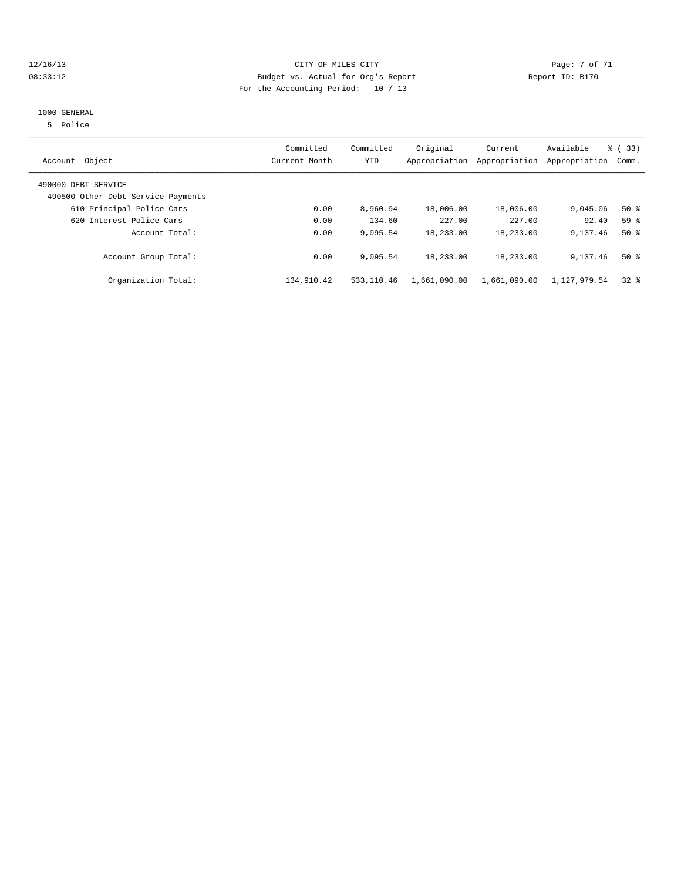CITY OF MILES CITY
Budget vs. Actual for Org's Report
For the Accounting Period: 10 / 13

12/16/13
08:33:12

Report ID: B170

1000 GENERAL
5 Police

| Account Object | Committed Current Month | Committed YTD | Original Appropriation | Current Appropriation | Available Appropriation | % ( 33) Comm. |
|---|---|---|---|---|---|---|
| 490000 DEBT SERVICE | | | | | | |
| 490500 Other Debt Service Payments | | | | | | |
| 610 Principal-Police Cars | 0.00 | 8,960.94 | 18,006.00 | 18,006.00 | 9,045.06 | 50 % |
| 620 Interest-Police Cars | 0.00 | 134.60 | 227.00 | 227.00 | 92.40 | 59 % |
| Account Total: | 0.00 | 9,095.54 | 18,233.00 | 18,233.00 | 9,137.46 | 50 % |
| Account Group Total: | 0.00 | 9,095.54 | 18,233.00 | 18,233.00 | 9,137.46 | 50 % |
| Organization Total: | 134,910.42 | 533,110.46 | 1,661,090.00 | 1,661,090.00 | 1,127,979.54 | 32 % |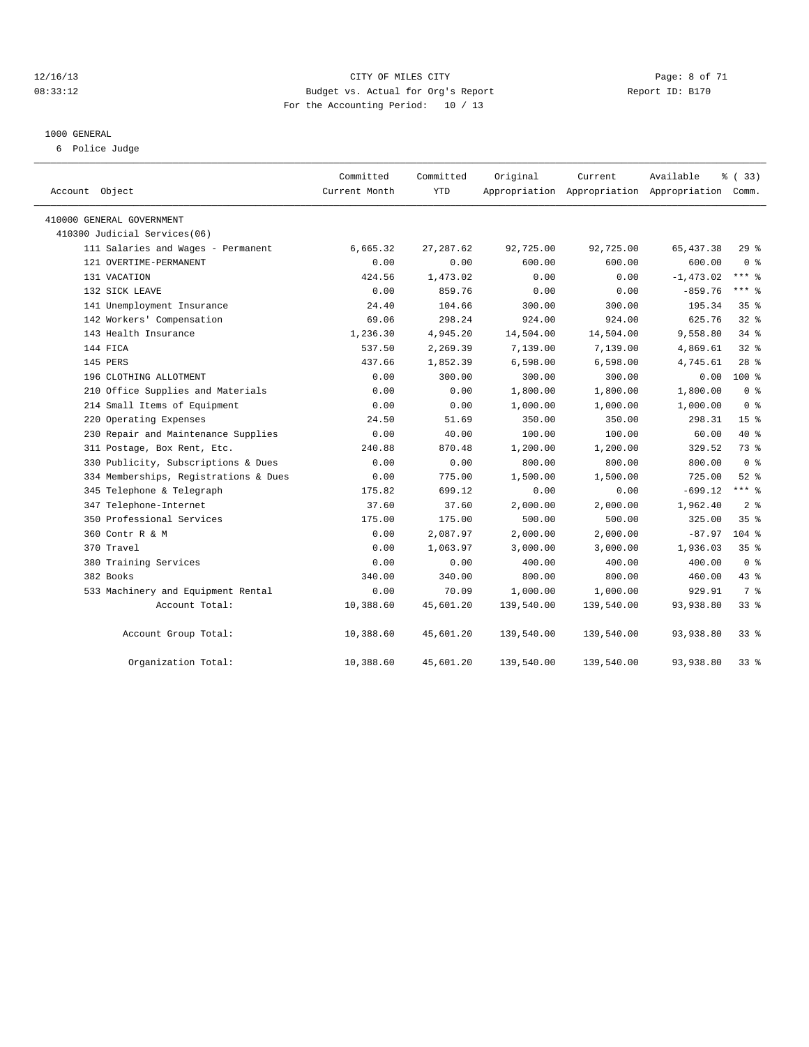CITY OF MILES CITY
Budget vs. Actual for Org's Report
For the Accounting Period: 10 / 13

12/16/13
08:33:12

Report ID: B170

## 1000 GENERAL

6 Police Judge

| Account Object | Committed Current Month | Committed YTD | Original Appropriation | Current Appropriation | Available Appropriation | % ( 33) Comm. |
|---|---|---|---|---|---|---|
| 410000 GENERAL GOVERNMENT | | | | | | |
| 410300 Judicial Services(06) | | | | | | |
| 111 Salaries and Wages - Permanent | 6,665.32 | 27,287.62 | 92,725.00 | 92,725.00 | 65,437.38 | 29 % |
| 121 OVERTIME-PERMANENT | 0.00 | 0.00 | 600.00 | 600.00 | 600.00 | 0 % |
| 131 VACATION | 424.56 | 1,473.02 | 0.00 | 0.00 | -1,473.02 | *** % |
| 132 SICK LEAVE | 0.00 | 859.76 | 0.00 | 0.00 | -859.76 | *** % |
| 141 Unemployment Insurance | 24.40 | 104.66 | 300.00 | 300.00 | 195.34 | 35 % |
| 142 Workers' Compensation | 69.06 | 298.24 | 924.00 | 924.00 | 625.76 | 32 % |
| 143 Health Insurance | 1,236.30 | 4,945.20 | 14,504.00 | 14,504.00 | 9,558.80 | 34 % |
| 144 FICA | 537.50 | 2,269.39 | 7,139.00 | 7,139.00 | 4,869.61 | 32 % |
| 145 PERS | 437.66 | 1,852.39 | 6,598.00 | 6,598.00 | 4,745.61 | 28 % |
| 196 CLOTHING ALLOTMENT | 0.00 | 300.00 | 300.00 | 300.00 | 0.00 | 100 % |
| 210 Office Supplies and Materials | 0.00 | 0.00 | 1,800.00 | 1,800.00 | 1,800.00 | 0 % |
| 214 Small Items of Equipment | 0.00 | 0.00 | 1,000.00 | 1,000.00 | 1,000.00 | 0 % |
| 220 Operating Expenses | 24.50 | 51.69 | 350.00 | 350.00 | 298.31 | 15 % |
| 230 Repair and Maintenance Supplies | 0.00 | 40.00 | 100.00 | 100.00 | 60.00 | 40 % |
| 311 Postage, Box Rent, Etc. | 240.88 | 870.48 | 1,200.00 | 1,200.00 | 329.52 | 73 % |
| 330 Publicity, Subscriptions & Dues | 0.00 | 0.00 | 800.00 | 800.00 | 800.00 | 0 % |
| 334 Memberships, Registrations & Dues | 0.00 | 775.00 | 1,500.00 | 1,500.00 | 725.00 | 52 % |
| 345 Telephone & Telegraph | 175.82 | 699.12 | 0.00 | 0.00 | -699.12 | *** % |
| 347 Telephone-Internet | 37.60 | 37.60 | 2,000.00 | 2,000.00 | 1,962.40 | 2 % |
| 350 Professional Services | 175.00 | 175.00 | 500.00 | 500.00 | 325.00 | 35 % |
| 360 Contr R & M | 0.00 | 2,087.97 | 2,000.00 | 2,000.00 | -87.97 | 104 % |
| 370 Travel | 0.00 | 1,063.97 | 3,000.00 | 3,000.00 | 1,936.03 | 35 % |
| 380 Training Services | 0.00 | 0.00 | 400.00 | 400.00 | 400.00 | 0 % |
| 382 Books | 340.00 | 340.00 | 800.00 | 800.00 | 460.00 | 43 % |
| 533 Machinery and Equipment Rental | 0.00 | 70.09 | 1,000.00 | 1,000.00 | 929.91 | 7 % |
| Account Total: | 10,388.60 | 45,601.20 | 139,540.00 | 139,540.00 | 93,938.80 | 33 % |
| Account Group Total: | 10,388.60 | 45,601.20 | 139,540.00 | 139,540.00 | 93,938.80 | 33 % |
| Organization Total: | 10,388.60 | 45,601.20 | 139,540.00 | 139,540.00 | 93,938.80 | 33 % |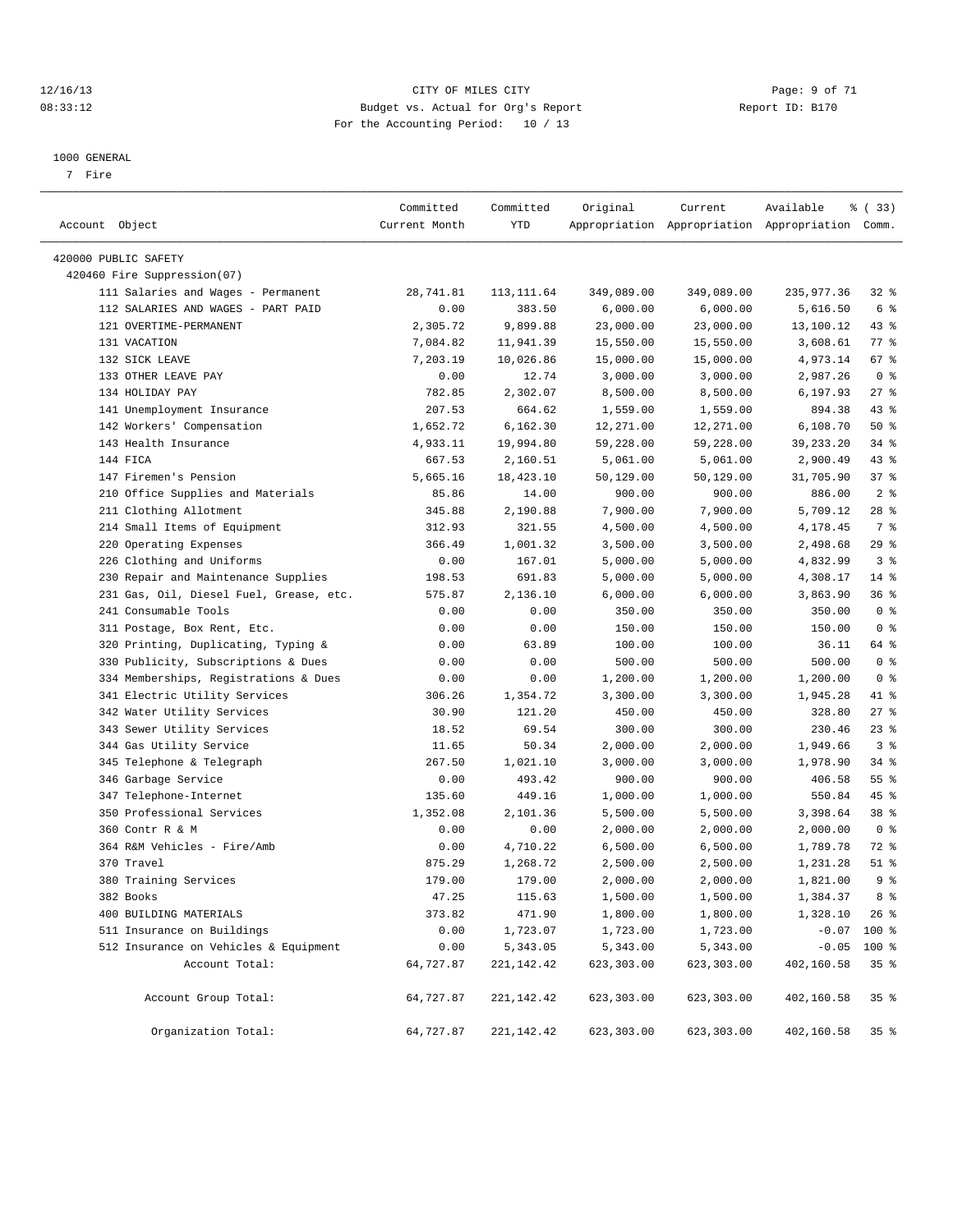CITY OF MILES CITY
Budget vs. Actual for Org's Report
For the Accounting Period: 10 / 13

12/16/13
08:33:12

Report ID: B170

1000 GENERAL
7 Fire

| Account Object | Committed Current Month | Committed YTD | Original Appropriation | Current Appropriation | Available Appropriation | % ( 33) Comm. |
|---|---|---|---|---|---|---|
| 420000 PUBLIC SAFETY | | | | | | |
| 420460 Fire Suppression(07) | | | | | | |
| 111 Salaries and Wages - Permanent | 28,741.81 | 113,111.64 | 349,089.00 | 349,089.00 | 235,977.36 | 32 % |
| 112 SALARIES AND WAGES - PART PAID | 0.00 | 383.50 | 6,000.00 | 6,000.00 | 5,616.50 | 6 % |
| 121 OVERTIME-PERMANENT | 2,305.72 | 9,899.88 | 23,000.00 | 23,000.00 | 13,100.12 | 43 % |
| 131 VACATION | 7,084.82 | 11,941.39 | 15,550.00 | 15,550.00 | 3,608.61 | 77 % |
| 132 SICK LEAVE | 7,203.19 | 10,026.86 | 15,000.00 | 15,000.00 | 4,973.14 | 67 % |
| 133 OTHER LEAVE PAY | 0.00 | 12.74 | 3,000.00 | 3,000.00 | 2,987.26 | 0 % |
| 134 HOLIDAY PAY | 782.85 | 2,302.07 | 8,500.00 | 8,500.00 | 6,197.93 | 27 % |
| 141 Unemployment Insurance | 207.53 | 664.62 | 1,559.00 | 1,559.00 | 894.38 | 43 % |
| 142 Workers' Compensation | 1,652.72 | 6,162.30 | 12,271.00 | 12,271.00 | 6,108.70 | 50 % |
| 143 Health Insurance | 4,933.11 | 19,994.80 | 59,228.00 | 59,228.00 | 39,233.20 | 34 % |
| 144 FICA | 667.53 | 2,160.51 | 5,061.00 | 5,061.00 | 2,900.49 | 43 % |
| 147 Firemen's Pension | 5,665.16 | 18,423.10 | 50,129.00 | 50,129.00 | 31,705.90 | 37 % |
| 210 Office Supplies and Materials | 85.86 | 14.00 | 900.00 | 900.00 | 886.00 | 2 % |
| 211 Clothing Allotment | 345.88 | 2,190.88 | 7,900.00 | 7,900.00 | 5,709.12 | 28 % |
| 214 Small Items of Equipment | 312.93 | 321.55 | 4,500.00 | 4,500.00 | 4,178.45 | 7 % |
| 220 Operating Expenses | 366.49 | 1,001.32 | 3,500.00 | 3,500.00 | 2,498.68 | 29 % |
| 226 Clothing and Uniforms | 0.00 | 167.01 | 5,000.00 | 5,000.00 | 4,832.99 | 3 % |
| 230 Repair and Maintenance Supplies | 198.53 | 691.83 | 5,000.00 | 5,000.00 | 4,308.17 | 14 % |
| 231 Gas, Oil, Diesel Fuel, Grease, etc. | 575.87 | 2,136.10 | 6,000.00 | 6,000.00 | 3,863.90 | 36 % |
| 241 Consumable Tools | 0.00 | 0.00 | 350.00 | 350.00 | 350.00 | 0 % |
| 311 Postage, Box Rent, Etc. | 0.00 | 0.00 | 150.00 | 150.00 | 150.00 | 0 % |
| 320 Printing, Duplicating, Typing & | 0.00 | 63.89 | 100.00 | 100.00 | 36.11 | 64 % |
| 330 Publicity, Subscriptions & Dues | 0.00 | 0.00 | 500.00 | 500.00 | 500.00 | 0 % |
| 334 Memberships, Registrations & Dues | 0.00 | 0.00 | 1,200.00 | 1,200.00 | 1,200.00 | 0 % |
| 341 Electric Utility Services | 306.26 | 1,354.72 | 3,300.00 | 3,300.00 | 1,945.28 | 41 % |
| 342 Water Utility Services | 30.90 | 121.20 | 450.00 | 450.00 | 328.80 | 27 % |
| 343 Sewer Utility Services | 18.52 | 69.54 | 300.00 | 300.00 | 230.46 | 23 % |
| 344 Gas Utility Service | 11.65 | 50.34 | 2,000.00 | 2,000.00 | 1,949.66 | 3 % |
| 345 Telephone & Telegraph | 267.50 | 1,021.10 | 3,000.00 | 3,000.00 | 1,978.90 | 34 % |
| 346 Garbage Service | 0.00 | 493.42 | 900.00 | 900.00 | 406.58 | 55 % |
| 347 Telephone-Internet | 135.60 | 449.16 | 1,000.00 | 1,000.00 | 550.84 | 45 % |
| 350 Professional Services | 1,352.08 | 2,101.36 | 5,500.00 | 5,500.00 | 3,398.64 | 38 % |
| 360 Contr R & M | 0.00 | 0.00 | 2,000.00 | 2,000.00 | 2,000.00 | 0 % |
| 364 R&M Vehicles - Fire/Amb | 0.00 | 4,710.22 | 6,500.00 | 6,500.00 | 1,789.78 | 72 % |
| 370 Travel | 875.29 | 1,268.72 | 2,500.00 | 2,500.00 | 1,231.28 | 51 % |
| 380 Training Services | 179.00 | 179.00 | 2,000.00 | 2,000.00 | 1,821.00 | 9 % |
| 382 Books | 47.25 | 115.63 | 1,500.00 | 1,500.00 | 1,384.37 | 8 % |
| 400 BUILDING MATERIALS | 373.82 | 471.90 | 1,800.00 | 1,800.00 | 1,328.10 | 26 % |
| 511 Insurance on Buildings | 0.00 | 1,723.07 | 1,723.00 | 1,723.00 | -0.07 | 100 % |
| 512 Insurance on Vehicles & Equipment | 0.00 | 5,343.05 | 5,343.00 | 5,343.00 | -0.05 | 100 % |
| Account Total: | 64,727.87 | 221,142.42 | 623,303.00 | 623,303.00 | 402,160.58 | 35 % |
| Account Group Total: | 64,727.87 | 221,142.42 | 623,303.00 | 623,303.00 | 402,160.58 | 35 % |
| Organization Total: | 64,727.87 | 221,142.42 | 623,303.00 | 623,303.00 | 402,160.58 | 35 % |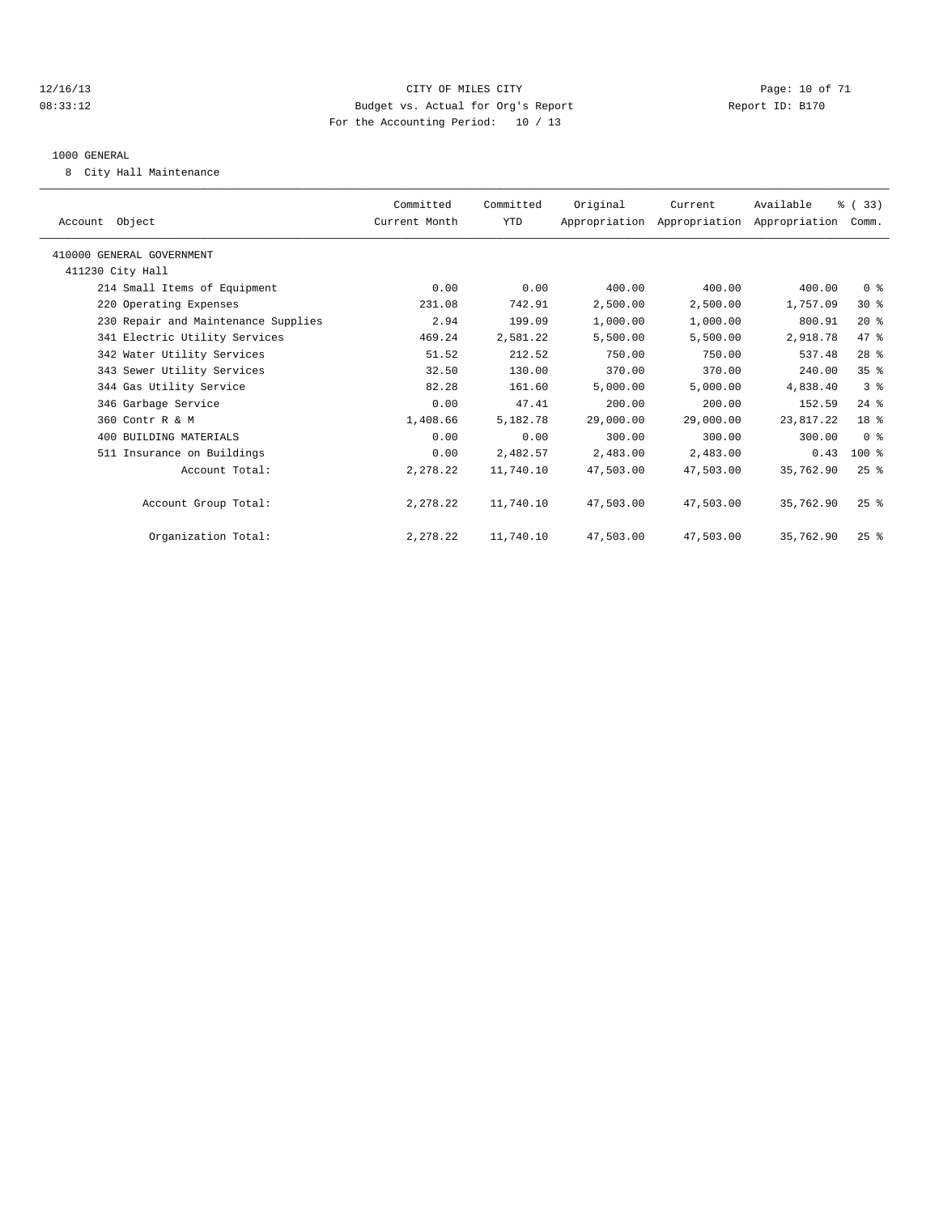CITY OF MILES CITY
Budget vs. Actual for Org's Report
For the Accounting Period: 10 / 13

12/16/13
08:33:12

Report ID: B170

1000 GENERAL

8 City Hall Maintenance

| Account Object | Committed Current Month | Committed YTD | Original Appropriation | Current Appropriation | Available Appropriation | % ( 33) Comm. |
|---|---|---|---|---|---|---|
| 410000 GENERAL GOVERNMENT | | | | | | |
| 411230 City Hall | | | | | | |
| 214 Small Items of Equipment | 0.00 | 0.00 | 400.00 | 400.00 | 400.00 | 0 % |
| 220 Operating Expenses | 231.08 | 742.91 | 2,500.00 | 2,500.00 | 1,757.09 | 30 % |
| 230 Repair and Maintenance Supplies | 2.94 | 199.09 | 1,000.00 | 1,000.00 | 800.91 | 20 % |
| 341 Electric Utility Services | 469.24 | 2,581.22 | 5,500.00 | 5,500.00 | 2,918.78 | 47 % |
| 342 Water Utility Services | 51.52 | 212.52 | 750.00 | 750.00 | 537.48 | 28 % |
| 343 Sewer Utility Services | 32.50 | 130.00 | 370.00 | 370.00 | 240.00 | 35 % |
| 344 Gas Utility Service | 82.28 | 161.60 | 5,000.00 | 5,000.00 | 4,838.40 | 3 % |
| 346 Garbage Service | 0.00 | 47.41 | 200.00 | 200.00 | 152.59 | 24 % |
| 360 Contr R & M | 1,408.66 | 5,182.78 | 29,000.00 | 29,000.00 | 23,817.22 | 18 % |
| 400 BUILDING MATERIALS | 0.00 | 0.00 | 300.00 | 300.00 | 300.00 | 0 % |
| 511 Insurance on Buildings | 0.00 | 2,482.57 | 2,483.00 | 2,483.00 | 0.43 | 100 % |
| Account Total: | 2,278.22 | 11,740.10 | 47,503.00 | 47,503.00 | 35,762.90 | 25 % |
| Account Group Total: | 2,278.22 | 11,740.10 | 47,503.00 | 47,503.00 | 35,762.90 | 25 % |
| Organization Total: | 2,278.22 | 11,740.10 | 47,503.00 | 47,503.00 | 35,762.90 | 25 % |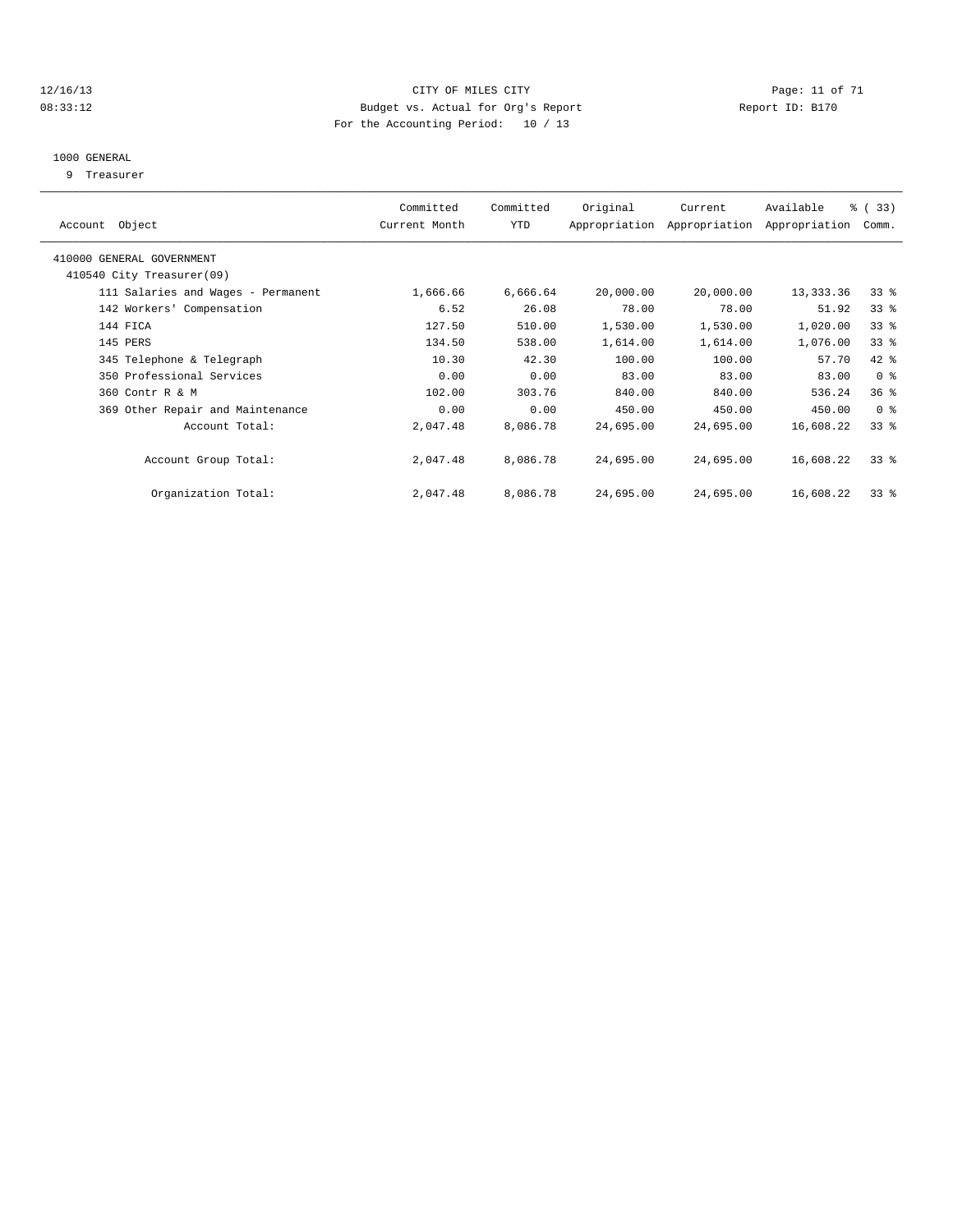CITY OF MILES CITY
Budget vs. Actual for Org's Report
For the Accounting Period: 10 / 13

12/16/13
08:33:12

Report ID: B170

1000 GENERAL
9 Treasurer

| Account Object | Committed Current Month | Committed YTD | Original Appropriation | Current Appropriation | Available Appropriation | % ( 33) Comm. |
|---|---|---|---|---|---|---|
| 410000 GENERAL GOVERNMENT | | | | | | |
| 410540 City Treasurer(09) | | | | | | |
| 111 Salaries and Wages - Permanent | 1,666.66 | 6,666.64 | 20,000.00 | 20,000.00 | 13,333.36 | 33 % |
| 142 Workers' Compensation | 6.52 | 26.08 | 78.00 | 78.00 | 51.92 | 33 % |
| 144 FICA | 127.50 | 510.00 | 1,530.00 | 1,530.00 | 1,020.00 | 33 % |
| 145 PERS | 134.50 | 538.00 | 1,614.00 | 1,614.00 | 1,076.00 | 33 % |
| 345 Telephone & Telegraph | 10.30 | 42.30 | 100.00 | 100.00 | 57.70 | 42 % |
| 350 Professional Services | 0.00 | 0.00 | 83.00 | 83.00 | 83.00 | 0 % |
| 360 Contr R & M | 102.00 | 303.76 | 840.00 | 840.00 | 536.24 | 36 % |
| 369 Other Repair and Maintenance | 0.00 | 0.00 | 450.00 | 450.00 | 450.00 | 0 % |
| Account Total: | 2,047.48 | 8,086.78 | 24,695.00 | 24,695.00 | 16,608.22 | 33 % |
| Account Group Total: | 2,047.48 | 8,086.78 | 24,695.00 | 24,695.00 | 16,608.22 | 33 % |
| Organization Total: | 2,047.48 | 8,086.78 | 24,695.00 | 24,695.00 | 16,608.22 | 33 % |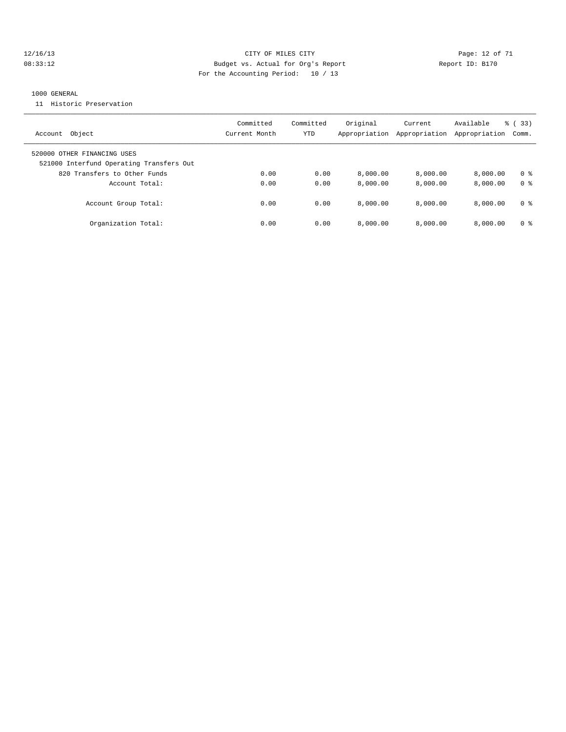CITY OF MILES CITY
Budget vs. Actual for Org's Report
For the Accounting Period: 10 / 13

12/16/13
08:33:12

Report ID: B170

1000 GENERAL

11 Historic Preservation

| Account Object | Committed Current Month | Committed YTD | Original Appropriation | Current Appropriation | Available Appropriation | % ( 33) Comm. |
|---|---|---|---|---|---|---|
| 520000 OTHER FINANCING USES | | | | | | |
| 521000 Interfund Operating Transfers Out | | | | | | |
| 820 Transfers to Other Funds | 0.00 | 0.00 | 8,000.00 | 8,000.00 | 8,000.00 | 0 % |
| Account Total: | 0.00 | 0.00 | 8,000.00 | 8,000.00 | 8,000.00 | 0 % |
| Account Group Total: | 0.00 | 0.00 | 8,000.00 | 8,000.00 | 8,000.00 | 0 % |
| Organization Total: | 0.00 | 0.00 | 8,000.00 | 8,000.00 | 8,000.00 | 0 % |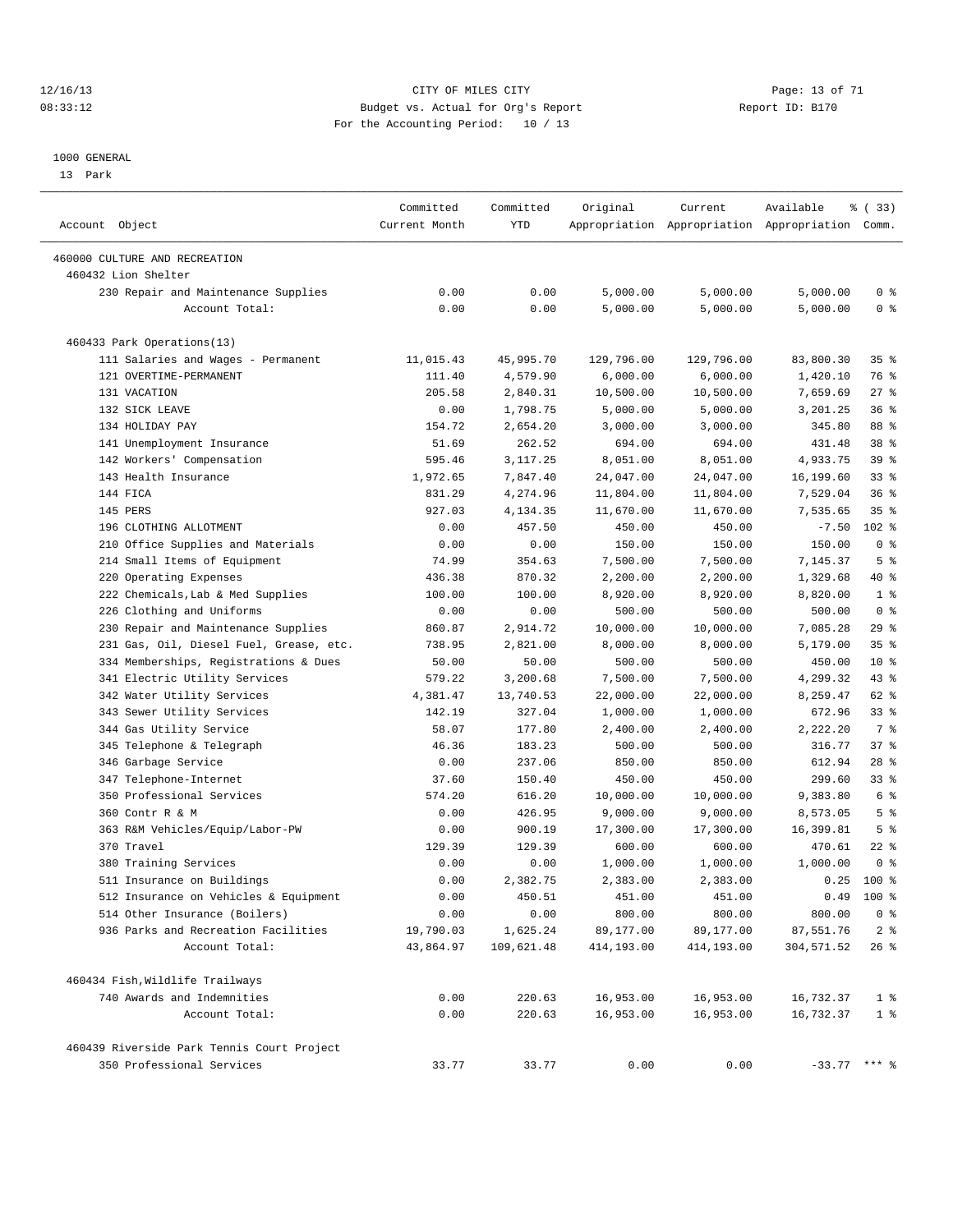CITY OF MILES CITY
Budget vs. Actual for Org's Report
For the Accounting Period: 10 / 13

12/16/13
08:33:12

Report ID: B170

1000 GENERAL
13 Park

| Account Object | Committed Current Month | Committed YTD | Original Appropriation | Current Appropriation | Available Appropriation | % ( 33) Comm. |
|---|---|---|---|---|---|---|
| 460000 CULTURE AND RECREATION | | | | | | |
| 460432 Lion Shelter | | | | | | |
| 230 Repair and Maintenance Supplies | 0.00 | 0.00 | 5,000.00 | 5,000.00 | 5,000.00 | 0 % |
| Account Total: | 0.00 | 0.00 | 5,000.00 | 5,000.00 | 5,000.00 | 0 % |
| 460433 Park Operations(13) | | | | | | |
| 111 Salaries and Wages - Permanent | 11,015.43 | 45,995.70 | 129,796.00 | 129,796.00 | 83,800.30 | 35 % |
| 121 OVERTIME-PERMANENT | 111.40 | 4,579.90 | 6,000.00 | 6,000.00 | 1,420.10 | 76 % |
| 131 VACATION | 205.58 | 2,840.31 | 10,500.00 | 10,500.00 | 7,659.69 | 27 % |
| 132 SICK LEAVE | 0.00 | 1,798.75 | 5,000.00 | 5,000.00 | 3,201.25 | 36 % |
| 134 HOLIDAY PAY | 154.72 | 2,654.20 | 3,000.00 | 3,000.00 | 345.80 | 88 % |
| 141 Unemployment Insurance | 51.69 | 262.52 | 694.00 | 694.00 | 431.48 | 38 % |
| 142 Workers' Compensation | 595.46 | 3,117.25 | 8,051.00 | 8,051.00 | 4,933.75 | 39 % |
| 143 Health Insurance | 1,972.65 | 7,847.40 | 24,047.00 | 24,047.00 | 16,199.60 | 33 % |
| 144 FICA | 831.29 | 4,274.96 | 11,804.00 | 11,804.00 | 7,529.04 | 36 % |
| 145 PERS | 927.03 | 4,134.35 | 11,670.00 | 11,670.00 | 7,535.65 | 35 % |
| 196 CLOTHING ALLOTMENT | 0.00 | 457.50 | 450.00 | 450.00 | -7.50 | 102 % |
| 210 Office Supplies and Materials | 0.00 | 0.00 | 150.00 | 150.00 | 150.00 | 0 % |
| 214 Small Items of Equipment | 74.99 | 354.63 | 7,500.00 | 7,500.00 | 7,145.37 | 5 % |
| 220 Operating Expenses | 436.38 | 870.32 | 2,200.00 | 2,200.00 | 1,329.68 | 40 % |
| 222 Chemicals,Lab & Med Supplies | 100.00 | 100.00 | 8,920.00 | 8,920.00 | 8,820.00 | 1 % |
| 226 Clothing and Uniforms | 0.00 | 0.00 | 500.00 | 500.00 | 500.00 | 0 % |
| 230 Repair and Maintenance Supplies | 860.87 | 2,914.72 | 10,000.00 | 10,000.00 | 7,085.28 | 29 % |
| 231 Gas, Oil, Diesel Fuel, Grease, etc. | 738.95 | 2,821.00 | 8,000.00 | 8,000.00 | 5,179.00 | 35 % |
| 334 Memberships, Registrations & Dues | 50.00 | 50.00 | 500.00 | 500.00 | 450.00 | 10 % |
| 341 Electric Utility Services | 579.22 | 3,200.68 | 7,500.00 | 7,500.00 | 4,299.32 | 43 % |
| 342 Water Utility Services | 4,381.47 | 13,740.53 | 22,000.00 | 22,000.00 | 8,259.47 | 62 % |
| 343 Sewer Utility Services | 142.19 | 327.04 | 1,000.00 | 1,000.00 | 672.96 | 33 % |
| 344 Gas Utility Service | 58.07 | 177.80 | 2,400.00 | 2,400.00 | 2,222.20 | 7 % |
| 345 Telephone & Telegraph | 46.36 | 183.23 | 500.00 | 500.00 | 316.77 | 37 % |
| 346 Garbage Service | 0.00 | 237.06 | 850.00 | 850.00 | 612.94 | 28 % |
| 347 Telephone-Internet | 37.60 | 150.40 | 450.00 | 450.00 | 299.60 | 33 % |
| 350 Professional Services | 574.20 | 616.20 | 10,000.00 | 10,000.00 | 9,383.80 | 6 % |
| 360 Contr R & M | 0.00 | 426.95 | 9,000.00 | 9,000.00 | 8,573.05 | 5 % |
| 363 R&M Vehicles/Equip/Labor-PW | 0.00 | 900.19 | 17,300.00 | 17,300.00 | 16,399.81 | 5 % |
| 370 Travel | 129.39 | 129.39 | 600.00 | 600.00 | 470.61 | 22 % |
| 380 Training Services | 0.00 | 0.00 | 1,000.00 | 1,000.00 | 1,000.00 | 0 % |
| 511 Insurance on Buildings | 0.00 | 2,382.75 | 2,383.00 | 2,383.00 | 0.25 | 100 % |
| 512 Insurance on Vehicles & Equipment | 0.00 | 450.51 | 451.00 | 451.00 | 0.49 | 100 % |
| 514 Other Insurance (Boilers) | 0.00 | 0.00 | 800.00 | 800.00 | 800.00 | 0 % |
| 936 Parks and Recreation Facilities | 19,790.03 | 1,625.24 | 89,177.00 | 89,177.00 | 87,551.76 | 2 % |
| Account Total: | 43,864.97 | 109,621.48 | 414,193.00 | 414,193.00 | 304,571.52 | 26 % |
| 460434 Fish,Wildlife Trailways | | | | | | |
| 740 Awards and Indemnities | 0.00 | 220.63 | 16,953.00 | 16,953.00 | 16,732.37 | 1 % |
| Account Total: | 0.00 | 220.63 | 16,953.00 | 16,953.00 | 16,732.37 | 1 % |
| 460439 Riverside Park Tennis Court Project | | | | | | |
| 350 Professional Services | 33.77 | 33.77 | 0.00 | 0.00 | -33.77 | *** % |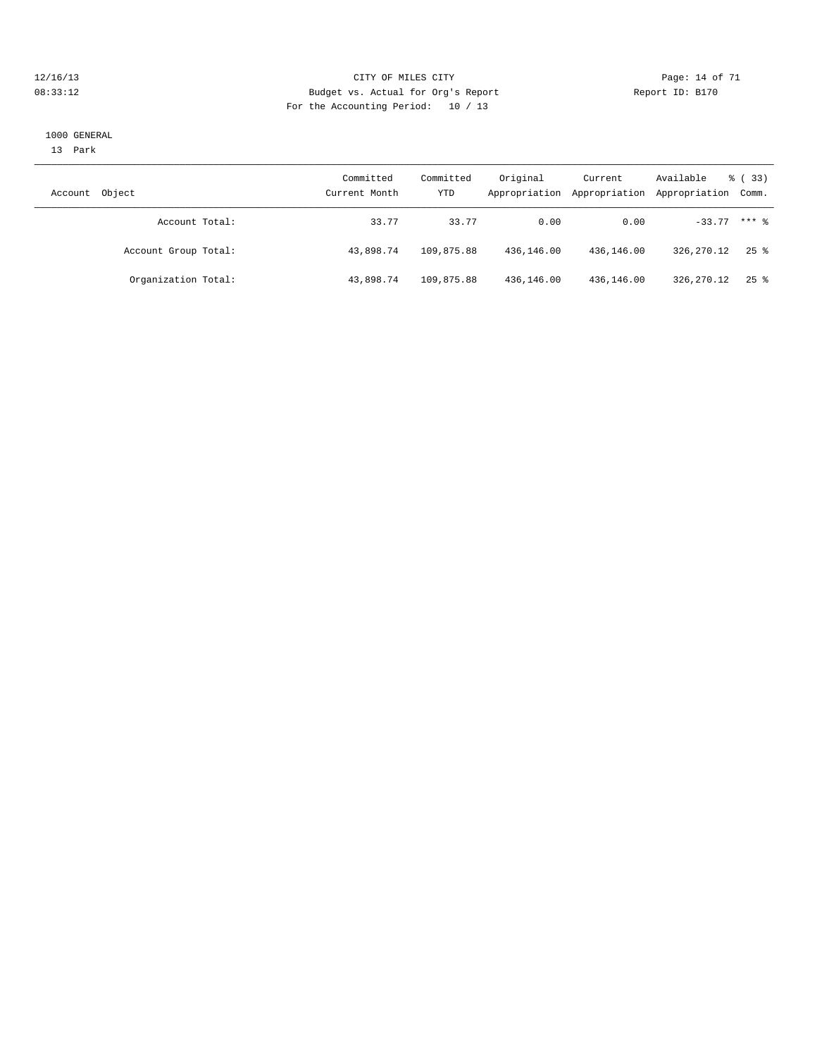CITY OF MILES CITY
Budget vs. Actual for Org's Report
For the Accounting Period: 10 / 13

12/16/13
08:33:12

Report ID: B170

1000 GENERAL
13 Park

| Account Object | Committed Current Month | Committed YTD | Original Appropriation | Current Appropriation | Available Appropriation | % ( 33) Comm. |
|---|---|---|---|---|---|---|
| Account Total: | 33.77 | 33.77 | 0.00 | 0.00 | -33.77 | *** % |
| Account Group Total: | 43,898.74 | 109,875.88 | 436,146.00 | 436,146.00 | 326,270.12 | 25 % |
| Organization Total: | 43,898.74 | 109,875.88 | 436,146.00 | 436,146.00 | 326,270.12 | 25 % |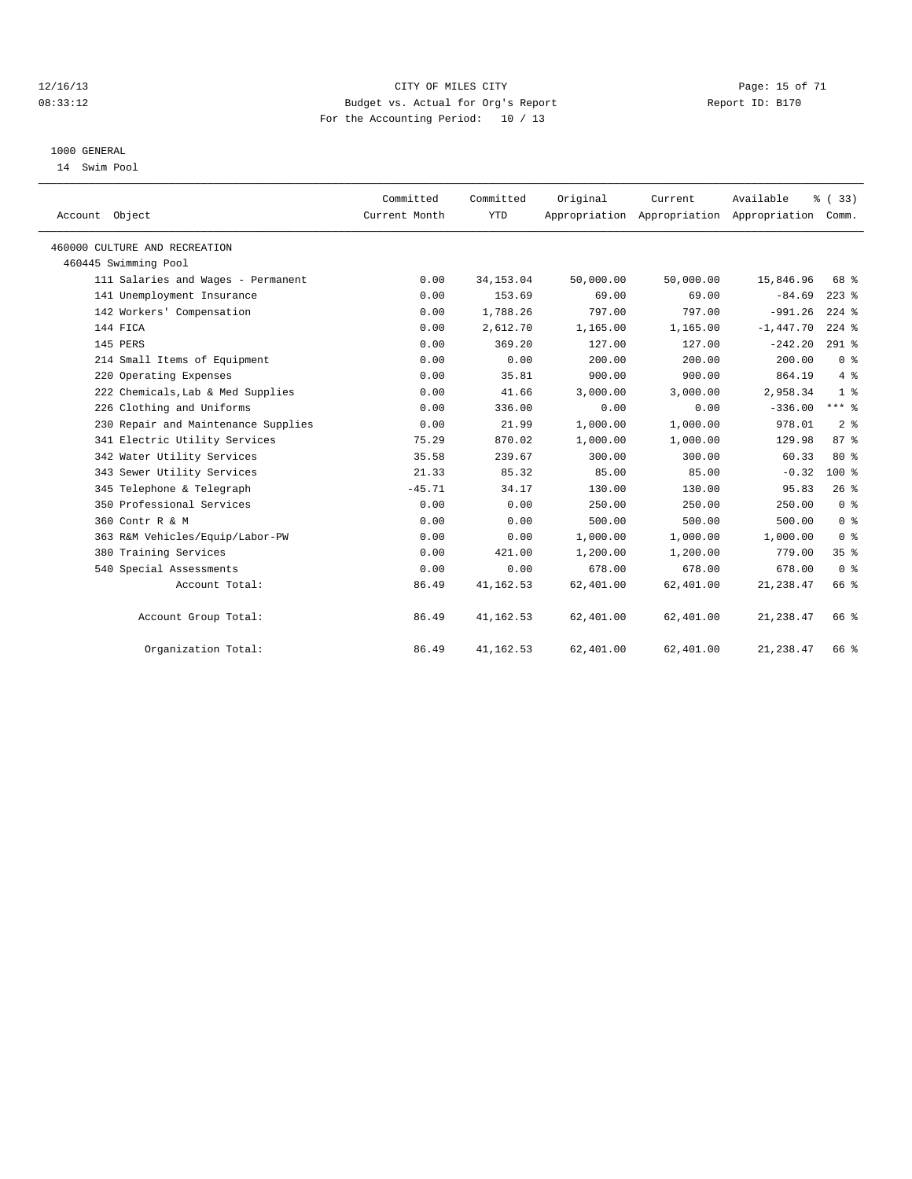CITY OF MILES CITY
Budget vs. Actual for Org's Report
For the Accounting Period: 10 / 13

12/16/13
08:33:12

Report ID: B170

1000 GENERAL
14 Swim Pool

| Account Object | Committed Current Month | Committed YTD | Original Appropriation | Current Appropriation | Available Appropriation | % ( 33) Comm. |
|---|---|---|---|---|---|---|
| 460000 CULTURE AND RECREATION | | | | | | |
| 460445 Swimming Pool | | | | | | |
| 111 Salaries and Wages - Permanent | 0.00 | 34,153.04 | 50,000.00 | 50,000.00 | 15,846.96 | 68 % |
| 141 Unemployment Insurance | 0.00 | 153.69 | 69.00 | 69.00 | -84.69 | 223 % |
| 142 Workers' Compensation | 0.00 | 1,788.26 | 797.00 | 797.00 | -991.26 | 224 % |
| 144 FICA | 0.00 | 2,612.70 | 1,165.00 | 1,165.00 | -1,447.70 | 224 % |
| 145 PERS | 0.00 | 369.20 | 127.00 | 127.00 | -242.20 | 291 % |
| 214 Small Items of Equipment | 0.00 | 0.00 | 200.00 | 200.00 | 200.00 | 0 % |
| 220 Operating Expenses | 0.00 | 35.81 | 900.00 | 900.00 | 864.19 | 4 % |
| 222 Chemicals,Lab & Med Supplies | 0.00 | 41.66 | 3,000.00 | 3,000.00 | 2,958.34 | 1 % |
| 226 Clothing and Uniforms | 0.00 | 336.00 | 0.00 | 0.00 | -336.00 | *** % |
| 230 Repair and Maintenance Supplies | 0.00 | 21.99 | 1,000.00 | 1,000.00 | 978.01 | 2 % |
| 341 Electric Utility Services | 75.29 | 870.02 | 1,000.00 | 1,000.00 | 129.98 | 87 % |
| 342 Water Utility Services | 35.58 | 239.67 | 300.00 | 300.00 | 60.33 | 80 % |
| 343 Sewer Utility Services | 21.33 | 85.32 | 85.00 | 85.00 | -0.32 | 100 % |
| 345 Telephone & Telegraph | -45.71 | 34.17 | 130.00 | 130.00 | 95.83 | 26 % |
| 350 Professional Services | 0.00 | 0.00 | 250.00 | 250.00 | 250.00 | 0 % |
| 360 Contr R & M | 0.00 | 0.00 | 500.00 | 500.00 | 500.00 | 0 % |
| 363 R&M Vehicles/Equip/Labor-PW | 0.00 | 0.00 | 1,000.00 | 1,000.00 | 1,000.00 | 0 % |
| 380 Training Services | 0.00 | 421.00 | 1,200.00 | 1,200.00 | 779.00 | 35 % |
| 540 Special Assessments | 0.00 | 0.00 | 678.00 | 678.00 | 678.00 | 0 % |
| Account Total: | 86.49 | 41,162.53 | 62,401.00 | 62,401.00 | 21,238.47 | 66 % |
| Account Group Total: | 86.49 | 41,162.53 | 62,401.00 | 62,401.00 | 21,238.47 | 66 % |
| Organization Total: | 86.49 | 41,162.53 | 62,401.00 | 62,401.00 | 21,238.47 | 66 % |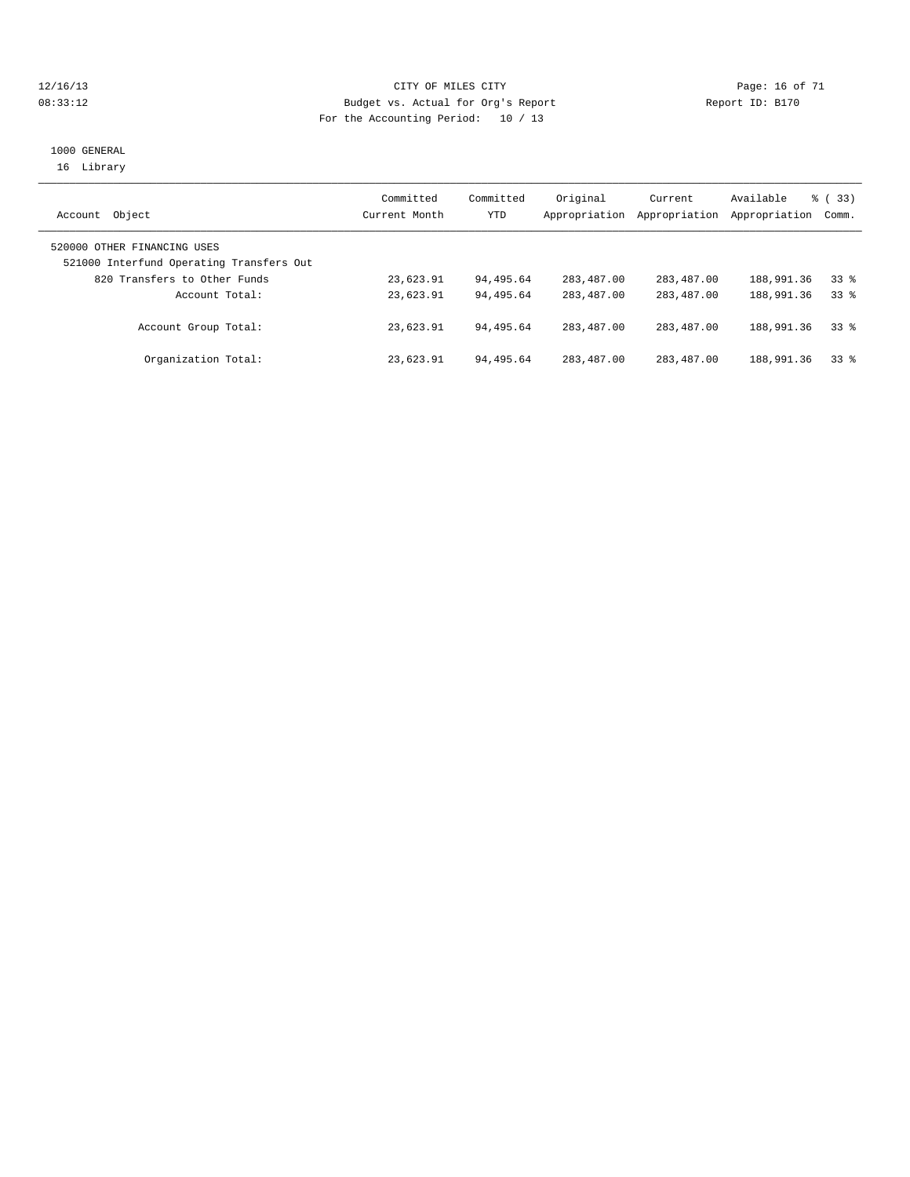# CITY OF MILES CITY

## Budget vs. Actual for Org's Report

For the Accounting Period: 10 / 13

12/16/13
08:33:12

Report ID: B170

1000 GENERAL
16 Library

| Account Object | Committed Current Month | Committed YTD | Original Appropriation | Current Appropriation | Available Appropriation | % ( 33) Comm. |
|---|---|---|---|---|---|---|
| 520000 OTHER FINANCING USES | | | | | | |
| 521000 Interfund Operating Transfers Out | | | | | | |
| 820 Transfers to Other Funds | 23,623.91 | 94,495.64 | 283,487.00 | 283,487.00 | 188,991.36 | 33 % |
| Account Total: | 23,623.91 | 94,495.64 | 283,487.00 | 283,487.00 | 188,991.36 | 33 % |
| Account Group Total: | 23,623.91 | 94,495.64 | 283,487.00 | 283,487.00 | 188,991.36 | 33 % |
| Organization Total: | 23,623.91 | 94,495.64 | 283,487.00 | 283,487.00 | 188,991.36 | 33 % |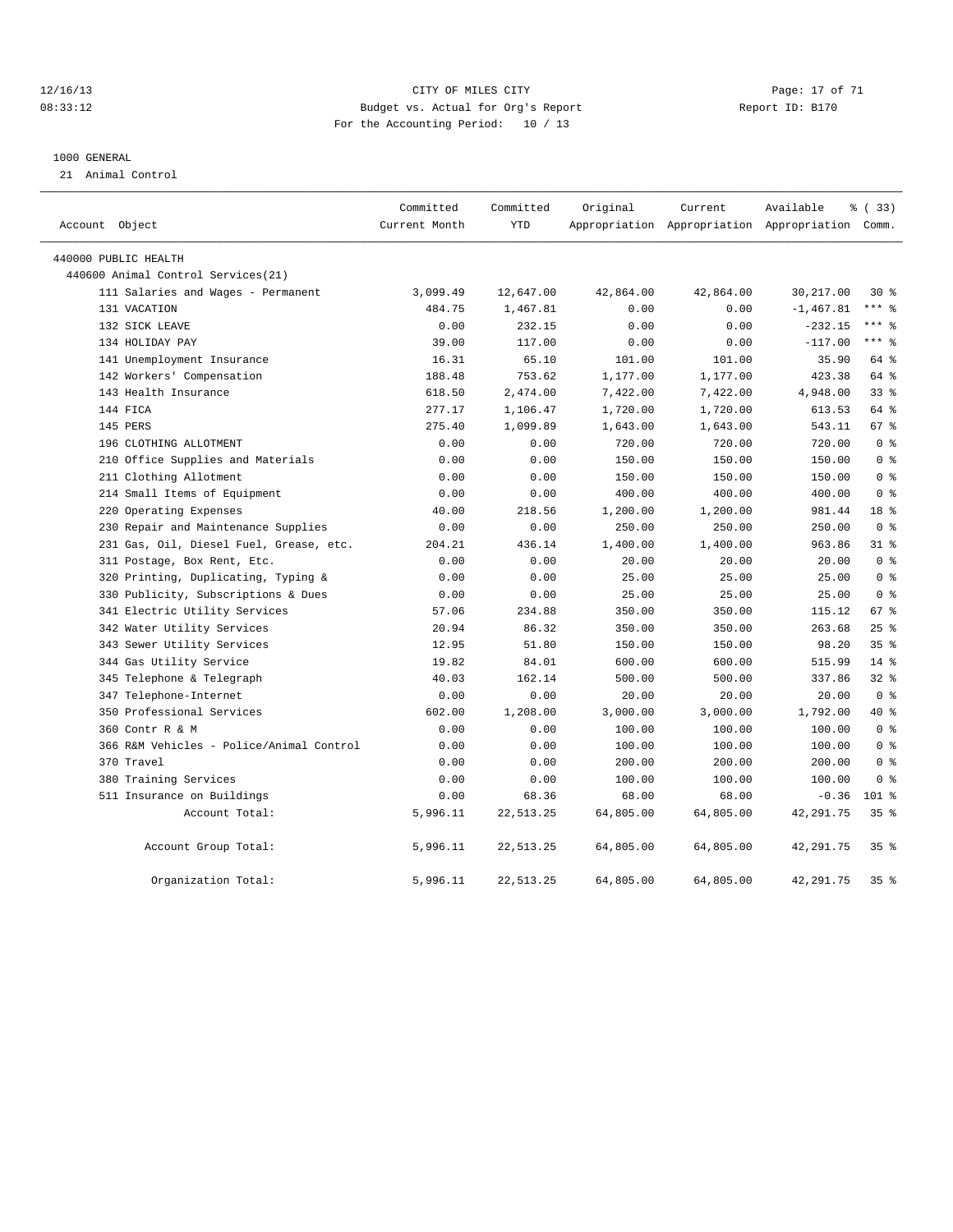12/16/13 CITY OF MILES CITY
08:33:12 Budget vs. Actual for Org's Report Report ID: B170
For the Accounting Period: 10 / 13

1000 GENERAL
21 Animal Control

| Account Object | Committed Current Month | Committed YTD | Original Appropriation | Current Appropriation | Available Appropriation | % ( 33) Comm. |
|---|---|---|---|---|---|---|
| 440000 PUBLIC HEALTH | | | | | | |
| 440600 Animal Control Services(21) | | | | | | |
| 111 Salaries and Wages - Permanent | 3,099.49 | 12,647.00 | 42,864.00 | 42,864.00 | 30,217.00 | 30 % |
| 131 VACATION | 484.75 | 1,467.81 | 0.00 | 0.00 | -1,467.81 | *** % |
| 132 SICK LEAVE | 0.00 | 232.15 | 0.00 | 0.00 | -232.15 | *** % |
| 134 HOLIDAY PAY | 39.00 | 117.00 | 0.00 | 0.00 | -117.00 | *** % |
| 141 Unemployment Insurance | 16.31 | 65.10 | 101.00 | 101.00 | 35.90 | 64 % |
| 142 Workers' Compensation | 188.48 | 753.62 | 1,177.00 | 1,177.00 | 423.38 | 64 % |
| 143 Health Insurance | 618.50 | 2,474.00 | 7,422.00 | 7,422.00 | 4,948.00 | 33 % |
| 144 FICA | 277.17 | 1,106.47 | 1,720.00 | 1,720.00 | 613.53 | 64 % |
| 145 PERS | 275.40 | 1,099.89 | 1,643.00 | 1,643.00 | 543.11 | 67 % |
| 196 CLOTHING ALLOTMENT | 0.00 | 0.00 | 720.00 | 720.00 | 720.00 | 0 % |
| 210 Office Supplies and Materials | 0.00 | 0.00 | 150.00 | 150.00 | 150.00 | 0 % |
| 211 Clothing Allotment | 0.00 | 0.00 | 150.00 | 150.00 | 150.00 | 0 % |
| 214 Small Items of Equipment | 0.00 | 0.00 | 400.00 | 400.00 | 400.00 | 0 % |
| 220 Operating Expenses | 40.00 | 218.56 | 1,200.00 | 1,200.00 | 981.44 | 18 % |
| 230 Repair and Maintenance Supplies | 0.00 | 0.00 | 250.00 | 250.00 | 250.00 | 0 % |
| 231 Gas, Oil, Diesel Fuel, Grease, etc. | 204.21 | 436.14 | 1,400.00 | 1,400.00 | 963.86 | 31 % |
| 311 Postage, Box Rent, Etc. | 0.00 | 0.00 | 20.00 | 20.00 | 20.00 | 0 % |
| 320 Printing, Duplicating, Typing & | 0.00 | 0.00 | 25.00 | 25.00 | 25.00 | 0 % |
| 330 Publicity, Subscriptions & Dues | 0.00 | 0.00 | 25.00 | 25.00 | 25.00 | 0 % |
| 341 Electric Utility Services | 57.06 | 234.88 | 350.00 | 350.00 | 115.12 | 67 % |
| 342 Water Utility Services | 20.94 | 86.32 | 350.00 | 350.00 | 263.68 | 25 % |
| 343 Sewer Utility Services | 12.95 | 51.80 | 150.00 | 150.00 | 98.20 | 35 % |
| 344 Gas Utility Service | 19.82 | 84.01 | 600.00 | 600.00 | 515.99 | 14 % |
| 345 Telephone & Telegraph | 40.03 | 162.14 | 500.00 | 500.00 | 337.86 | 32 % |
| 347 Telephone-Internet | 0.00 | 0.00 | 20.00 | 20.00 | 20.00 | 0 % |
| 350 Professional Services | 602.00 | 1,208.00 | 3,000.00 | 3,000.00 | 1,792.00 | 40 % |
| 360 Contr R & M | 0.00 | 0.00 | 100.00 | 100.00 | 100.00 | 0 % |
| 366 R&M Vehicles - Police/Animal Control | 0.00 | 0.00 | 100.00 | 100.00 | 100.00 | 0 % |
| 370 Travel | 0.00 | 0.00 | 200.00 | 200.00 | 200.00 | 0 % |
| 380 Training Services | 0.00 | 0.00 | 100.00 | 100.00 | 100.00 | 0 % |
| 511 Insurance on Buildings | 0.00 | 68.36 | 68.00 | 68.00 | -0.36 | 101 % |
| Account Total: | 5,996.11 | 22,513.25 | 64,805.00 | 64,805.00 | 42,291.75 | 35 % |
| Account Group Total: | 5,996.11 | 22,513.25 | 64,805.00 | 64,805.00 | 42,291.75 | 35 % |
| Organization Total: | 5,996.11 | 22,513.25 | 64,805.00 | 64,805.00 | 42,291.75 | 35 % |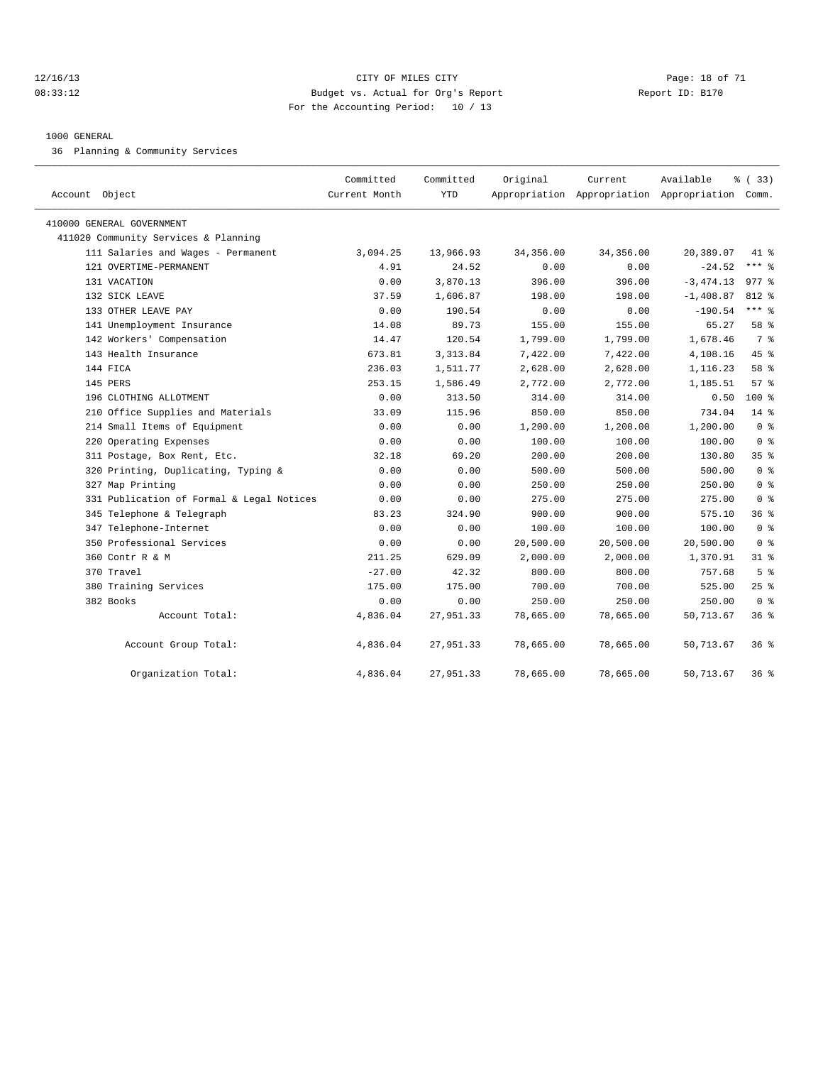12/16/13 CITY OF MILES CITY
08:33:12 Budget vs. Actual for Org's Report Report ID: B170
For the Accounting Period: 10 / 13

1000 GENERAL
36 Planning & Community Services

| Account Object | Committed Current Month | Committed YTD | Original Appropriation | Current Appropriation | Available Appropriation | % ( 33) Comm. |
|---|---|---|---|---|---|---|
| 410000 GENERAL GOVERNMENT | | | | | | |
| 411020 Community Services & Planning | | | | | | |
| 111 Salaries and Wages - Permanent | 3,094.25 | 13,966.93 | 34,356.00 | 34,356.00 | 20,389.07 | 41 % |
| 121 OVERTIME-PERMANENT | 4.91 | 24.52 | 0.00 | 0.00 | -24.52 | *** % |
| 131 VACATION | 0.00 | 3,870.13 | 396.00 | 396.00 | -3,474.13 | 977 % |
| 132 SICK LEAVE | 37.59 | 1,606.87 | 198.00 | 198.00 | -1,408.87 | 812 % |
| 133 OTHER LEAVE PAY | 0.00 | 190.54 | 0.00 | 0.00 | -190.54 | *** % |
| 141 Unemployment Insurance | 14.08 | 89.73 | 155.00 | 155.00 | 65.27 | 58 % |
| 142 Workers' Compensation | 14.47 | 120.54 | 1,799.00 | 1,799.00 | 1,678.46 | 7 % |
| 143 Health Insurance | 673.81 | 3,313.84 | 7,422.00 | 7,422.00 | 4,108.16 | 45 % |
| 144 FICA | 236.03 | 1,511.77 | 2,628.00 | 2,628.00 | 1,116.23 | 58 % |
| 145 PERS | 253.15 | 1,586.49 | 2,772.00 | 2,772.00 | 1,185.51 | 57 % |
| 196 CLOTHING ALLOTMENT | 0.00 | 313.50 | 314.00 | 314.00 | 0.50 | 100 % |
| 210 Office Supplies and Materials | 33.09 | 115.96 | 850.00 | 850.00 | 734.04 | 14 % |
| 214 Small Items of Equipment | 0.00 | 0.00 | 1,200.00 | 1,200.00 | 1,200.00 | 0 % |
| 220 Operating Expenses | 0.00 | 0.00 | 100.00 | 100.00 | 100.00 | 0 % |
| 311 Postage, Box Rent, Etc. | 32.18 | 69.20 | 200.00 | 200.00 | 130.80 | 35 % |
| 320 Printing, Duplicating, Typing & | 0.00 | 0.00 | 500.00 | 500.00 | 500.00 | 0 % |
| 327 Map Printing | 0.00 | 0.00 | 250.00 | 250.00 | 250.00 | 0 % |
| 331 Publication of Formal & Legal Notices | 0.00 | 0.00 | 275.00 | 275.00 | 275.00 | 0 % |
| 345 Telephone & Telegraph | 83.23 | 324.90 | 900.00 | 900.00 | 575.10 | 36 % |
| 347 Telephone-Internet | 0.00 | 0.00 | 100.00 | 100.00 | 100.00 | 0 % |
| 350 Professional Services | 0.00 | 0.00 | 20,500.00 | 20,500.00 | 20,500.00 | 0 % |
| 360 Contr R & M | 211.25 | 629.09 | 2,000.00 | 2,000.00 | 1,370.91 | 31 % |
| 370 Travel | -27.00 | 42.32 | 800.00 | 800.00 | 757.68 | 5 % |
| 380 Training Services | 175.00 | 175.00 | 700.00 | 700.00 | 525.00 | 25 % |
| 382 Books | 0.00 | 0.00 | 250.00 | 250.00 | 250.00 | 0 % |
| Account Total: | 4,836.04 | 27,951.33 | 78,665.00 | 78,665.00 | 50,713.67 | 36 % |
| Account Group Total: | 4,836.04 | 27,951.33 | 78,665.00 | 78,665.00 | 50,713.67 | 36 % |
| Organization Total: | 4,836.04 | 27,951.33 | 78,665.00 | 78,665.00 | 50,713.67 | 36 % |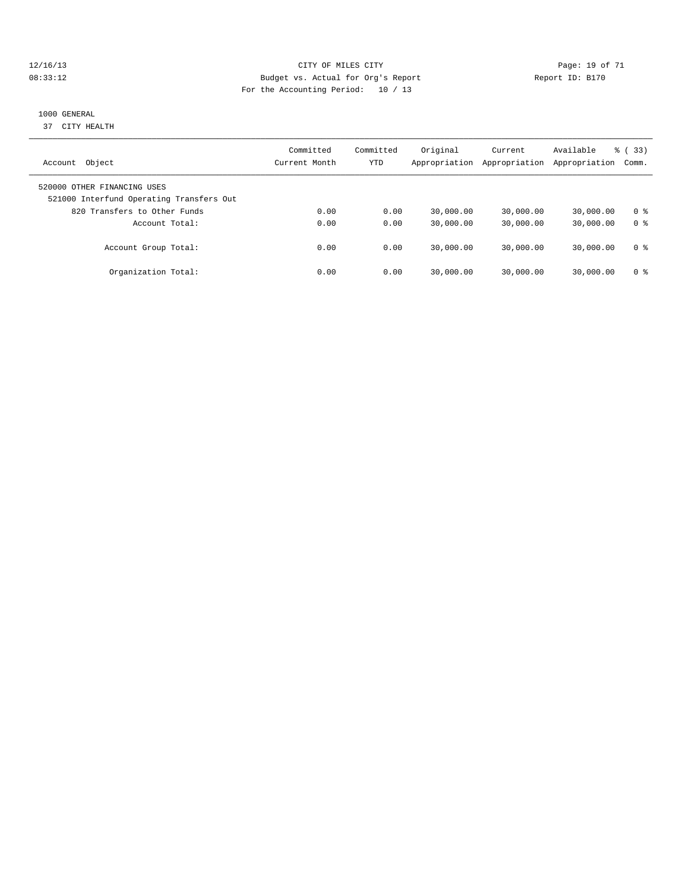CITY OF MILES CITY
Budget vs. Actual for Org's Report
For the Accounting Period: 10 / 13

12/16/13 08:33:12 — Report ID: B170

## 1000 GENERAL

37 CITY HEALTH

| Account Object | Committed Current Month | Committed YTD | Original Appropriation | Current Appropriation | Available Appropriation | % ( 33) Comm. |
|---|---|---|---|---|---|---|
| 520000 OTHER FINANCING USES | | | | | | |
| 521000 Interfund Operating Transfers Out | | | | | | |
| 820 Transfers to Other Funds | 0.00 | 0.00 | 30,000.00 | 30,000.00 | 30,000.00 | 0 % |
| Account Total: | 0.00 | 0.00 | 30,000.00 | 30,000.00 | 30,000.00 | 0 % |
| Account Group Total: | 0.00 | 0.00 | 30,000.00 | 30,000.00 | 30,000.00 | 0 % |
| Organization Total: | 0.00 | 0.00 | 30,000.00 | 30,000.00 | 30,000.00 | 0 % |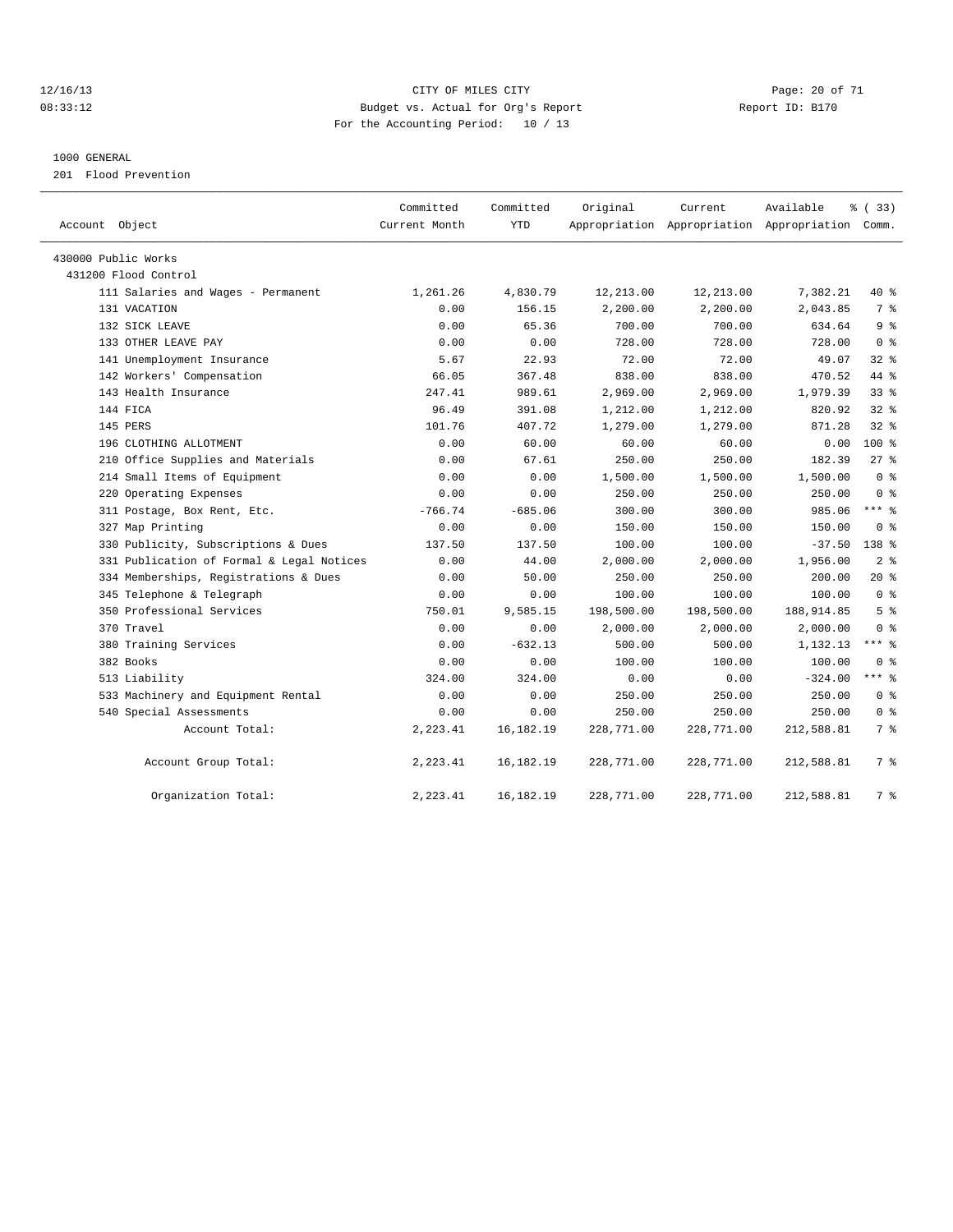CITY OF MILES CITY

Budget vs. Actual for Org's Report

For the Accounting Period: 10 / 13

12/16/13
08:33:12

Report ID: B170

1000 GENERAL

201 Flood Prevention

| Account Object | Committed Current Month | Committed YTD | Original Appropriation | Current Appropriation | Available Appropriation | % ( 33) Comm. |
|---|---|---|---|---|---|---|
| 430000 Public Works | | | | | | |
| 431200 Flood Control | | | | | | |
| 111 Salaries and Wages - Permanent | 1,261.26 | 4,830.79 | 12,213.00 | 12,213.00 | 7,382.21 | 40 % |
| 131 VACATION | 0.00 | 156.15 | 2,200.00 | 2,200.00 | 2,043.85 | 7 % |
| 132 SICK LEAVE | 0.00 | 65.36 | 700.00 | 700.00 | 634.64 | 9 % |
| 133 OTHER LEAVE PAY | 0.00 | 0.00 | 728.00 | 728.00 | 728.00 | 0 % |
| 141 Unemployment Insurance | 5.67 | 22.93 | 72.00 | 72.00 | 49.07 | 32 % |
| 142 Workers' Compensation | 66.05 | 367.48 | 838.00 | 838.00 | 470.52 | 44 % |
| 143 Health Insurance | 247.41 | 989.61 | 2,969.00 | 2,969.00 | 1,979.39 | 33 % |
| 144 FICA | 96.49 | 391.08 | 1,212.00 | 1,212.00 | 820.92 | 32 % |
| 145 PERS | 101.76 | 407.72 | 1,279.00 | 1,279.00 | 871.28 | 32 % |
| 196 CLOTHING ALLOTMENT | 0.00 | 60.00 | 60.00 | 60.00 | 0.00 | 100 % |
| 210 Office Supplies and Materials | 0.00 | 67.61 | 250.00 | 250.00 | 182.39 | 27 % |
| 214 Small Items of Equipment | 0.00 | 0.00 | 1,500.00 | 1,500.00 | 1,500.00 | 0 % |
| 220 Operating Expenses | 0.00 | 0.00 | 250.00 | 250.00 | 250.00 | 0 % |
| 311 Postage, Box Rent, Etc. | -766.74 | -685.06 | 300.00 | 300.00 | 985.06 | *** % |
| 327 Map Printing | 0.00 | 0.00 | 150.00 | 150.00 | 150.00 | 0 % |
| 330 Publicity, Subscriptions & Dues | 137.50 | 137.50 | 100.00 | 100.00 | -37.50 | 138 % |
| 331 Publication of Formal & Legal Notices | 0.00 | 44.00 | 2,000.00 | 2,000.00 | 1,956.00 | 2 % |
| 334 Memberships, Registrations & Dues | 0.00 | 50.00 | 250.00 | 250.00 | 200.00 | 20 % |
| 345 Telephone & Telegraph | 0.00 | 0.00 | 100.00 | 100.00 | 100.00 | 0 % |
| 350 Professional Services | 750.01 | 9,585.15 | 198,500.00 | 198,500.00 | 188,914.85 | 5 % |
| 370 Travel | 0.00 | 0.00 | 2,000.00 | 2,000.00 | 2,000.00 | 0 % |
| 380 Training Services | 0.00 | -632.13 | 500.00 | 500.00 | 1,132.13 | *** % |
| 382 Books | 0.00 | 0.00 | 100.00 | 100.00 | 100.00 | 0 % |
| 513 Liability | 324.00 | 324.00 | 0.00 | 0.00 | -324.00 | *** % |
| 533 Machinery and Equipment Rental | 0.00 | 0.00 | 250.00 | 250.00 | 250.00 | 0 % |
| 540 Special Assessments | 0.00 | 0.00 | 250.00 | 250.00 | 250.00 | 0 % |
| Account Total: | 2,223.41 | 16,182.19 | 228,771.00 | 228,771.00 | 212,588.81 | 7 % |
| Account Group Total: | 2,223.41 | 16,182.19 | 228,771.00 | 228,771.00 | 212,588.81 | 7 % |
| Organization Total: | 2,223.41 | 16,182.19 | 228,771.00 | 228,771.00 | 212,588.81 | 7 % |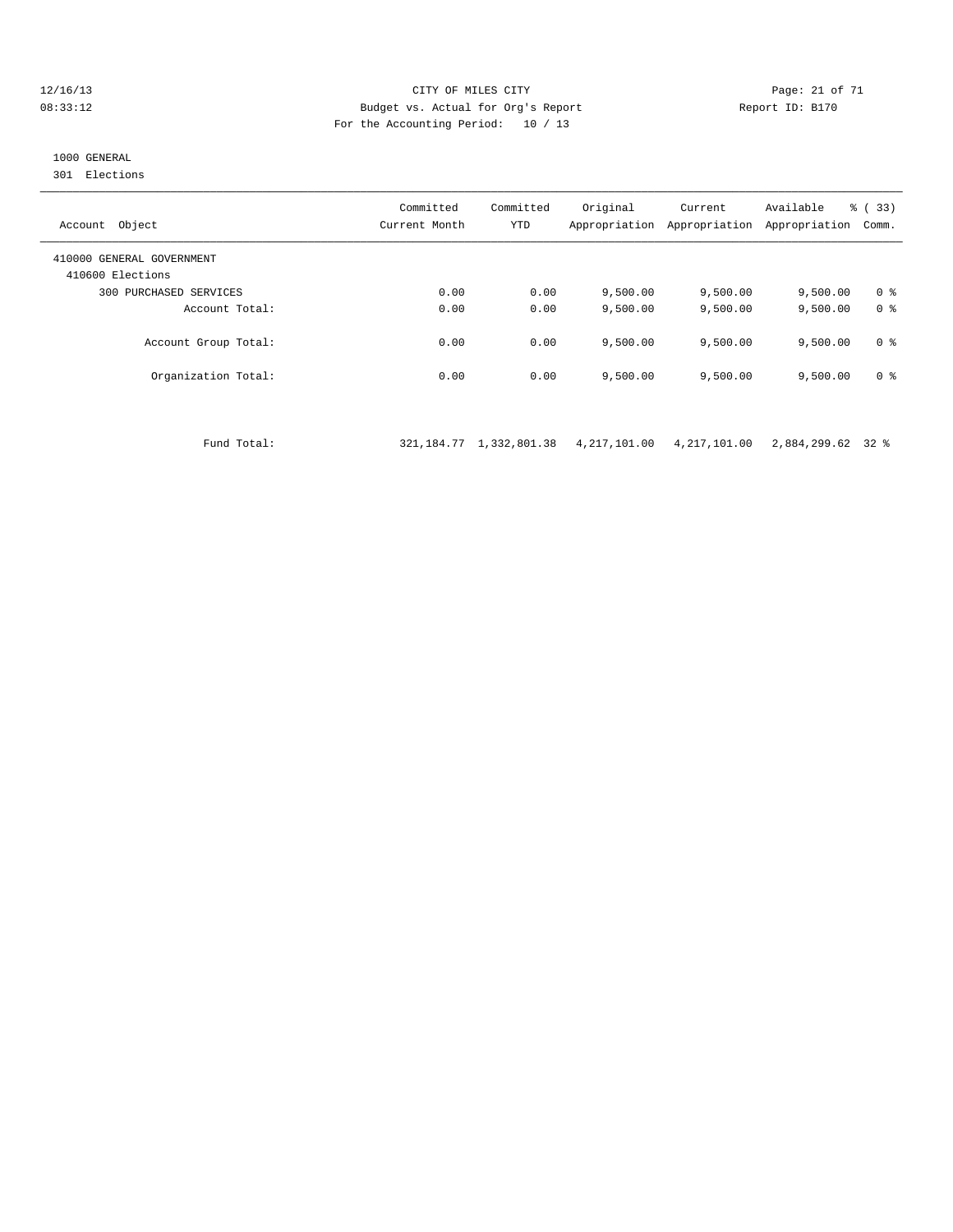CITY OF MILES CITY
Budget vs. Actual for Org's Report
For the Accounting Period: 10 / 13

1000 GENERAL
301 Elections

| Account Object | Committed Current Month | Committed YTD | Original Appropriation | Current Appropriation | Available Appropriation | % ( 33) Comm. |
|---|---|---|---|---|---|---|
| 410000 GENERAL GOVERNMENT | | | | | | |
| 410600 Elections | | | | | | |
| 300 PURCHASED SERVICES | 0.00 | 0.00 | 9,500.00 | 9,500.00 | 9,500.00 | 0 % |
| Account Total: | 0.00 | 0.00 | 9,500.00 | 9,500.00 | 9,500.00 | 0 % |
| Account Group Total: | 0.00 | 0.00 | 9,500.00 | 9,500.00 | 9,500.00 | 0 % |
| Organization Total: | 0.00 | 0.00 | 9,500.00 | 9,500.00 | 9,500.00 | 0 % |
| Fund Total: | 321,184.77 | 1,332,801.38 | 4,217,101.00 | 4,217,101.00 | 2,884,299.62 | 32 % |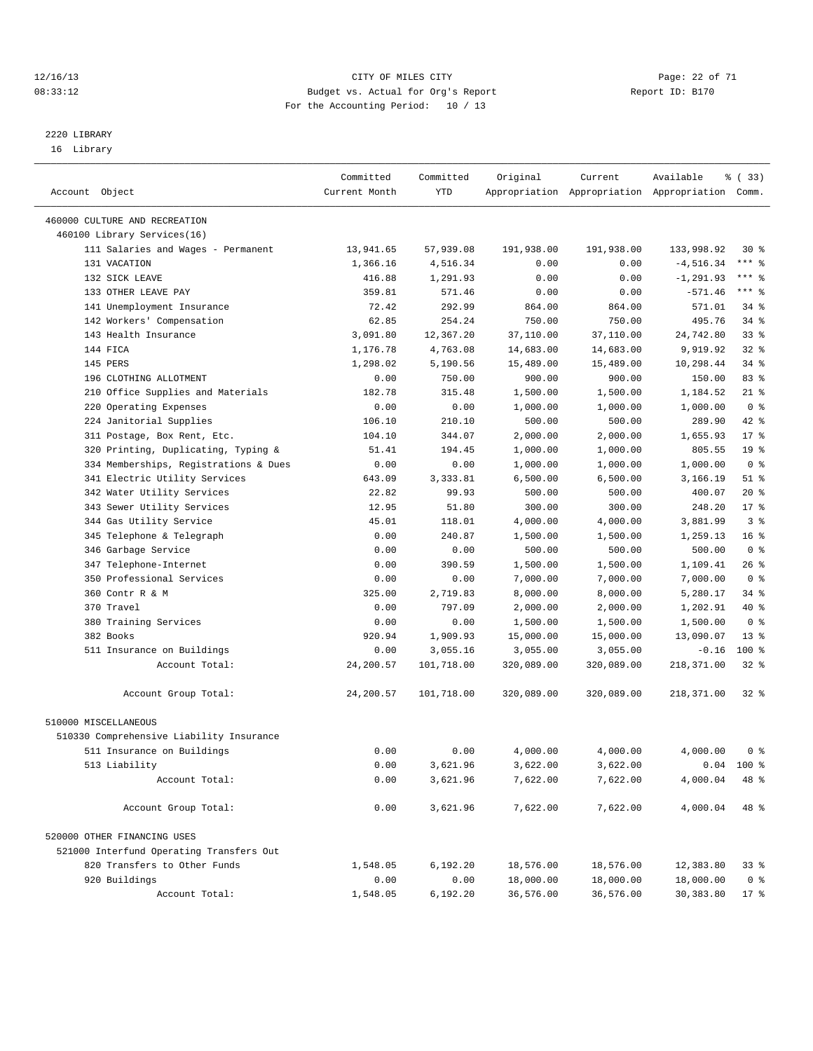12/16/13 CITY OF MILES CITY
08:33:12 Budget vs. Actual for Org's Report Report ID: B170
For the Accounting Period: 10 / 13

2220 LIBRARY
16 Library

| Account Object | Committed Current Month | Committed YTD | Original Appropriation | Current Appropriation | Available Appropriation | % ( 33) Comm. |
|---|---|---|---|---|---|---|
| 460000 CULTURE AND RECREATION | | | | | | |
| 460100 Library Services(16) | | | | | | |
| 111 Salaries and Wages - Permanent | 13,941.65 | 57,939.08 | 191,938.00 | 191,938.00 | 133,998.92 | 30 % |
| 131 VACATION | 1,366.16 | 4,516.34 | 0.00 | 0.00 | -4,516.34 | *** % |
| 132 SICK LEAVE | 416.88 | 1,291.93 | 0.00 | 0.00 | -1,291.93 | *** % |
| 133 OTHER LEAVE PAY | 359.81 | 571.46 | 0.00 | 0.00 | -571.46 | *** % |
| 141 Unemployment Insurance | 72.42 | 292.99 | 864.00 | 864.00 | 571.01 | 34 % |
| 142 Workers' Compensation | 62.85 | 254.24 | 750.00 | 750.00 | 495.76 | 34 % |
| 143 Health Insurance | 3,091.80 | 12,367.20 | 37,110.00 | 37,110.00 | 24,742.80 | 33 % |
| 144 FICA | 1,176.78 | 4,763.08 | 14,683.00 | 14,683.00 | 9,919.92 | 32 % |
| 145 PERS | 1,298.02 | 5,190.56 | 15,489.00 | 15,489.00 | 10,298.44 | 34 % |
| 196 CLOTHING ALLOTMENT | 0.00 | 750.00 | 900.00 | 900.00 | 150.00 | 83 % |
| 210 Office Supplies and Materials | 182.78 | 315.48 | 1,500.00 | 1,500.00 | 1,184.52 | 21 % |
| 220 Operating Expenses | 0.00 | 0.00 | 1,000.00 | 1,000.00 | 1,000.00 | 0 % |
| 224 Janitorial Supplies | 106.10 | 210.10 | 500.00 | 500.00 | 289.90 | 42 % |
| 311 Postage, Box Rent, Etc. | 104.10 | 344.07 | 2,000.00 | 2,000.00 | 1,655.93 | 17 % |
| 320 Printing, Duplicating, Typing & | 51.41 | 194.45 | 1,000.00 | 1,000.00 | 805.55 | 19 % |
| 334 Memberships, Registrations & Dues | 0.00 | 0.00 | 1,000.00 | 1,000.00 | 1,000.00 | 0 % |
| 341 Electric Utility Services | 643.09 | 3,333.81 | 6,500.00 | 6,500.00 | 3,166.19 | 51 % |
| 342 Water Utility Services | 22.82 | 99.93 | 500.00 | 500.00 | 400.07 | 20 % |
| 343 Sewer Utility Services | 12.95 | 51.80 | 300.00 | 300.00 | 248.20 | 17 % |
| 344 Gas Utility Service | 45.01 | 118.01 | 4,000.00 | 4,000.00 | 3,881.99 | 3 % |
| 345 Telephone & Telegraph | 0.00 | 240.87 | 1,500.00 | 1,500.00 | 1,259.13 | 16 % |
| 346 Garbage Service | 0.00 | 0.00 | 500.00 | 500.00 | 500.00 | 0 % |
| 347 Telephone-Internet | 0.00 | 390.59 | 1,500.00 | 1,500.00 | 1,109.41 | 26 % |
| 350 Professional Services | 0.00 | 0.00 | 7,000.00 | 7,000.00 | 7,000.00 | 0 % |
| 360 Contr R & M | 325.00 | 2,719.83 | 8,000.00 | 8,000.00 | 5,280.17 | 34 % |
| 370 Travel | 0.00 | 797.09 | 2,000.00 | 2,000.00 | 1,202.91 | 40 % |
| 380 Training Services | 0.00 | 0.00 | 1,500.00 | 1,500.00 | 1,500.00 | 0 % |
| 382 Books | 920.94 | 1,909.93 | 15,000.00 | 15,000.00 | 13,090.07 | 13 % |
| 511 Insurance on Buildings | 0.00 | 3,055.16 | 3,055.00 | 3,055.00 | -0.16 | 100 % |
| Account Total: | 24,200.57 | 101,718.00 | 320,089.00 | 320,089.00 | 218,371.00 | 32 % |
| Account Group Total: | 24,200.57 | 101,718.00 | 320,089.00 | 320,089.00 | 218,371.00 | 32 % |
| 510000 MISCELLANEOUS | | | | | | |
| 510330 Comprehensive Liability Insurance | | | | | | |
| 511 Insurance on Buildings | 0.00 | 0.00 | 4,000.00 | 4,000.00 | 4,000.00 | 0 % |
| 513 Liability | 0.00 | 3,621.96 | 3,622.00 | 3,622.00 | 0.04 | 100 % |
| Account Total: | 0.00 | 3,621.96 | 7,622.00 | 7,622.00 | 4,000.04 | 48 % |
| Account Group Total: | 0.00 | 3,621.96 | 7,622.00 | 7,622.00 | 4,000.04 | 48 % |
| 520000 OTHER FINANCING USES | | | | | | |
| 521000 Interfund Operating Transfers Out | | | | | | |
| 820 Transfers to Other Funds | 1,548.05 | 6,192.20 | 18,576.00 | 18,576.00 | 12,383.80 | 33 % |
| 920 Buildings | 0.00 | 0.00 | 18,000.00 | 18,000.00 | 18,000.00 | 0 % |
| Account Total: | 1,548.05 | 6,192.20 | 36,576.00 | 36,576.00 | 30,383.80 | 17 % |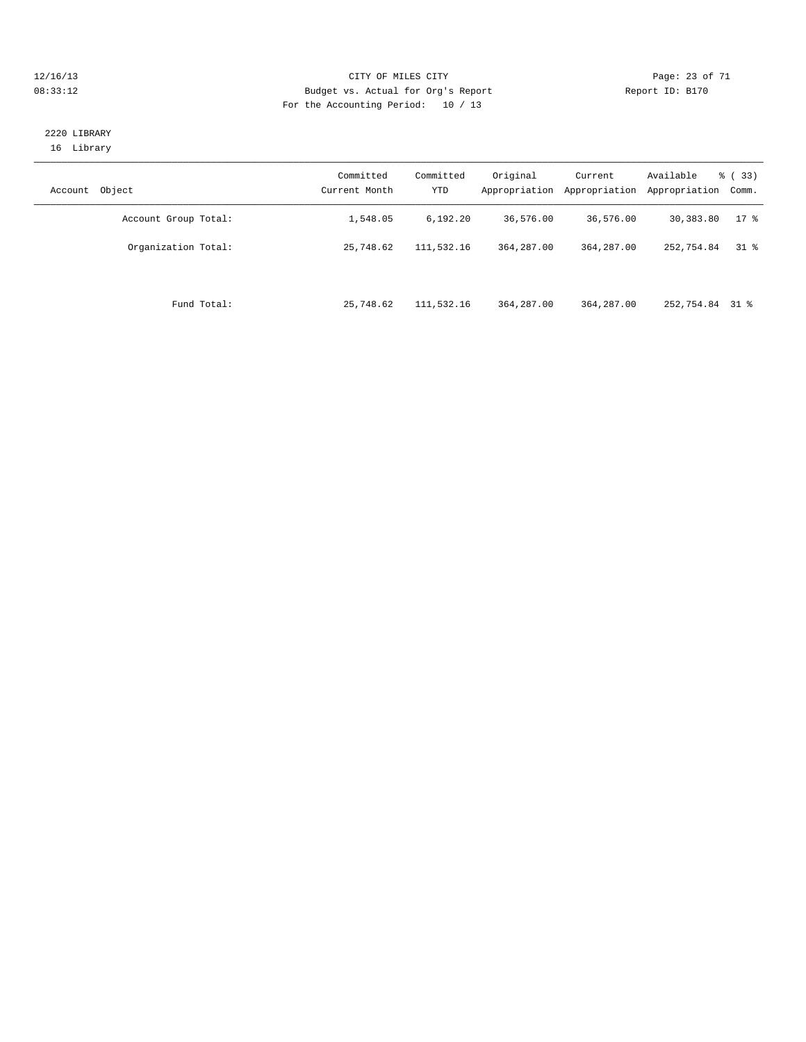CITY OF MILES CITY
Budget vs. Actual for Org's Report
For the Accounting Period: 10 / 13

12/16/13
08:33:12

Report ID: B170

2220 LIBRARY
16 Library

| Account Object | Committed Current Month | Committed YTD | Original Appropriation | Current Appropriation | Available Appropriation | % ( 33) Comm. |
|---|---|---|---|---|---|---|
| Account Group Total: | 1,548.05 | 6,192.20 | 36,576.00 | 36,576.00 | 30,383.80 | 17 % |
| Organization Total: | 25,748.62 | 111,532.16 | 364,287.00 | 364,287.00 | 252,754.84 | 31 % |
| Fund Total: | 25,748.62 | 111,532.16 | 364,287.00 | 364,287.00 | 252,754.84 | 31 % |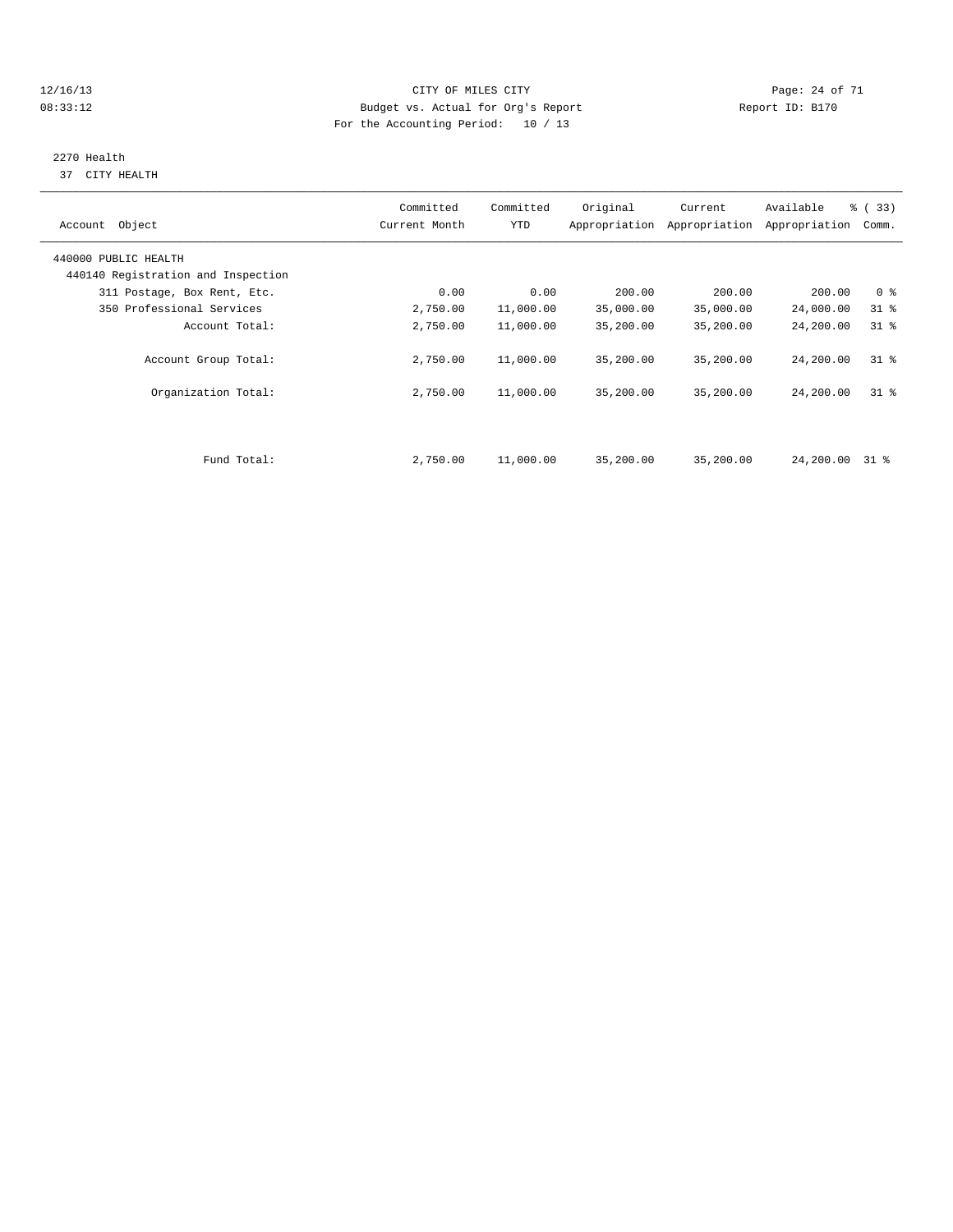CITY OF MILES CITY
Budget vs. Actual for Org's Report
For the Accounting Period: 10 / 13

12/16/13
08:33:12

Report ID: B170

2270 Health
37 CITY HEALTH

| Account Object | Committed Current Month | Committed YTD | Original Appropriation | Current Appropriation | Available Appropriation | % ( 33) Comm. |
|---|---|---|---|---|---|---|
| 440000 PUBLIC HEALTH | | | | | | |
| 440140 Registration and Inspection | | | | | | |
| 311 Postage, Box Rent, Etc. | 0.00 | 0.00 | 200.00 | 200.00 | 200.00 | 0 % |
| 350 Professional Services | 2,750.00 | 11,000.00 | 35,000.00 | 35,000.00 | 24,000.00 | 31 % |
| Account Total: | 2,750.00 | 11,000.00 | 35,200.00 | 35,200.00 | 24,200.00 | 31 % |
| Account Group Total: | 2,750.00 | 11,000.00 | 35,200.00 | 35,200.00 | 24,200.00 | 31 % |
| Organization Total: | 2,750.00 | 11,000.00 | 35,200.00 | 35,200.00 | 24,200.00 | 31 % |
| Fund Total: | 2,750.00 | 11,000.00 | 35,200.00 | 35,200.00 | 24,200.00 | 31 % |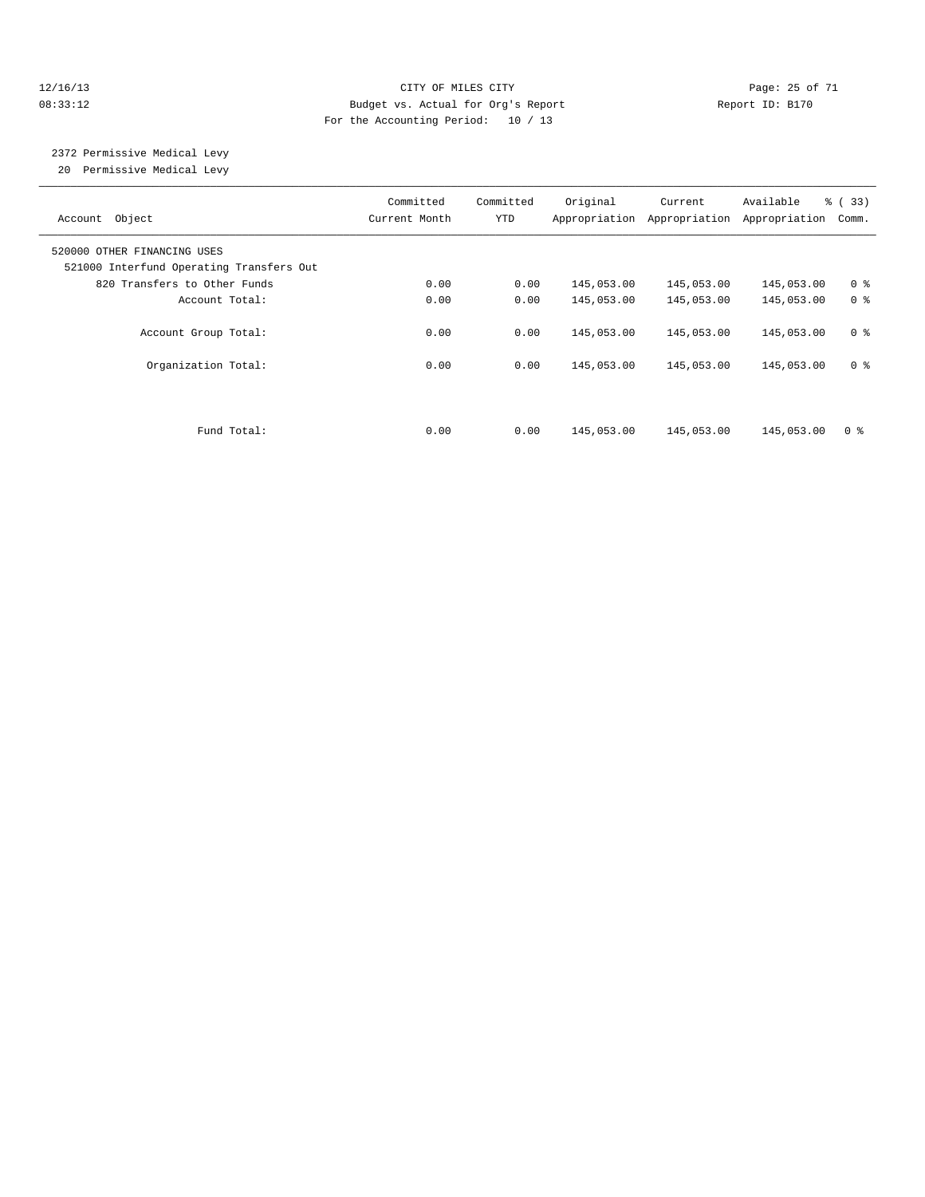CITY OF MILES CITY
Budget vs. Actual for Org's Report
For the Accounting Period: 10 / 13

12/16/13
08:33:12

Report ID: B170

2372 Permissive Medical Levy
20 Permissive Medical Levy

| Account Object | Committed Current Month | Committed YTD | Original Appropriation | Current Appropriation | Available Appropriation | % ( 33) Comm. |
|---|---|---|---|---|---|---|
| 520000 OTHER FINANCING USES | | | | | | |
| 521000 Interfund Operating Transfers Out | | | | | | |
| 820 Transfers to Other Funds | 0.00 | 0.00 | 145,053.00 | 145,053.00 | 145,053.00 | 0 % |
| Account Total: | 0.00 | 0.00 | 145,053.00 | 145,053.00 | 145,053.00 | 0 % |
| Account Group Total: | 0.00 | 0.00 | 145,053.00 | 145,053.00 | 145,053.00 | 0 % |
| Organization Total: | 0.00 | 0.00 | 145,053.00 | 145,053.00 | 145,053.00 | 0 % |
| Fund Total: | 0.00 | 0.00 | 145,053.00 | 145,053.00 | 145,053.00 | 0 % |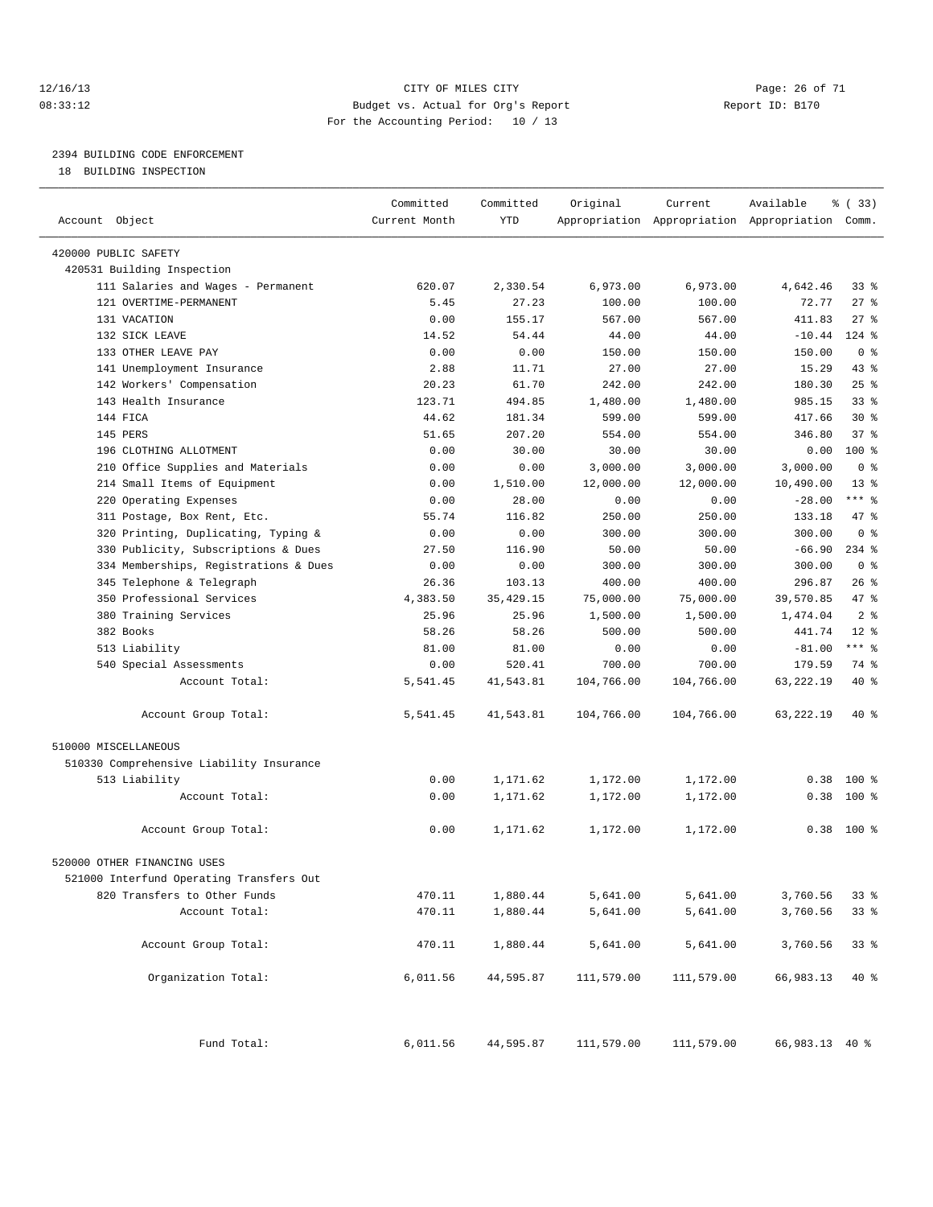CITY OF MILES CITY
Budget vs. Actual for Org's Report
For the Accounting Period: 10 / 13

12/16/13
08:33:12
Report ID: B170

## 2394 BUILDING CODE ENFORCEMENT

18 BUILDING INSPECTION

| Account Object | Committed Current Month | Committed YTD | Original Appropriation | Current Appropriation | Available Appropriation | % ( 33) Comm. |
|---|---|---|---|---|---|---|
| 420000 PUBLIC SAFETY | | | | | | |
| 420531 Building Inspection | | | | | | |
| 111 Salaries and Wages - Permanent | 620.07 | 2,330.54 | 6,973.00 | 6,973.00 | 4,642.46 | 33 % |
| 121 OVERTIME-PERMANENT | 5.45 | 27.23 | 100.00 | 100.00 | 72.77 | 27 % |
| 131 VACATION | 0.00 | 155.17 | 567.00 | 567.00 | 411.83 | 27 % |
| 132 SICK LEAVE | 14.52 | 54.44 | 44.00 | 44.00 | -10.44 | 124 % |
| 133 OTHER LEAVE PAY | 0.00 | 0.00 | 150.00 | 150.00 | 150.00 | 0 % |
| 141 Unemployment Insurance | 2.88 | 11.71 | 27.00 | 27.00 | 15.29 | 43 % |
| 142 Workers' Compensation | 20.23 | 61.70 | 242.00 | 242.00 | 180.30 | 25 % |
| 143 Health Insurance | 123.71 | 494.85 | 1,480.00 | 1,480.00 | 985.15 | 33 % |
| 144 FICA | 44.62 | 181.34 | 599.00 | 599.00 | 417.66 | 30 % |
| 145 PERS | 51.65 | 207.20 | 554.00 | 554.00 | 346.80 | 37 % |
| 196 CLOTHING ALLOTMENT | 0.00 | 30.00 | 30.00 | 30.00 | 0.00 | 100 % |
| 210 Office Supplies and Materials | 0.00 | 0.00 | 3,000.00 | 3,000.00 | 3,000.00 | 0 % |
| 214 Small Items of Equipment | 0.00 | 1,510.00 | 12,000.00 | 12,000.00 | 10,490.00 | 13 % |
| 220 Operating Expenses | 0.00 | 28.00 | 0.00 | 0.00 | -28.00 | *** % |
| 311 Postage, Box Rent, Etc. | 55.74 | 116.82 | 250.00 | 250.00 | 133.18 | 47 % |
| 320 Printing, Duplicating, Typing & | 0.00 | 0.00 | 300.00 | 300.00 | 300.00 | 0 % |
| 330 Publicity, Subscriptions & Dues | 27.50 | 116.90 | 50.00 | 50.00 | -66.90 | 234 % |
| 334 Memberships, Registrations & Dues | 0.00 | 0.00 | 300.00 | 300.00 | 300.00 | 0 % |
| 345 Telephone & Telegraph | 26.36 | 103.13 | 400.00 | 400.00 | 296.87 | 26 % |
| 350 Professional Services | 4,383.50 | 35,429.15 | 75,000.00 | 75,000.00 | 39,570.85 | 47 % |
| 380 Training Services | 25.96 | 25.96 | 1,500.00 | 1,500.00 | 1,474.04 | 2 % |
| 382 Books | 58.26 | 58.26 | 500.00 | 500.00 | 441.74 | 12 % |
| 513 Liability | 81.00 | 81.00 | 0.00 | 0.00 | -81.00 | *** % |
| 540 Special Assessments | 0.00 | 520.41 | 700.00 | 700.00 | 179.59 | 74 % |
| Account Total: | 5,541.45 | 41,543.81 | 104,766.00 | 104,766.00 | 63,222.19 | 40 % |
| Account Group Total: | 5,541.45 | 41,543.81 | 104,766.00 | 104,766.00 | 63,222.19 | 40 % |
| 510000 MISCELLANEOUS | | | | | | |
| 510330 Comprehensive Liability Insurance | | | | | | |
| 513 Liability | 0.00 | 1,171.62 | 1,172.00 | 1,172.00 | 0.38 | 100 % |
| Account Total: | 0.00 | 1,171.62 | 1,172.00 | 1,172.00 | 0.38 | 100 % |
| Account Group Total: | 0.00 | 1,171.62 | 1,172.00 | 1,172.00 | 0.38 | 100 % |
| 520000 OTHER FINANCING USES | | | | | | |
| 521000 Interfund Operating Transfers Out | | | | | | |
| 820 Transfers to Other Funds | 470.11 | 1,880.44 | 5,641.00 | 5,641.00 | 3,760.56 | 33 % |
| Account Total: | 470.11 | 1,880.44 | 5,641.00 | 5,641.00 | 3,760.56 | 33 % |
| Account Group Total: | 470.11 | 1,880.44 | 5,641.00 | 5,641.00 | 3,760.56 | 33 % |
| Organization Total: | 6,011.56 | 44,595.87 | 111,579.00 | 111,579.00 | 66,983.13 | 40 % |
| Fund Total: | 6,011.56 | 44,595.87 | 111,579.00 | 111,579.00 | 66,983.13 | 40 % |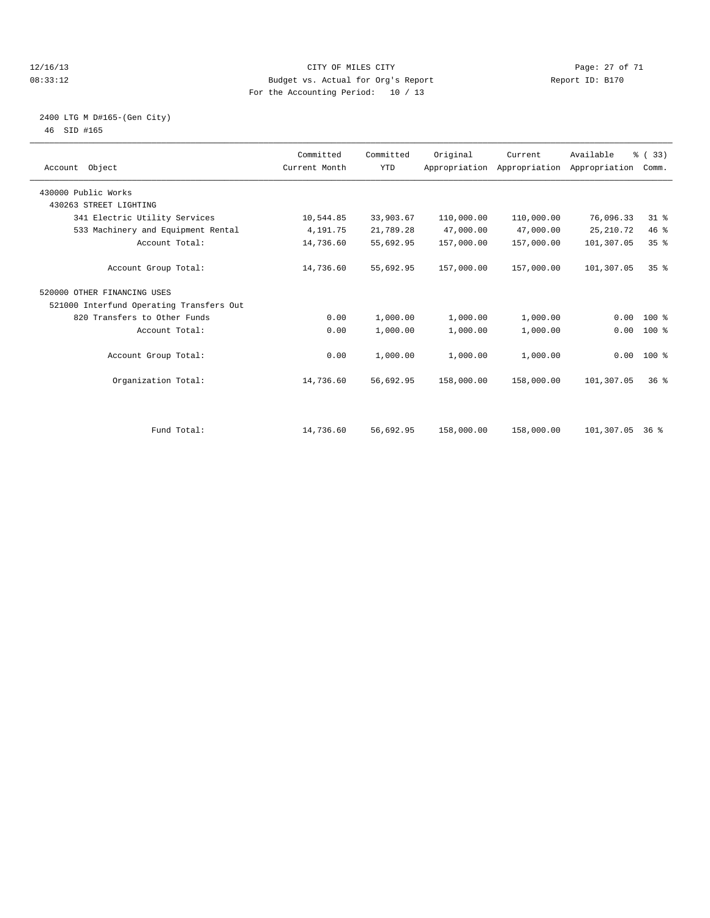CITY OF MILES CITY
Budget vs. Actual for Org's Report
For the Accounting Period: 10 / 13

12/16/13
08:33:12

Report ID: B170

2400 LTG M D#165-(Gen City)
46 SID #165

| Account Object | Committed Current Month | Committed YTD | Original Appropriation | Current Appropriation | Available Appropriation | % ( 33) Comm. |
|---|---|---|---|---|---|---|
| 430000 Public Works | | | | | | |
| 430263 STREET LIGHTING | | | | | | |
| 341 Electric Utility Services | 10,544.85 | 33,903.67 | 110,000.00 | 110,000.00 | 76,096.33 | 31 % |
| 533 Machinery and Equipment Rental | 4,191.75 | 21,789.28 | 47,000.00 | 47,000.00 | 25,210.72 | 46 % |
| Account Total: | 14,736.60 | 55,692.95 | 157,000.00 | 157,000.00 | 101,307.05 | 35 % |
| Account Group Total: | 14,736.60 | 55,692.95 | 157,000.00 | 157,000.00 | 101,307.05 | 35 % |
| 520000 OTHER FINANCING USES | | | | | | |
| 521000 Interfund Operating Transfers Out | | | | | | |
| 820 Transfers to Other Funds | 0.00 | 1,000.00 | 1,000.00 | 1,000.00 | 0.00 | 100 % |
| Account Total: | 0.00 | 1,000.00 | 1,000.00 | 1,000.00 | 0.00 | 100 % |
| Account Group Total: | 0.00 | 1,000.00 | 1,000.00 | 1,000.00 | 0.00 | 100 % |
| Organization Total: | 14,736.60 | 56,692.95 | 158,000.00 | 158,000.00 | 101,307.05 | 36 % |
| Fund Total: | 14,736.60 | 56,692.95 | 158,000.00 | 158,000.00 | 101,307.05 | 36 % |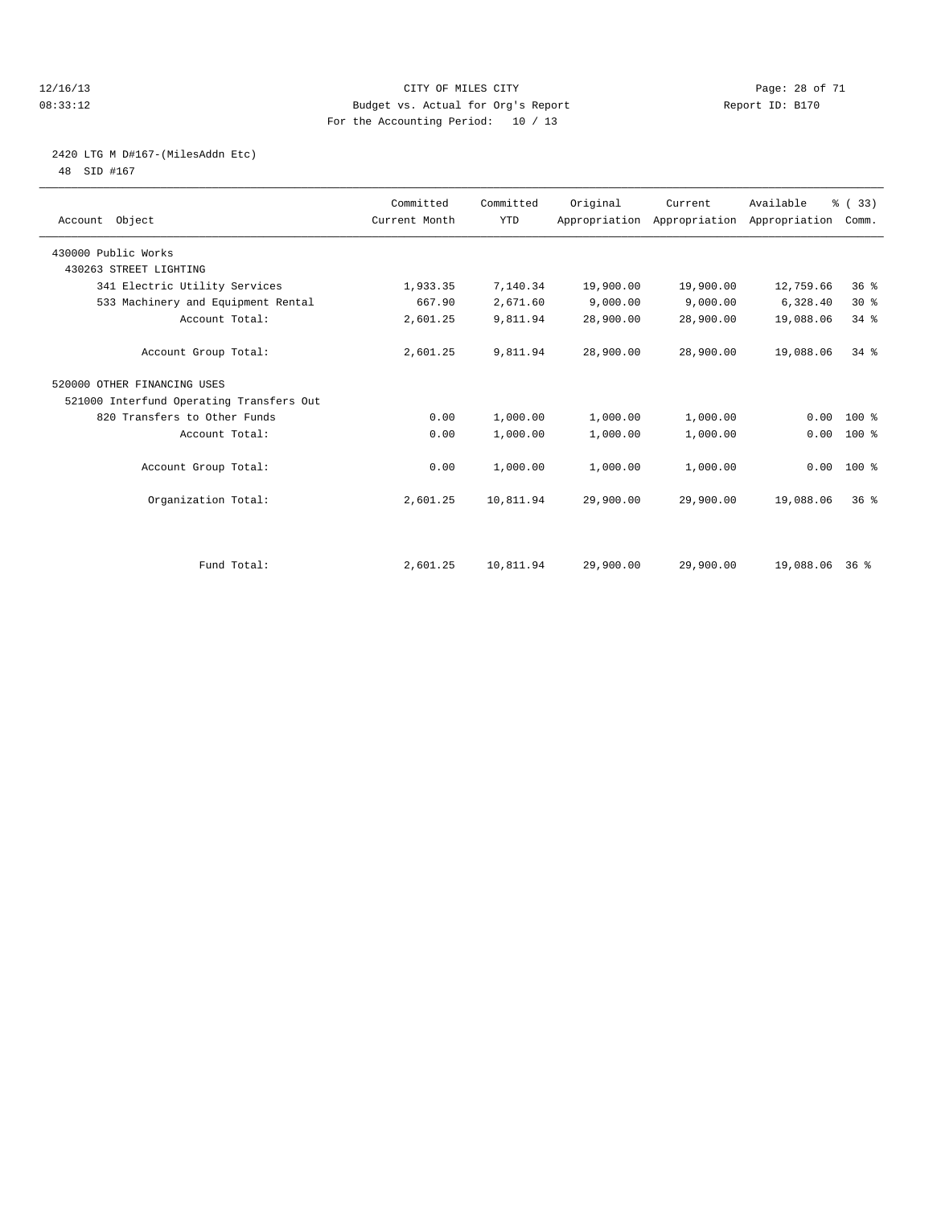CITY OF MILES CITY
Budget vs. Actual for Org's Report
For the Accounting Period: 10 / 13

12/16/13
08:33:12

Report ID: B170

## 2420 LTG M D#167-(MilesAddn Etc)

48 SID #167

| Account Object | Committed Current Month | Committed YTD | Original Appropriation | Current Appropriation | Available Appropriation | % ( 33) Comm. |
|---|---|---|---|---|---|---|
| 430000 Public Works | | | | | | |
| 430263 STREET LIGHTING | | | | | | |
| 341 Electric Utility Services | 1,933.35 | 7,140.34 | 19,900.00 | 19,900.00 | 12,759.66 | 36 % |
| 533 Machinery and Equipment Rental | 667.90 | 2,671.60 | 9,000.00 | 9,000.00 | 6,328.40 | 30 % |
| Account Total: | 2,601.25 | 9,811.94 | 28,900.00 | 28,900.00 | 19,088.06 | 34 % |
| Account Group Total: | 2,601.25 | 9,811.94 | 28,900.00 | 28,900.00 | 19,088.06 | 34 % |
| 520000 OTHER FINANCING USES | | | | | | |
| 521000 Interfund Operating Transfers Out | | | | | | |
| 820 Transfers to Other Funds | 0.00 | 1,000.00 | 1,000.00 | 1,000.00 | 0.00 | 100 % |
| Account Total: | 0.00 | 1,000.00 | 1,000.00 | 1,000.00 | 0.00 | 100 % |
| Account Group Total: | 0.00 | 1,000.00 | 1,000.00 | 1,000.00 | 0.00 | 100 % |
| Organization Total: | 2,601.25 | 10,811.94 | 29,900.00 | 29,900.00 | 19,088.06 | 36 % |
| Fund Total: | 2,601.25 | 10,811.94 | 29,900.00 | 29,900.00 | 19,088.06 | 36 % |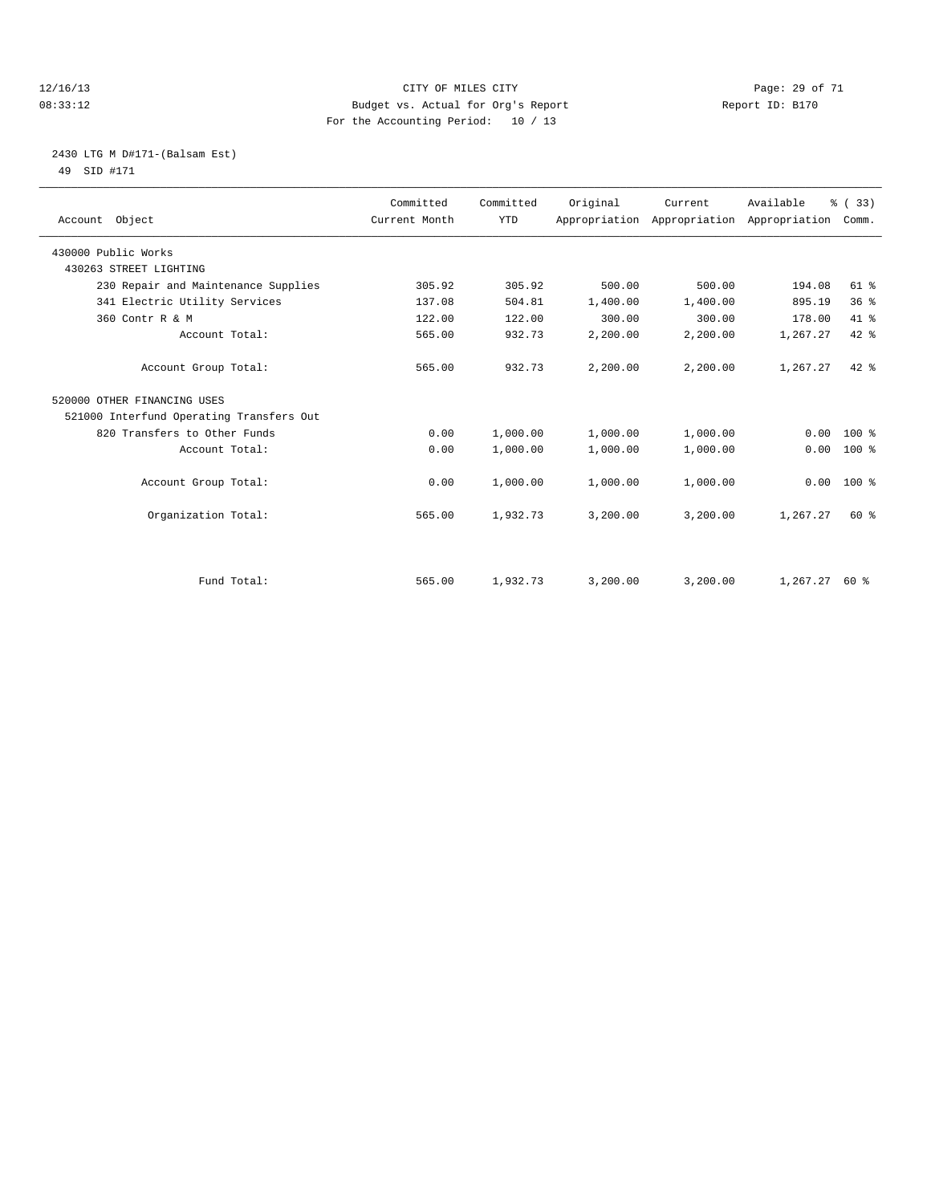CITY OF MILES CITY

Budget vs. Actual for Org's Report

For the Accounting Period: 10 / 13

12/16/13 08:33:12 Report ID: B170

2430 LTG M D#171-(Balsam Est)

49 SID #171

| Account Object | Committed Current Month | Committed YTD | Original Appropriation | Current Appropriation | Available Appropriation | % ( 33) Comm. |
|---|---|---|---|---|---|---|
| 430000 Public Works | | | | | | |
| 430263 STREET LIGHTING | | | | | | |
| 230 Repair and Maintenance Supplies | 305.92 | 305.92 | 500.00 | 500.00 | 194.08 | 61 % |
| 341 Electric Utility Services | 137.08 | 504.81 | 1,400.00 | 1,400.00 | 895.19 | 36 % |
| 360 Contr R & M | 122.00 | 122.00 | 300.00 | 300.00 | 178.00 | 41 % |
| Account Total: | 565.00 | 932.73 | 2,200.00 | 2,200.00 | 1,267.27 | 42 % |
| Account Group Total: | 565.00 | 932.73 | 2,200.00 | 2,200.00 | 1,267.27 | 42 % |
| 520000 OTHER FINANCING USES | | | | | | |
| 521000 Interfund Operating Transfers Out | | | | | | |
| 820 Transfers to Other Funds | 0.00 | 1,000.00 | 1,000.00 | 1,000.00 | 0.00 | 100 % |
| Account Total: | 0.00 | 1,000.00 | 1,000.00 | 1,000.00 | 0.00 | 100 % |
| Account Group Total: | 0.00 | 1,000.00 | 1,000.00 | 1,000.00 | 0.00 | 100 % |
| Organization Total: | 565.00 | 1,932.73 | 3,200.00 | 3,200.00 | 1,267.27 | 60 % |
| Fund Total: | 565.00 | 1,932.73 | 3,200.00 | 3,200.00 | 1,267.27 | 60 % |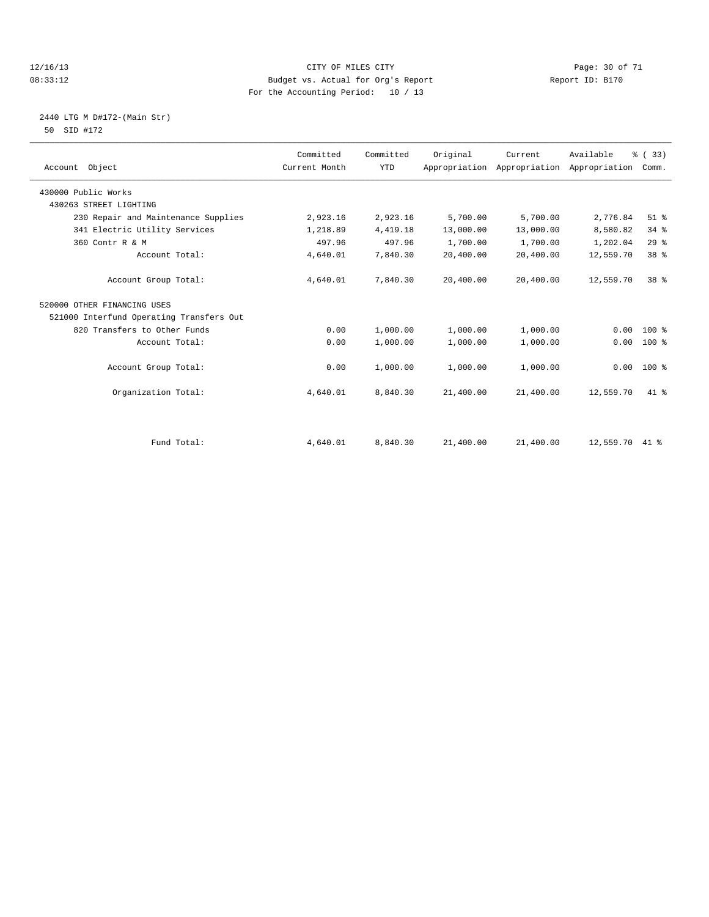CITY OF MILES CITY
Budget vs. Actual for Org's Report
For the Accounting Period: 10 / 13

12/16/13
08:33:12

Report ID: B170

2440 LTG M D#172-(Main Str)
50 SID #172

| Account Object | Committed Current Month | Committed YTD | Original Appropriation | Current Appropriation | Available Appropriation | % ( 33) Comm. |
|---|---|---|---|---|---|---|
| 430000 Public Works | | | | | | |
| 430263 STREET LIGHTING | | | | | | |
| 230 Repair and Maintenance Supplies | 2,923.16 | 2,923.16 | 5,700.00 | 5,700.00 | 2,776.84 | 51 % |
| 341 Electric Utility Services | 1,218.89 | 4,419.18 | 13,000.00 | 13,000.00 | 8,580.82 | 34 % |
| 360 Contr R & M | 497.96 | 497.96 | 1,700.00 | 1,700.00 | 1,202.04 | 29 % |
| Account Total: | 4,640.01 | 7,840.30 | 20,400.00 | 20,400.00 | 12,559.70 | 38 % |
| Account Group Total: | 4,640.01 | 7,840.30 | 20,400.00 | 20,400.00 | 12,559.70 | 38 % |
| 520000 OTHER FINANCING USES | | | | | | |
| 521000 Interfund Operating Transfers Out | | | | | | |
| 820 Transfers to Other Funds | 0.00 | 1,000.00 | 1,000.00 | 1,000.00 | 0.00 | 100 % |
| Account Total: | 0.00 | 1,000.00 | 1,000.00 | 1,000.00 | 0.00 | 100 % |
| Account Group Total: | 0.00 | 1,000.00 | 1,000.00 | 1,000.00 | 0.00 | 100 % |
| Organization Total: | 4,640.01 | 8,840.30 | 21,400.00 | 21,400.00 | 12,559.70 | 41 % |
| Fund Total: | 4,640.01 | 8,840.30 | 21,400.00 | 21,400.00 | 12,559.70 | 41 % |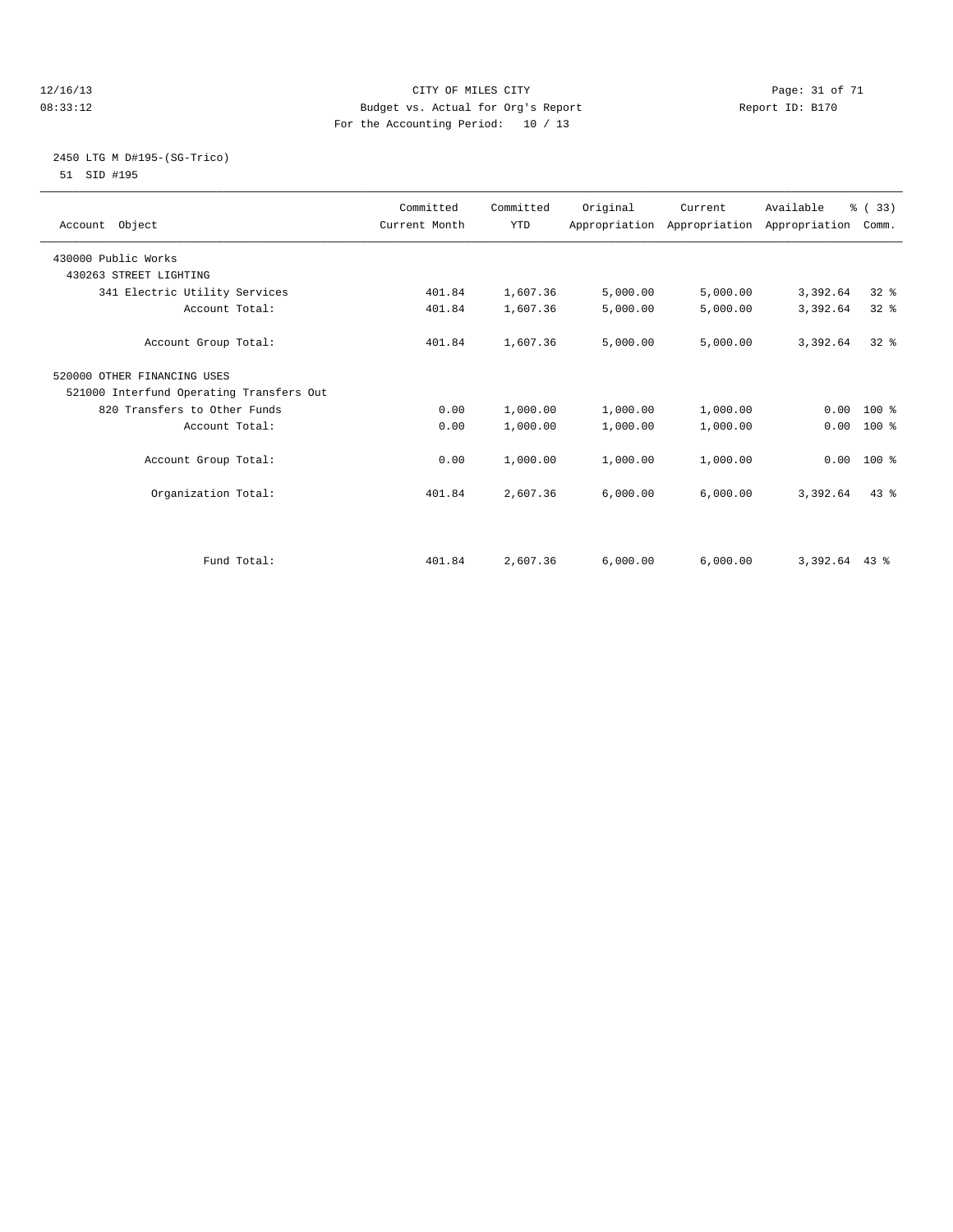CITY OF MILES CITY
Budget vs. Actual for Org's Report
For the Accounting Period: 10 / 13

12/16/13
08:33:12

Report ID: B170

2450 LTG M D#195-(SG-Trico)
51 SID #195

| Account Object | Committed Current Month | Committed YTD | Original Appropriation | Current Appropriation | Available Appropriation | % ( 33) Comm. |
|---|---|---|---|---|---|---|
| 430000 Public Works | | | | | | |
| 430263 STREET LIGHTING | | | | | | |
| 341 Electric Utility Services | 401.84 | 1,607.36 | 5,000.00 | 5,000.00 | 3,392.64 | 32 % |
| Account Total: | 401.84 | 1,607.36 | 5,000.00 | 5,000.00 | 3,392.64 | 32 % |
| Account Group Total: | 401.84 | 1,607.36 | 5,000.00 | 5,000.00 | 3,392.64 | 32 % |
| 520000 OTHER FINANCING USES | | | | | | |
| 521000 Interfund Operating Transfers Out | | | | | | |
| 820 Transfers to Other Funds | 0.00 | 1,000.00 | 1,000.00 | 1,000.00 | 0.00 | 100 % |
| Account Total: | 0.00 | 1,000.00 | 1,000.00 | 1,000.00 | 0.00 | 100 % |
| Account Group Total: | 0.00 | 1,000.00 | 1,000.00 | 1,000.00 | 0.00 | 100 % |
| Organization Total: | 401.84 | 2,607.36 | 6,000.00 | 6,000.00 | 3,392.64 | 43 % |
| Fund Total: | 401.84 | 2,607.36 | 6,000.00 | 6,000.00 | 3,392.64 | 43 % |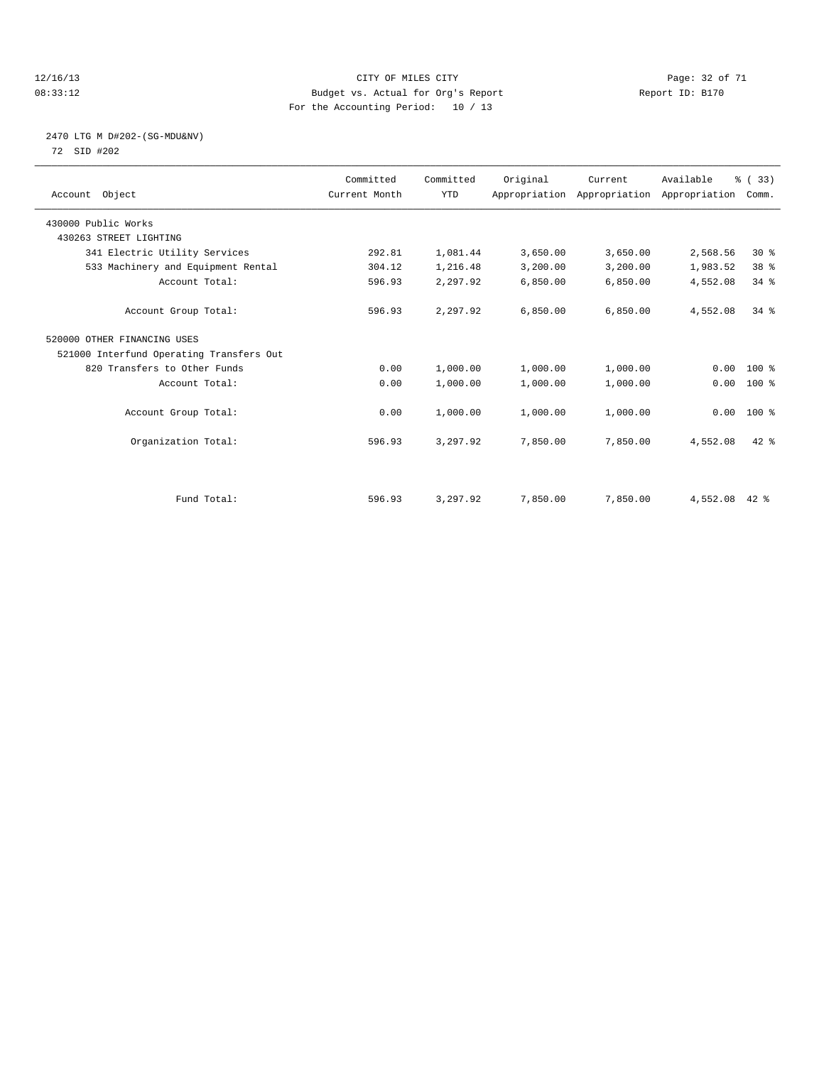CITY OF MILES CITY

Budget vs. Actual for Org's Report

For the Accounting Period: 10 / 13

12/16/13

08:33:12

Report ID: B170

2470 LTG M D#202-(SG-MDU&NV)

72 SID #202

| Account Object | Committed Current Month | Committed YTD | Original Appropriation | Current Appropriation | Available Appropriation | % ( 33) Comm. |
|---|---|---|---|---|---|---|
| 430000 Public Works | | | | | | |
| 430263 STREET LIGHTING | | | | | | |
| 341 Electric Utility Services | 292.81 | 1,081.44 | 3,650.00 | 3,650.00 | 2,568.56 | 30 % |
| 533 Machinery and Equipment Rental | 304.12 | 1,216.48 | 3,200.00 | 3,200.00 | 1,983.52 | 38 % |
| Account Total: | 596.93 | 2,297.92 | 6,850.00 | 6,850.00 | 4,552.08 | 34 % |
| Account Group Total: | 596.93 | 2,297.92 | 6,850.00 | 6,850.00 | 4,552.08 | 34 % |
| 520000 OTHER FINANCING USES | | | | | | |
| 521000 Interfund Operating Transfers Out | | | | | | |
| 820 Transfers to Other Funds | 0.00 | 1,000.00 | 1,000.00 | 1,000.00 | 0.00 | 100 % |
| Account Total: | 0.00 | 1,000.00 | 1,000.00 | 1,000.00 | 0.00 | 100 % |
| Account Group Total: | 0.00 | 1,000.00 | 1,000.00 | 1,000.00 | 0.00 | 100 % |
| Organization Total: | 596.93 | 3,297.92 | 7,850.00 | 7,850.00 | 4,552.08 | 42 % |
| Fund Total: | 596.93 | 3,297.92 | 7,850.00 | 7,850.00 | 4,552.08 | 42 % |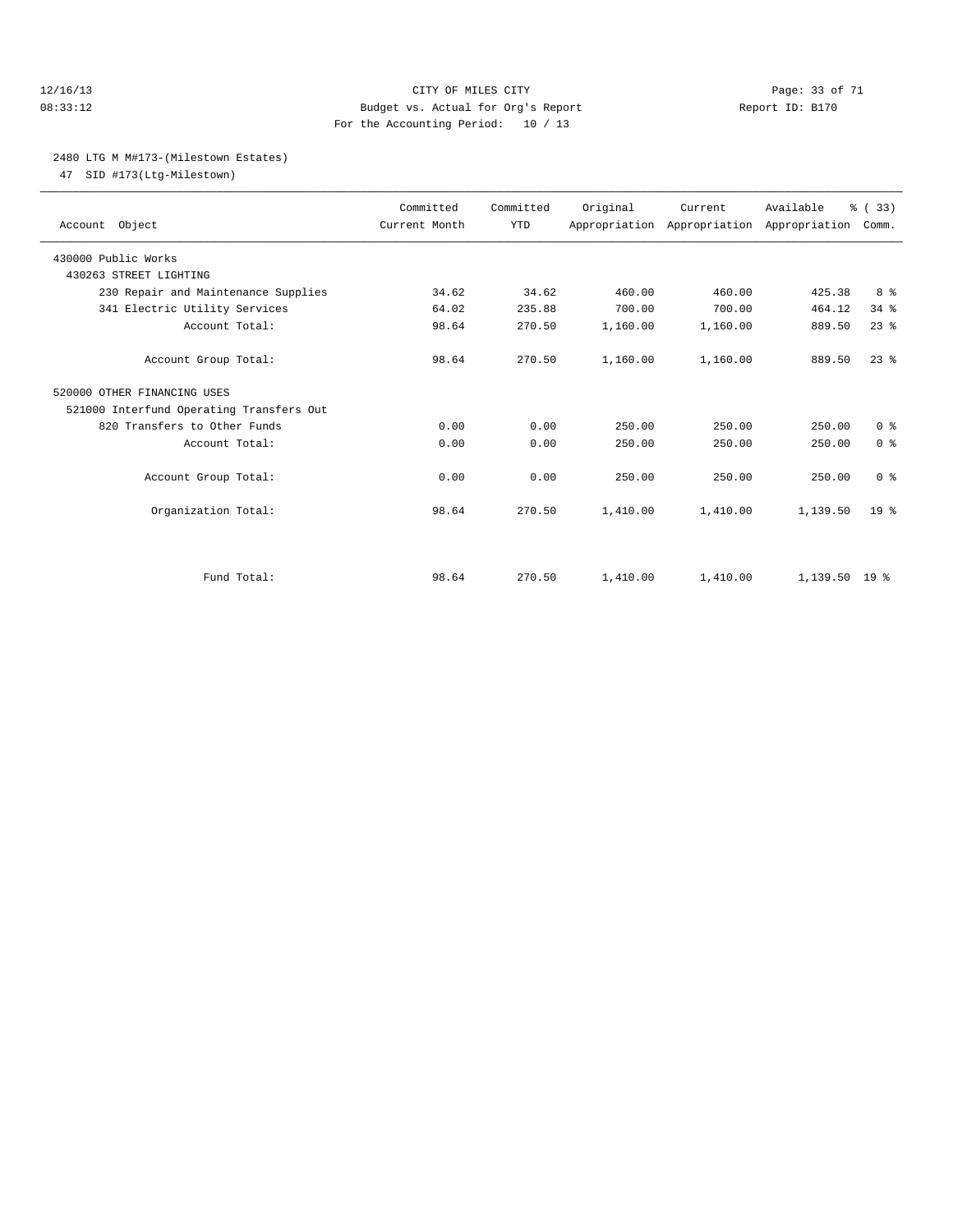CITY OF MILES CITY
Budget vs. Actual for Org's Report
For the Accounting Period: 10 / 13

12/16/13
08:33:12

Report ID: B170

2480 LTG M M#173-(Milestown Estates)
47 SID #173(Ltg-Milestown)

| Account Object | Committed Current Month | Committed YTD | Original Appropriation | Current Appropriation | Available Appropriation | % ( 33) Comm. |
|---|---|---|---|---|---|---|
| 430000 Public Works | | | | | | |
| 430263 STREET LIGHTING | | | | | | |
| 230 Repair and Maintenance Supplies | 34.62 | 34.62 | 460.00 | 460.00 | 425.38 | 8 % |
| 341 Electric Utility Services | 64.02 | 235.88 | 700.00 | 700.00 | 464.12 | 34 % |
| Account Total: | 98.64 | 270.50 | 1,160.00 | 1,160.00 | 889.50 | 23 % |
| Account Group Total: | 98.64 | 270.50 | 1,160.00 | 1,160.00 | 889.50 | 23 % |
| 520000 OTHER FINANCING USES | | | | | | |
| 521000 Interfund Operating Transfers Out | | | | | | |
| 820 Transfers to Other Funds | 0.00 | 0.00 | 250.00 | 250.00 | 250.00 | 0 % |
| Account Total: | 0.00 | 0.00 | 250.00 | 250.00 | 250.00 | 0 % |
| Account Group Total: | 0.00 | 0.00 | 250.00 | 250.00 | 250.00 | 0 % |
| Organization Total: | 98.64 | 270.50 | 1,410.00 | 1,410.00 | 1,139.50 | 19 % |
| Fund Total: | 98.64 | 270.50 | 1,410.00 | 1,410.00 | 1,139.50 | 19 % |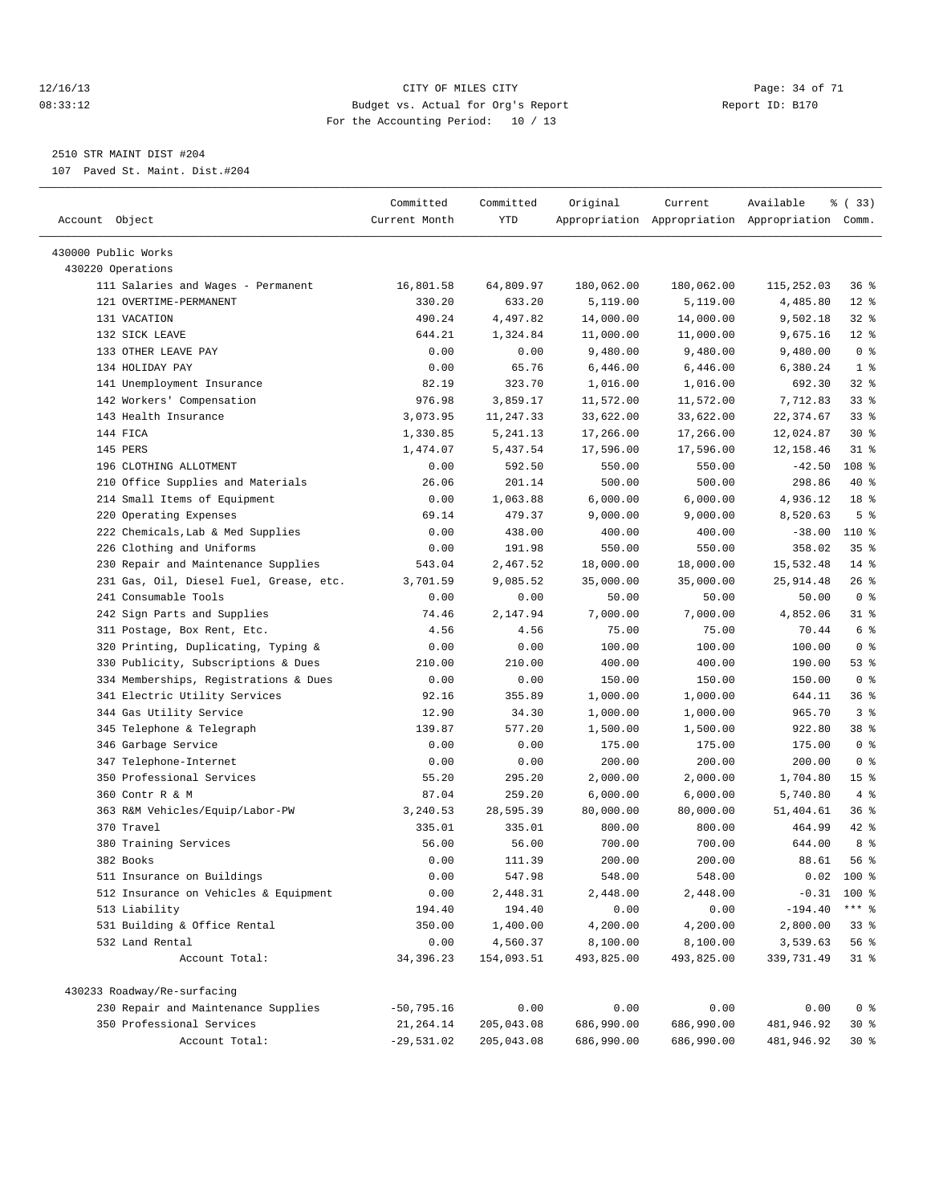CITY OF MILES CITY
Budget vs. Actual for Org's Report
For the Accounting Period: 10 / 13

12/16/13
08:33:12

Report ID: B170

2510 STR MAINT DIST #204
107 Paved St. Maint. Dist.#204

| Account Object | Committed Current Month | Committed YTD | Original Appropriation | Current Appropriation | Available Appropriation | % ( 33) Comm. |
|---|---|---|---|---|---|---|
| 430000 Public Works | | | | | | |
| 430220 Operations | | | | | | |
| 111 Salaries and Wages - Permanent | 16,801.58 | 64,809.97 | 180,062.00 | 180,062.00 | 115,252.03 | 36 % |
| 121 OVERTIME-PERMANENT | 330.20 | 633.20 | 5,119.00 | 5,119.00 | 4,485.80 | 12 % |
| 131 VACATION | 490.24 | 4,497.82 | 14,000.00 | 14,000.00 | 9,502.18 | 32 % |
| 132 SICK LEAVE | 644.21 | 1,324.84 | 11,000.00 | 11,000.00 | 9,675.16 | 12 % |
| 133 OTHER LEAVE PAY | 0.00 | 0.00 | 9,480.00 | 9,480.00 | 9,480.00 | 0 % |
| 134 HOLIDAY PAY | 0.00 | 65.76 | 6,446.00 | 6,446.00 | 6,380.24 | 1 % |
| 141 Unemployment Insurance | 82.19 | 323.70 | 1,016.00 | 1,016.00 | 692.30 | 32 % |
| 142 Workers' Compensation | 976.98 | 3,859.17 | 11,572.00 | 11,572.00 | 7,712.83 | 33 % |
| 143 Health Insurance | 3,073.95 | 11,247.33 | 33,622.00 | 33,622.00 | 22,374.67 | 33 % |
| 144 FICA | 1,330.85 | 5,241.13 | 17,266.00 | 17,266.00 | 12,024.87 | 30 % |
| 145 PERS | 1,474.07 | 5,437.54 | 17,596.00 | 17,596.00 | 12,158.46 | 31 % |
| 196 CLOTHING ALLOTMENT | 0.00 | 592.50 | 550.00 | 550.00 | -42.50 | 108 % |
| 210 Office Supplies and Materials | 26.06 | 201.14 | 500.00 | 500.00 | 298.86 | 40 % |
| 214 Small Items of Equipment | 0.00 | 1,063.88 | 6,000.00 | 6,000.00 | 4,936.12 | 18 % |
| 220 Operating Expenses | 69.14 | 479.37 | 9,000.00 | 9,000.00 | 8,520.63 | 5 % |
| 222 Chemicals,Lab & Med Supplies | 0.00 | 438.00 | 400.00 | 400.00 | -38.00 | 110 % |
| 226 Clothing and Uniforms | 0.00 | 191.98 | 550.00 | 550.00 | 358.02 | 35 % |
| 230 Repair and Maintenance Supplies | 543.04 | 2,467.52 | 18,000.00 | 18,000.00 | 15,532.48 | 14 % |
| 231 Gas, Oil, Diesel Fuel, Grease, etc. | 3,701.59 | 9,085.52 | 35,000.00 | 35,000.00 | 25,914.48 | 26 % |
| 241 Consumable Tools | 0.00 | 0.00 | 50.00 | 50.00 | 50.00 | 0 % |
| 242 Sign Parts and Supplies | 74.46 | 2,147.94 | 7,000.00 | 7,000.00 | 4,852.06 | 31 % |
| 311 Postage, Box Rent, Etc. | 4.56 | 4.56 | 75.00 | 75.00 | 70.44 | 6 % |
| 320 Printing, Duplicating, Typing & | 0.00 | 0.00 | 100.00 | 100.00 | 100.00 | 0 % |
| 330 Publicity, Subscriptions & Dues | 210.00 | 210.00 | 400.00 | 400.00 | 190.00 | 53 % |
| 334 Memberships, Registrations & Dues | 0.00 | 0.00 | 150.00 | 150.00 | 150.00 | 0 % |
| 341 Electric Utility Services | 92.16 | 355.89 | 1,000.00 | 1,000.00 | 644.11 | 36 % |
| 344 Gas Utility Service | 12.90 | 34.30 | 1,000.00 | 1,000.00 | 965.70 | 3 % |
| 345 Telephone & Telegraph | 139.87 | 577.20 | 1,500.00 | 1,500.00 | 922.80 | 38 % |
| 346 Garbage Service | 0.00 | 0.00 | 175.00 | 175.00 | 175.00 | 0 % |
| 347 Telephone-Internet | 0.00 | 0.00 | 200.00 | 200.00 | 200.00 | 0 % |
| 350 Professional Services | 55.20 | 295.20 | 2,000.00 | 2,000.00 | 1,704.80 | 15 % |
| 360 Contr R & M | 87.04 | 259.20 | 6,000.00 | 6,000.00 | 5,740.80 | 4 % |
| 363 R&M Vehicles/Equip/Labor-PW | 3,240.53 | 28,595.39 | 80,000.00 | 80,000.00 | 51,404.61 | 36 % |
| 370 Travel | 335.01 | 335.01 | 800.00 | 800.00 | 464.99 | 42 % |
| 380 Training Services | 56.00 | 56.00 | 700.00 | 700.00 | 644.00 | 8 % |
| 382 Books | 0.00 | 111.39 | 200.00 | 200.00 | 88.61 | 56 % |
| 511 Insurance on Buildings | 0.00 | 547.98 | 548.00 | 548.00 | 0.02 | 100 % |
| 512 Insurance on Vehicles & Equipment | 0.00 | 2,448.31 | 2,448.00 | 2,448.00 | -0.31 | 100 % |
| 513 Liability | 194.40 | 194.40 | 0.00 | 0.00 | -194.40 | *** % |
| 531 Building & Office Rental | 350.00 | 1,400.00 | 4,200.00 | 4,200.00 | 2,800.00 | 33 % |
| 532 Land Rental | 0.00 | 4,560.37 | 8,100.00 | 8,100.00 | 3,539.63 | 56 % |
| Account Total: | 34,396.23 | 154,093.51 | 493,825.00 | 493,825.00 | 339,731.49 | 31 % |
| 430233 Roadway/Re-surfacing | | | | | | |
| 230 Repair and Maintenance Supplies | -50,795.16 | 0.00 | 0.00 | 0.00 | 0.00 | 0 % |
| 350 Professional Services | 21,264.14 | 205,043.08 | 686,990.00 | 686,990.00 | 481,946.92 | 30 % |
| Account Total: | -29,531.02 | 205,043.08 | 686,990.00 | 686,990.00 | 481,946.92 | 30 % |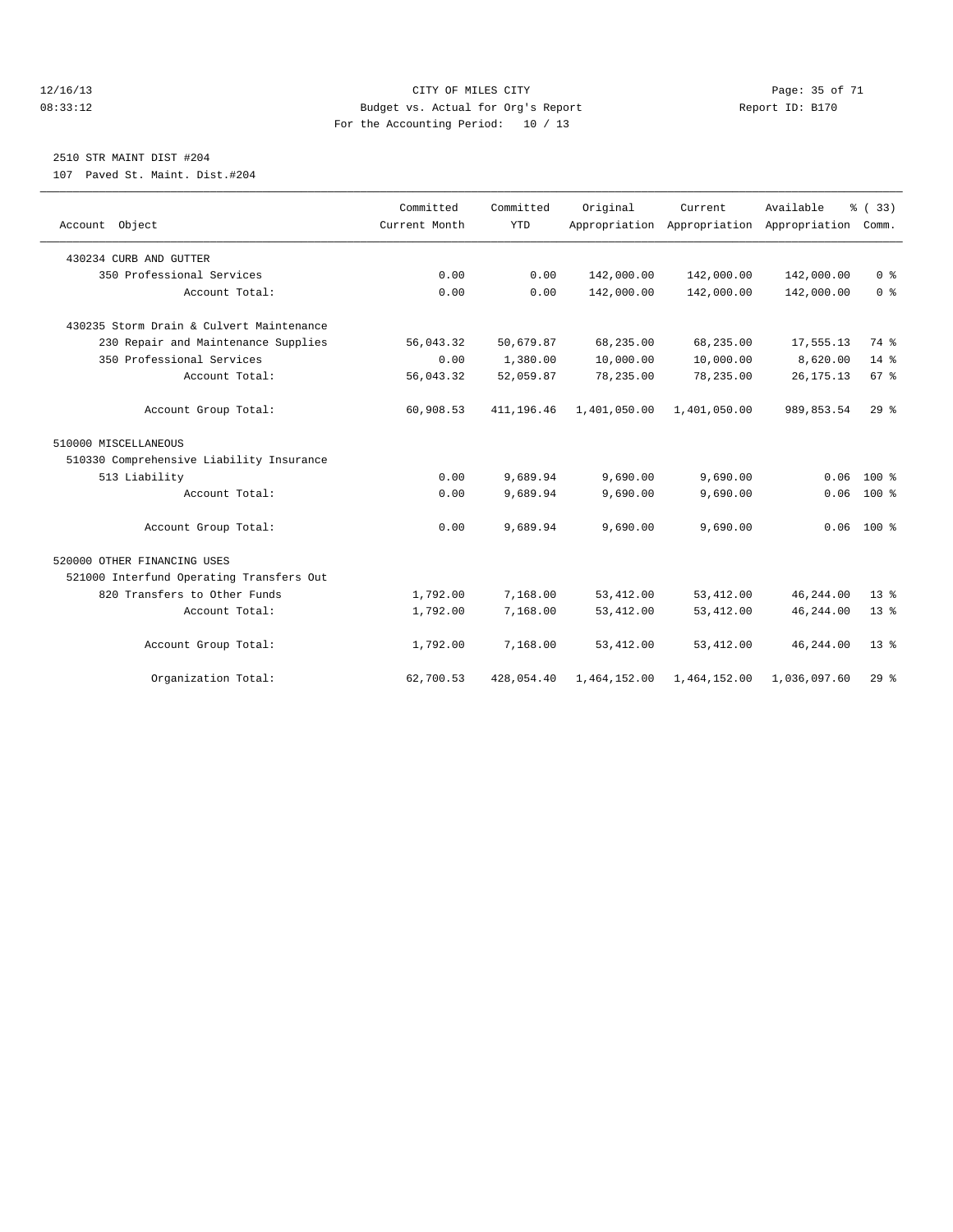12/16/13 CITY OF MILES CITY
08:33:12 Budget vs. Actual for Org's Report Report ID: B170
For the Accounting Period: 10 / 13

2510 STR MAINT DIST #204
107 Paved St. Maint. Dist.#204

| Account Object | Committed Current Month | Committed YTD | Original Appropriation | Current Appropriation | Available Appropriation | % ( 33) Comm. |
|---|---|---|---|---|---|---|
| 430234 CURB AND GUTTER | | | | | | |
| 350 Professional Services | 0.00 | 0.00 | 142,000.00 | 142,000.00 | 142,000.00 | 0 % |
| Account Total: | 0.00 | 0.00 | 142,000.00 | 142,000.00 | 142,000.00 | 0 % |
| 430235 Storm Drain & Culvert Maintenance | | | | | | |
| 230 Repair and Maintenance Supplies | 56,043.32 | 50,679.87 | 68,235.00 | 68,235.00 | 17,555.13 | 74 % |
| 350 Professional Services | 0.00 | 1,380.00 | 10,000.00 | 10,000.00 | 8,620.00 | 14 % |
| Account Total: | 56,043.32 | 52,059.87 | 78,235.00 | 78,235.00 | 26,175.13 | 67 % |
| Account Group Total: | 60,908.53 | 411,196.46 | 1,401,050.00 | 1,401,050.00 | 989,853.54 | 29 % |
| 510000 MISCELLANEOUS | | | | | | |
| 510330 Comprehensive Liability Insurance | | | | | | |
| 513 Liability | 0.00 | 9,689.94 | 9,690.00 | 9,690.00 | 0.06 | 100 % |
| Account Total: | 0.00 | 9,689.94 | 9,690.00 | 9,690.00 | 0.06 | 100 % |
| Account Group Total: | 0.00 | 9,689.94 | 9,690.00 | 9,690.00 | 0.06 | 100 % |
| 520000 OTHER FINANCING USES | | | | | | |
| 521000 Interfund Operating Transfers Out | | | | | | |
| 820 Transfers to Other Funds | 1,792.00 | 7,168.00 | 53,412.00 | 53,412.00 | 46,244.00 | 13 % |
| Account Total: | 1,792.00 | 7,168.00 | 53,412.00 | 53,412.00 | 46,244.00 | 13 % |
| Account Group Total: | 1,792.00 | 7,168.00 | 53,412.00 | 53,412.00 | 46,244.00 | 13 % |
| Organization Total: | 62,700.53 | 428,054.40 | 1,464,152.00 | 1,464,152.00 | 1,036,097.60 | 29 % |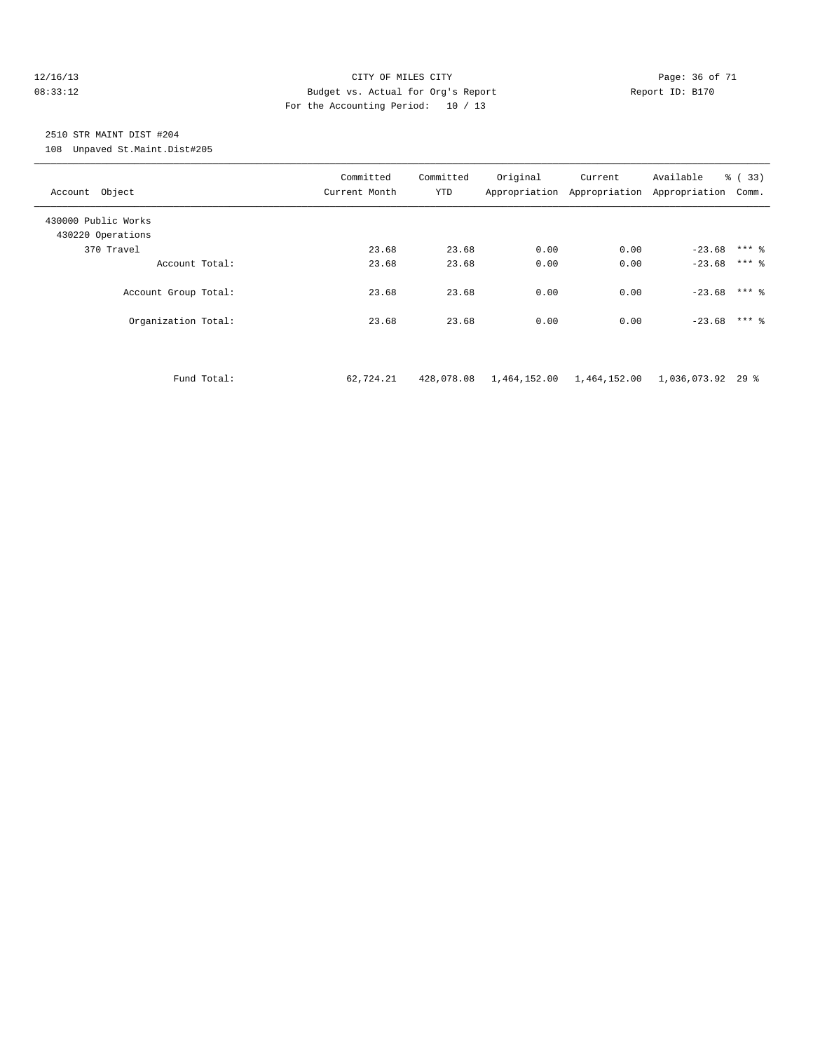CITY OF MILES CITY
Budget vs. Actual for Org's Report
For the Accounting Period: 10 / 13

12/16/13
08:33:12

Report ID: B170

2510 STR MAINT DIST #204
108 Unpaved St.Maint.Dist#205

| Account Object | Committed Current Month | Committed YTD | Original Appropriation | Current Appropriation | Available Appropriation | % ( 33) Comm. |
|---|---|---|---|---|---|---|
| 430000 Public Works | | | | | | |
| 430220 Operations | | | | | | |
| 370 Travel | 23.68 | 23.68 | 0.00 | 0.00 | -23.68 | *** % |
| Account Total: | 23.68 | 23.68 | 0.00 | 0.00 | -23.68 | *** % |
| Account Group Total: | 23.68 | 23.68 | 0.00 | 0.00 | -23.68 | *** % |
| Organization Total: | 23.68 | 23.68 | 0.00 | 0.00 | -23.68 | *** % |
| Fund Total: | 62,724.21 | 428,078.08 | 1,464,152.00 | 1,464,152.00 | 1,036,073.92 | 29 % |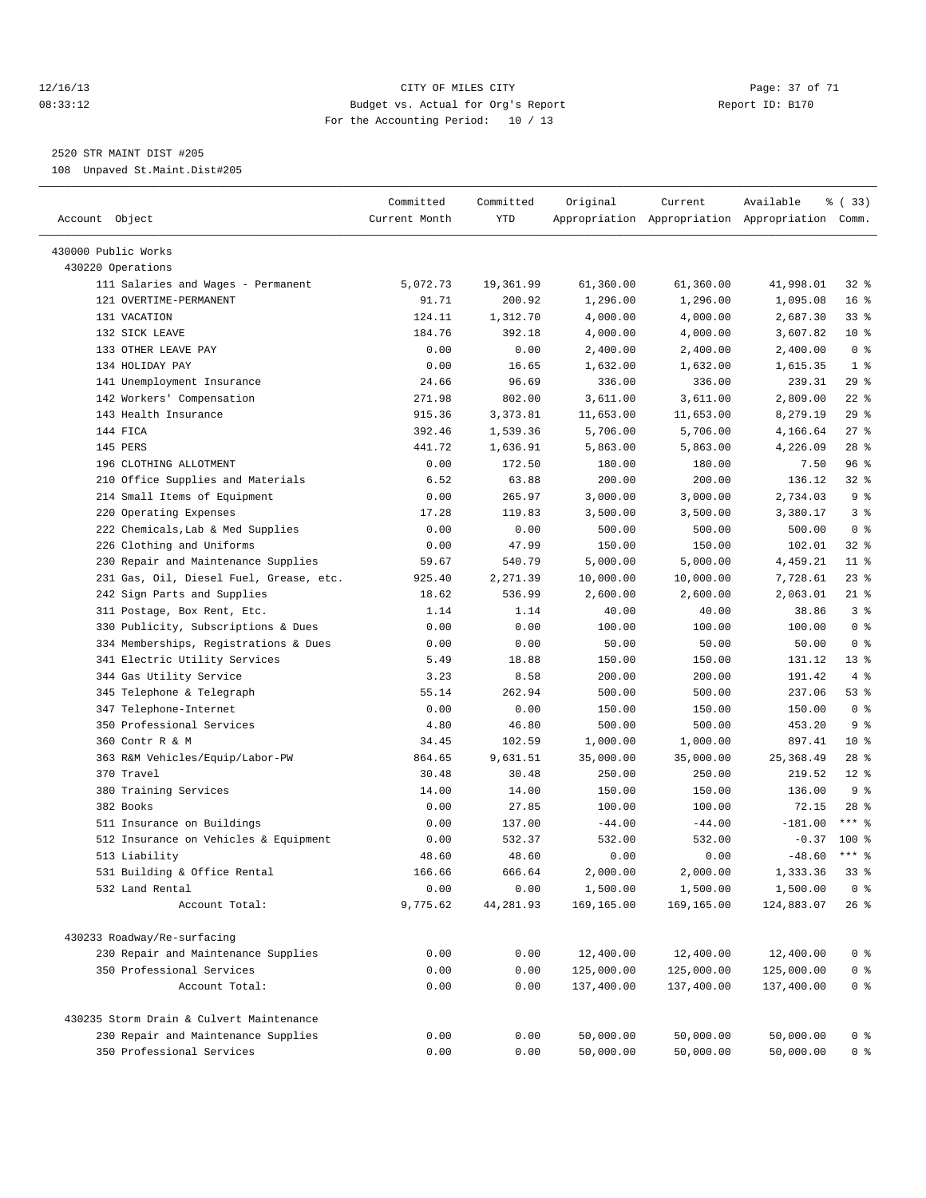CITY OF MILES CITY
Budget vs. Actual for Org's Report
For the Accounting Period: 10 / 13

12/16/13
08:33:12

Report ID: B170

2520 STR MAINT DIST #205
108 Unpaved St.Maint.Dist#205

| Account Object | Committed Current Month | Committed YTD | Original Appropriation | Current Appropriation | Available Appropriation | % ( 33) Comm. |
|---|---|---|---|---|---|---|
| 430000 Public Works | | | | | | |
| 430220 Operations | | | | | | |
| 111 Salaries and Wages - Permanent | 5,072.73 | 19,361.99 | 61,360.00 | 61,360.00 | 41,998.01 | 32 % |
| 121 OVERTIME-PERMANENT | 91.71 | 200.92 | 1,296.00 | 1,296.00 | 1,095.08 | 16 % |
| 131 VACATION | 124.11 | 1,312.70 | 4,000.00 | 4,000.00 | 2,687.30 | 33 % |
| 132 SICK LEAVE | 184.76 | 392.18 | 4,000.00 | 4,000.00 | 3,607.82 | 10 % |
| 133 OTHER LEAVE PAY | 0.00 | 0.00 | 2,400.00 | 2,400.00 | 2,400.00 | 0 % |
| 134 HOLIDAY PAY | 0.00 | 16.65 | 1,632.00 | 1,632.00 | 1,615.35 | 1 % |
| 141 Unemployment Insurance | 24.66 | 96.69 | 336.00 | 336.00 | 239.31 | 29 % |
| 142 Workers' Compensation | 271.98 | 802.00 | 3,611.00 | 3,611.00 | 2,809.00 | 22 % |
| 143 Health Insurance | 915.36 | 3,373.81 | 11,653.00 | 11,653.00 | 8,279.19 | 29 % |
| 144 FICA | 392.46 | 1,539.36 | 5,706.00 | 5,706.00 | 4,166.64 | 27 % |
| 145 PERS | 441.72 | 1,636.91 | 5,863.00 | 5,863.00 | 4,226.09 | 28 % |
| 196 CLOTHING ALLOTMENT | 0.00 | 172.50 | 180.00 | 180.00 | 7.50 | 96 % |
| 210 Office Supplies and Materials | 6.52 | 63.88 | 200.00 | 200.00 | 136.12 | 32 % |
| 214 Small Items of Equipment | 0.00 | 265.97 | 3,000.00 | 3,000.00 | 2,734.03 | 9 % |
| 220 Operating Expenses | 17.28 | 119.83 | 3,500.00 | 3,500.00 | 3,380.17 | 3 % |
| 222 Chemicals,Lab & Med Supplies | 0.00 | 0.00 | 500.00 | 500.00 | 500.00 | 0 % |
| 226 Clothing and Uniforms | 0.00 | 47.99 | 150.00 | 150.00 | 102.01 | 32 % |
| 230 Repair and Maintenance Supplies | 59.67 | 540.79 | 5,000.00 | 5,000.00 | 4,459.21 | 11 % |
| 231 Gas, Oil, Diesel Fuel, Grease, etc. | 925.40 | 2,271.39 | 10,000.00 | 10,000.00 | 7,728.61 | 23 % |
| 242 Sign Parts and Supplies | 18.62 | 536.99 | 2,600.00 | 2,600.00 | 2,063.01 | 21 % |
| 311 Postage, Box Rent, Etc. | 1.14 | 1.14 | 40.00 | 40.00 | 38.86 | 3 % |
| 330 Publicity, Subscriptions & Dues | 0.00 | 0.00 | 100.00 | 100.00 | 100.00 | 0 % |
| 334 Memberships, Registrations & Dues | 0.00 | 0.00 | 50.00 | 50.00 | 50.00 | 0 % |
| 341 Electric Utility Services | 5.49 | 18.88 | 150.00 | 150.00 | 131.12 | 13 % |
| 344 Gas Utility Service | 3.23 | 8.58 | 200.00 | 200.00 | 191.42 | 4 % |
| 345 Telephone & Telegraph | 55.14 | 262.94 | 500.00 | 500.00 | 237.06 | 53 % |
| 347 Telephone-Internet | 0.00 | 0.00 | 150.00 | 150.00 | 150.00 | 0 % |
| 350 Professional Services | 4.80 | 46.80 | 500.00 | 500.00 | 453.20 | 9 % |
| 360 Contr R & M | 34.45 | 102.59 | 1,000.00 | 1,000.00 | 897.41 | 10 % |
| 363 R&M Vehicles/Equip/Labor-PW | 864.65 | 9,631.51 | 35,000.00 | 35,000.00 | 25,368.49 | 28 % |
| 370 Travel | 30.48 | 30.48 | 250.00 | 250.00 | 219.52 | 12 % |
| 380 Training Services | 14.00 | 14.00 | 150.00 | 150.00 | 136.00 | 9 % |
| 382 Books | 0.00 | 27.85 | 100.00 | 100.00 | 72.15 | 28 % |
| 511 Insurance on Buildings | 0.00 | 137.00 | -44.00 | -44.00 | -181.00 | *** % |
| 512 Insurance on Vehicles & Equipment | 0.00 | 532.37 | 532.00 | 532.00 | -0.37 | 100 % |
| 513 Liability | 48.60 | 48.60 | 0.00 | 0.00 | -48.60 | *** % |
| 531 Building & Office Rental | 166.66 | 666.64 | 2,000.00 | 2,000.00 | 1,333.36 | 33 % |
| 532 Land Rental | 0.00 | 0.00 | 1,500.00 | 1,500.00 | 1,500.00 | 0 % |
| Account Total: | 9,775.62 | 44,281.93 | 169,165.00 | 169,165.00 | 124,883.07 | 26 % |
| 430233 Roadway/Re-surfacing | | | | | | |
| 230 Repair and Maintenance Supplies | 0.00 | 0.00 | 12,400.00 | 12,400.00 | 12,400.00 | 0 % |
| 350 Professional Services | 0.00 | 0.00 | 125,000.00 | 125,000.00 | 125,000.00 | 0 % |
| Account Total: | 0.00 | 0.00 | 137,400.00 | 137,400.00 | 137,400.00 | 0 % |
| 430235 Storm Drain & Culvert Maintenance | | | | | | |
| 230 Repair and Maintenance Supplies | 0.00 | 0.00 | 50,000.00 | 50,000.00 | 50,000.00 | 0 % |
| 350 Professional Services | 0.00 | 0.00 | 50,000.00 | 50,000.00 | 50,000.00 | 0 % |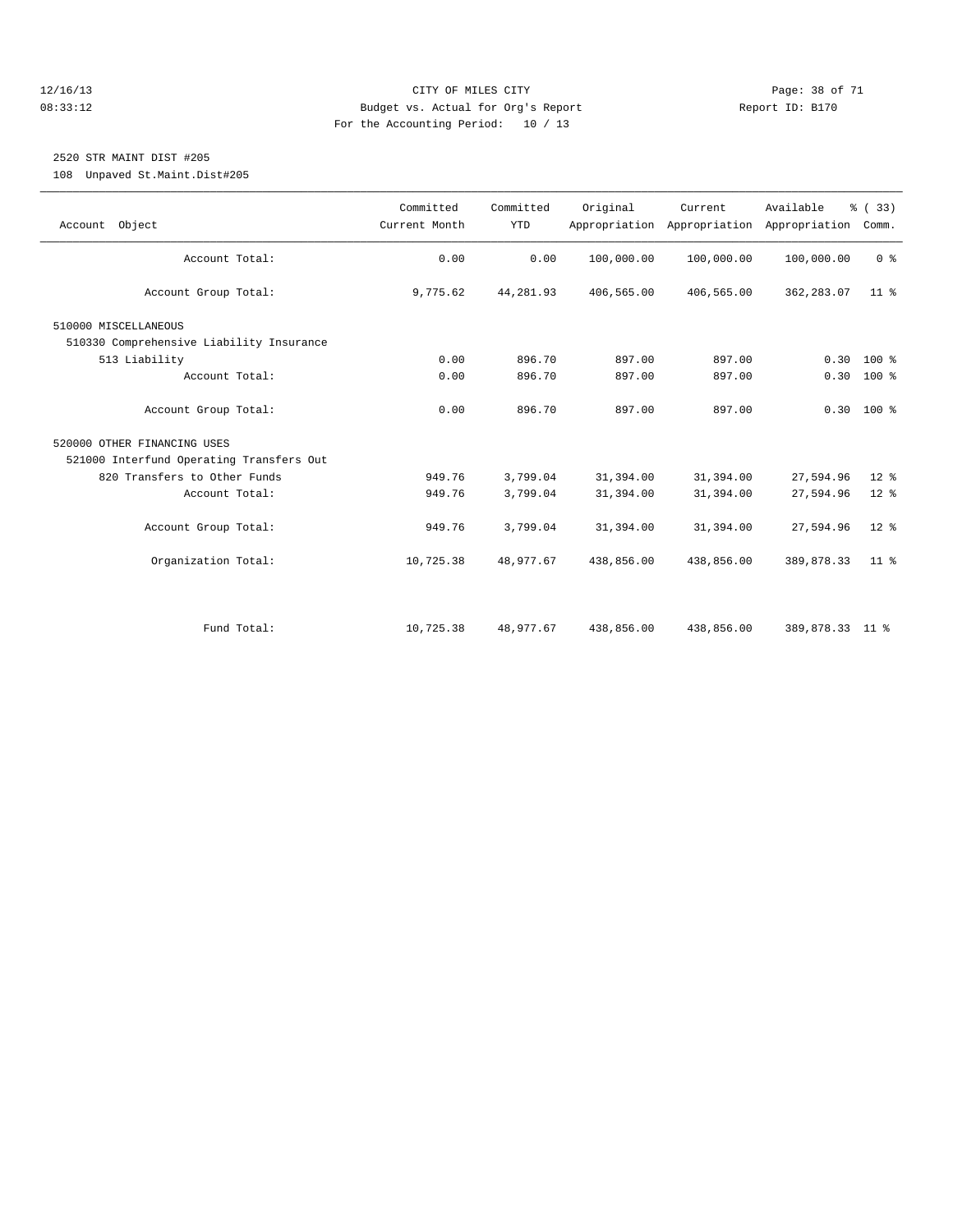CITY OF MILES CITY

Budget vs. Actual for Org's Report

For the Accounting Period: 10 / 13

12/16/13 08:33:12 — Report ID: B170

## 2520 STR MAINT DIST #205

108 Unpaved St.Maint.Dist#205

| Account Object | Committed Current Month | Committed YTD | Original Appropriation | Current Appropriation | Available Appropriation | % ( 33) Comm. |
|---|---|---|---|---|---|---|
| Account Total: | 0.00 | 0.00 | 100,000.00 | 100,000.00 | 100,000.00 | 0 % |
| Account Group Total: | 9,775.62 | 44,281.93 | 406,565.00 | 406,565.00 | 362,283.07 | 11 % |
| 510000 MISCELLANEOUS | | | | | | |
| 510330 Comprehensive Liability Insurance | | | | | | |
| 513 Liability | 0.00 | 896.70 | 897.00 | 897.00 | 0.30 | 100 % |
| Account Total: | 0.00 | 896.70 | 897.00 | 897.00 | 0.30 | 100 % |
| Account Group Total: | 0.00 | 896.70 | 897.00 | 897.00 | 0.30 | 100 % |
| 520000 OTHER FINANCING USES | | | | | | |
| 521000 Interfund Operating Transfers Out | | | | | | |
| 820 Transfers to Other Funds | 949.76 | 3,799.04 | 31,394.00 | 31,394.00 | 27,594.96 | 12 % |
| Account Total: | 949.76 | 3,799.04 | 31,394.00 | 31,394.00 | 27,594.96 | 12 % |
| Account Group Total: | 949.76 | 3,799.04 | 31,394.00 | 31,394.00 | 27,594.96 | 12 % |
| Organization Total: | 10,725.38 | 48,977.67 | 438,856.00 | 438,856.00 | 389,878.33 | 11 % |
| Fund Total: | 10,725.38 | 48,977.67 | 438,856.00 | 438,856.00 | 389,878.33 | 11 % |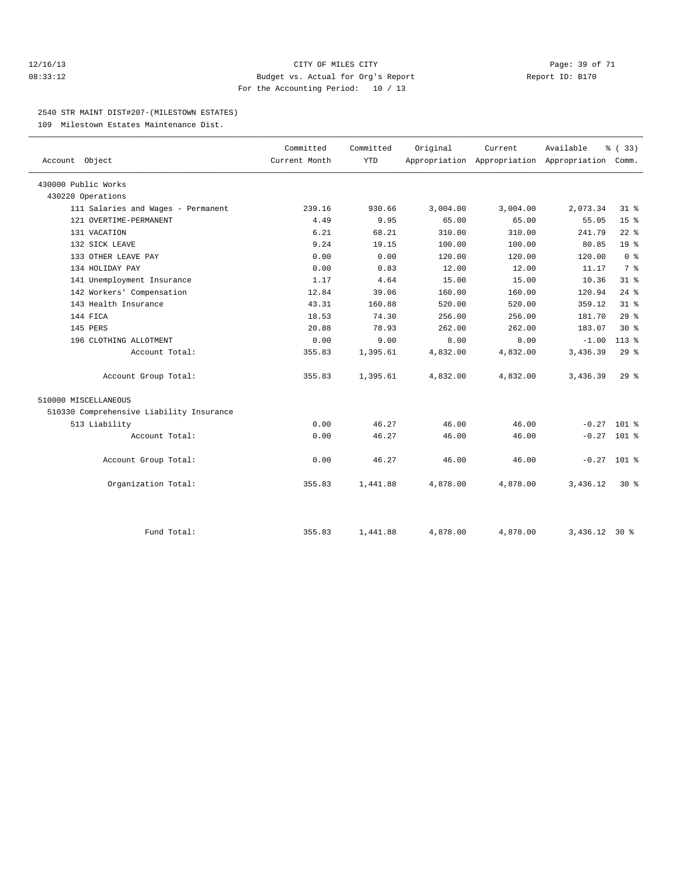CITY OF MILES CITY

Budget vs. Actual for Org's Report

For the Accounting Period: 10 / 13

12/16/13 08:33:12 Report ID: B170

### 2540 STR MAINT DIST#207-(MILESTOWN ESTATES)

109 Milestown Estates Maintenance Dist.

| Account Object | Committed Current Month | Committed YTD | Original Appropriation | Current Appropriation | Available Appropriation | % ( 33) Comm. |
|---|---|---|---|---|---|---|
| 430000 Public Works | | | | | | |
| 430220 Operations | | | | | | |
| 111 Salaries and Wages - Permanent | 239.16 | 930.66 | 3,004.00 | 3,004.00 | 2,073.34 | 31 % |
| 121 OVERTIME-PERMANENT | 4.49 | 9.95 | 65.00 | 65.00 | 55.05 | 15 % |
| 131 VACATION | 6.21 | 68.21 | 310.00 | 310.00 | 241.79 | 22 % |
| 132 SICK LEAVE | 9.24 | 19.15 | 100.00 | 100.00 | 80.85 | 19 % |
| 133 OTHER LEAVE PAY | 0.00 | 0.00 | 120.00 | 120.00 | 120.00 | 0 % |
| 134 HOLIDAY PAY | 0.00 | 0.83 | 12.00 | 12.00 | 11.17 | 7 % |
| 141 Unemployment Insurance | 1.17 | 4.64 | 15.00 | 15.00 | 10.36 | 31 % |
| 142 Workers' Compensation | 12.84 | 39.06 | 160.00 | 160.00 | 120.94 | 24 % |
| 143 Health Insurance | 43.31 | 160.88 | 520.00 | 520.00 | 359.12 | 31 % |
| 144 FICA | 18.53 | 74.30 | 256.00 | 256.00 | 181.70 | 29 % |
| 145 PERS | 20.88 | 78.93 | 262.00 | 262.00 | 183.07 | 30 % |
| 196 CLOTHING ALLOTMENT | 0.00 | 9.00 | 8.00 | 8.00 | -1.00 | 113 % |
| Account Total: | 355.83 | 1,395.61 | 4,832.00 | 4,832.00 | 3,436.39 | 29 % |
| Account Group Total: | 355.83 | 1,395.61 | 4,832.00 | 4,832.00 | 3,436.39 | 29 % |
| 510000 MISCELLANEOUS | | | | | | |
| 510330 Comprehensive Liability Insurance | | | | | | |
| 513 Liability | 0.00 | 46.27 | 46.00 | 46.00 | -0.27 | 101 % |
| Account Total: | 0.00 | 46.27 | 46.00 | 46.00 | -0.27 | 101 % |
| Account Group Total: | 0.00 | 46.27 | 46.00 | 46.00 | -0.27 | 101 % |
| Organization Total: | 355.83 | 1,441.88 | 4,878.00 | 4,878.00 | 3,436.12 | 30 % |
| Fund Total: | 355.83 | 1,441.88 | 4,878.00 | 4,878.00 | 3,436.12 | 30 % |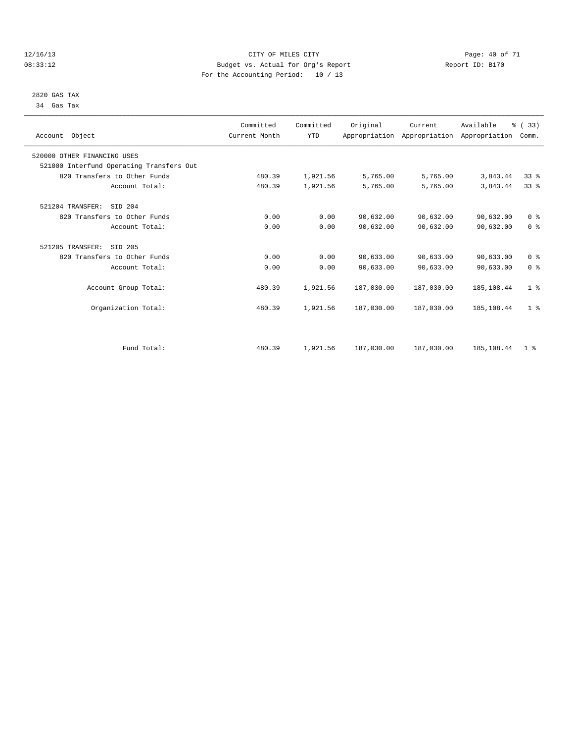12/16/13 CITY OF MILES CITY
08:33:12 Budget vs. Actual for Org's Report Report ID: B170
For the Accounting Period: 10 / 13

2820 GAS TAX
34 Gas Tax

| Account Object | Committed Current Month | Committed YTD | Original Appropriation | Current Appropriation | Available Appropriation | % ( 33) Comm. |
|---|---|---|---|---|---|---|
| 520000 OTHER FINANCING USES | | | | | | |
| 521000 Interfund Operating Transfers Out | | | | | | |
| 820 Transfers to Other Funds | 480.39 | 1,921.56 | 5,765.00 | 5,765.00 | 3,843.44 | 33 % |
| Account Total: | 480.39 | 1,921.56 | 5,765.00 | 5,765.00 | 3,843.44 | 33 % |
| 521204 TRANSFER: SID 204 | | | | | | |
| 820 Transfers to Other Funds | 0.00 | 0.00 | 90,632.00 | 90,632.00 | 90,632.00 | 0 % |
| Account Total: | 0.00 | 0.00 | 90,632.00 | 90,632.00 | 90,632.00 | 0 % |
| 521205 TRANSFER: SID 205 | | | | | | |
| 820 Transfers to Other Funds | 0.00 | 0.00 | 90,633.00 | 90,633.00 | 90,633.00 | 0 % |
| Account Total: | 0.00 | 0.00 | 90,633.00 | 90,633.00 | 90,633.00 | 0 % |
| Account Group Total: | 480.39 | 1,921.56 | 187,030.00 | 187,030.00 | 185,108.44 | 1 % |
| Organization Total: | 480.39 | 1,921.56 | 187,030.00 | 187,030.00 | 185,108.44 | 1 % |
| Fund Total: | 480.39 | 1,921.56 | 187,030.00 | 187,030.00 | 185,108.44 | 1 % |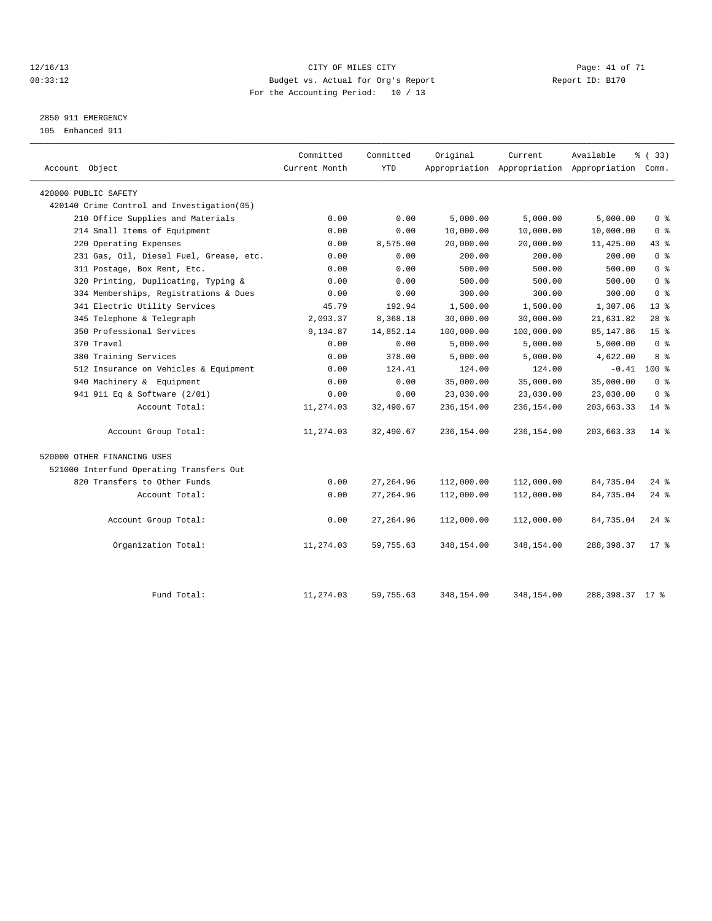CITY OF MILES CITY
Budget vs. Actual for Org's Report
For the Accounting Period: 10 / 13

12/16/13
08:33:12

Report ID: B170

2850 911 EMERGENCY
105 Enhanced 911

| Account Object | Committed Current Month | Committed YTD | Original Appropriation | Current Appropriation | Available Appropriation | % ( 33) Comm. |
|---|---|---|---|---|---|---|
| 420000 PUBLIC SAFETY | | | | | | |
| 420140 Crime Control and Investigation(05) | | | | | | |
| 210 Office Supplies and Materials | 0.00 | 0.00 | 5,000.00 | 5,000.00 | 5,000.00 | 0 % |
| 214 Small Items of Equipment | 0.00 | 0.00 | 10,000.00 | 10,000.00 | 10,000.00 | 0 % |
| 220 Operating Expenses | 0.00 | 8,575.00 | 20,000.00 | 20,000.00 | 11,425.00 | 43 % |
| 231 Gas, Oil, Diesel Fuel, Grease, etc. | 0.00 | 0.00 | 200.00 | 200.00 | 200.00 | 0 % |
| 311 Postage, Box Rent, Etc. | 0.00 | 0.00 | 500.00 | 500.00 | 500.00 | 0 % |
| 320 Printing, Duplicating, Typing & | 0.00 | 0.00 | 500.00 | 500.00 | 500.00 | 0 % |
| 334 Memberships, Registrations & Dues | 0.00 | 0.00 | 300.00 | 300.00 | 300.00 | 0 % |
| 341 Electric Utility Services | 45.79 | 192.94 | 1,500.00 | 1,500.00 | 1,307.06 | 13 % |
| 345 Telephone & Telegraph | 2,093.37 | 8,368.18 | 30,000.00 | 30,000.00 | 21,631.82 | 28 % |
| 350 Professional Services | 9,134.87 | 14,852.14 | 100,000.00 | 100,000.00 | 85,147.86 | 15 % |
| 370 Travel | 0.00 | 0.00 | 5,000.00 | 5,000.00 | 5,000.00 | 0 % |
| 380 Training Services | 0.00 | 378.00 | 5,000.00 | 5,000.00 | 4,622.00 | 8 % |
| 512 Insurance on Vehicles & Equipment | 0.00 | 124.41 | 124.00 | 124.00 | -0.41 | 100 % |
| 940 Machinery & Equipment | 0.00 | 0.00 | 35,000.00 | 35,000.00 | 35,000.00 | 0 % |
| 941 911 Eq & Software (2/01) | 0.00 | 0.00 | 23,030.00 | 23,030.00 | 23,030.00 | 0 % |
| Account Total: | 11,274.03 | 32,490.67 | 236,154.00 | 236,154.00 | 203,663.33 | 14 % |
| Account Group Total: | 11,274.03 | 32,490.67 | 236,154.00 | 236,154.00 | 203,663.33 | 14 % |
| 520000 OTHER FINANCING USES | | | | | | |
| 521000 Interfund Operating Transfers Out | | | | | | |
| 820 Transfers to Other Funds | 0.00 | 27,264.96 | 112,000.00 | 112,000.00 | 84,735.04 | 24 % |
| Account Total: | 0.00 | 27,264.96 | 112,000.00 | 112,000.00 | 84,735.04 | 24 % |
| Account Group Total: | 0.00 | 27,264.96 | 112,000.00 | 112,000.00 | 84,735.04 | 24 % |
| Organization Total: | 11,274.03 | 59,755.63 | 348,154.00 | 348,154.00 | 288,398.37 | 17 % |
| Fund Total: | 11,274.03 | 59,755.63 | 348,154.00 | 348,154.00 | 288,398.37 | 17 % |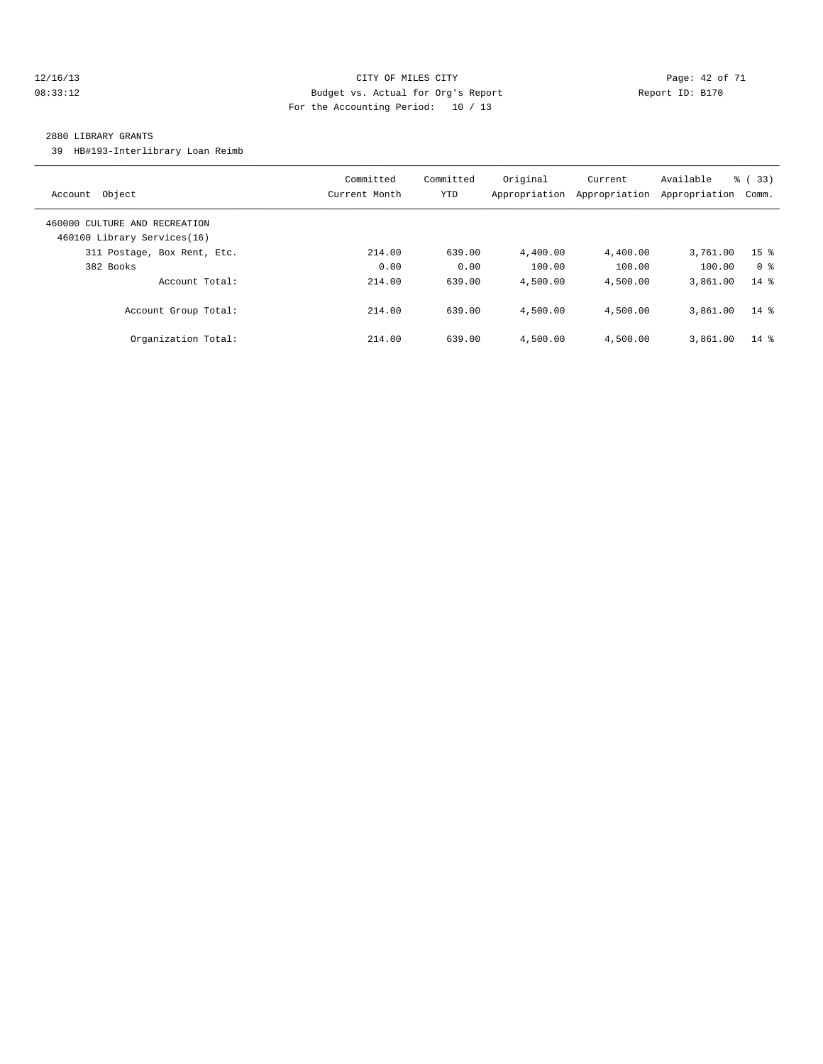CITY OF MILES CITY
Budget vs. Actual for Org's Report
For the Accounting Period: 10 / 13

12/16/13
08:33:12

Report ID: B170

2880 LIBRARY GRANTS

39 HB#193-Interlibrary Loan Reimb

| Account Object | Committed Current Month | Committed YTD | Original Appropriation | Current Appropriation | Available Appropriation | % ( 33) Comm. |
|---|---|---|---|---|---|---|
| 460000 CULTURE AND RECREATION | | | | | | |
| 460100 Library Services(16) | | | | | | |
| 311 Postage, Box Rent, Etc. | 214.00 | 639.00 | 4,400.00 | 4,400.00 | 3,761.00 | 15 % |
| 382 Books | 0.00 | 0.00 | 100.00 | 100.00 | 100.00 | 0 % |
| Account Total: | 214.00 | 639.00 | 4,500.00 | 4,500.00 | 3,861.00 | 14 % |
| Account Group Total: | 214.00 | 639.00 | 4,500.00 | 4,500.00 | 3,861.00 | 14 % |
| Organization Total: | 214.00 | 639.00 | 4,500.00 | 4,500.00 | 3,861.00 | 14 % |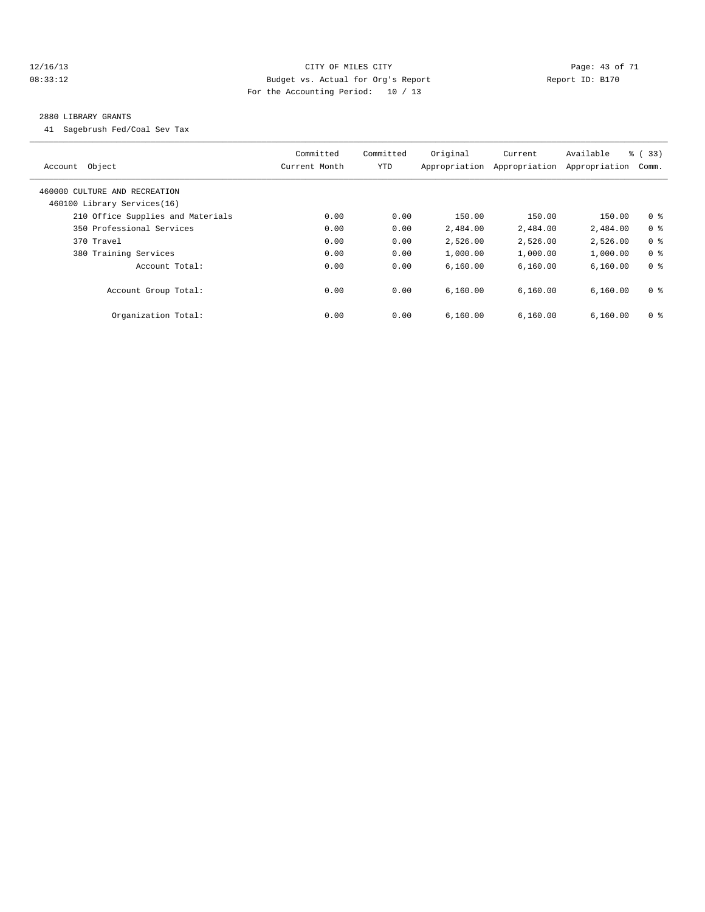CITY OF MILES CITY
Budget vs. Actual for Org's Report
For the Accounting Period: 10 / 13

12/16/13
08:33:12

Report ID: B170

2880 LIBRARY GRANTS

41 Sagebrush Fed/Coal Sev Tax

| Account Object | Committed Current Month | Committed YTD | Original Appropriation | Current Appropriation | Available Appropriation | % ( 33) Comm. |
|---|---|---|---|---|---|---|
| 460000 CULTURE AND RECREATION | | | | | | |
| 460100 Library Services(16) | | | | | | |
| 210 Office Supplies and Materials | 0.00 | 0.00 | 150.00 | 150.00 | 150.00 | 0 % |
| 350 Professional Services | 0.00 | 0.00 | 2,484.00 | 2,484.00 | 2,484.00 | 0 % |
| 370 Travel | 0.00 | 0.00 | 2,526.00 | 2,526.00 | 2,526.00 | 0 % |
| 380 Training Services | 0.00 | 0.00 | 1,000.00 | 1,000.00 | 1,000.00 | 0 % |
| Account Total: | 0.00 | 0.00 | 6,160.00 | 6,160.00 | 6,160.00 | 0 % |
| Account Group Total: | 0.00 | 0.00 | 6,160.00 | 6,160.00 | 6,160.00 | 0 % |
| Organization Total: | 0.00 | 0.00 | 6,160.00 | 6,160.00 | 6,160.00 | 0 % |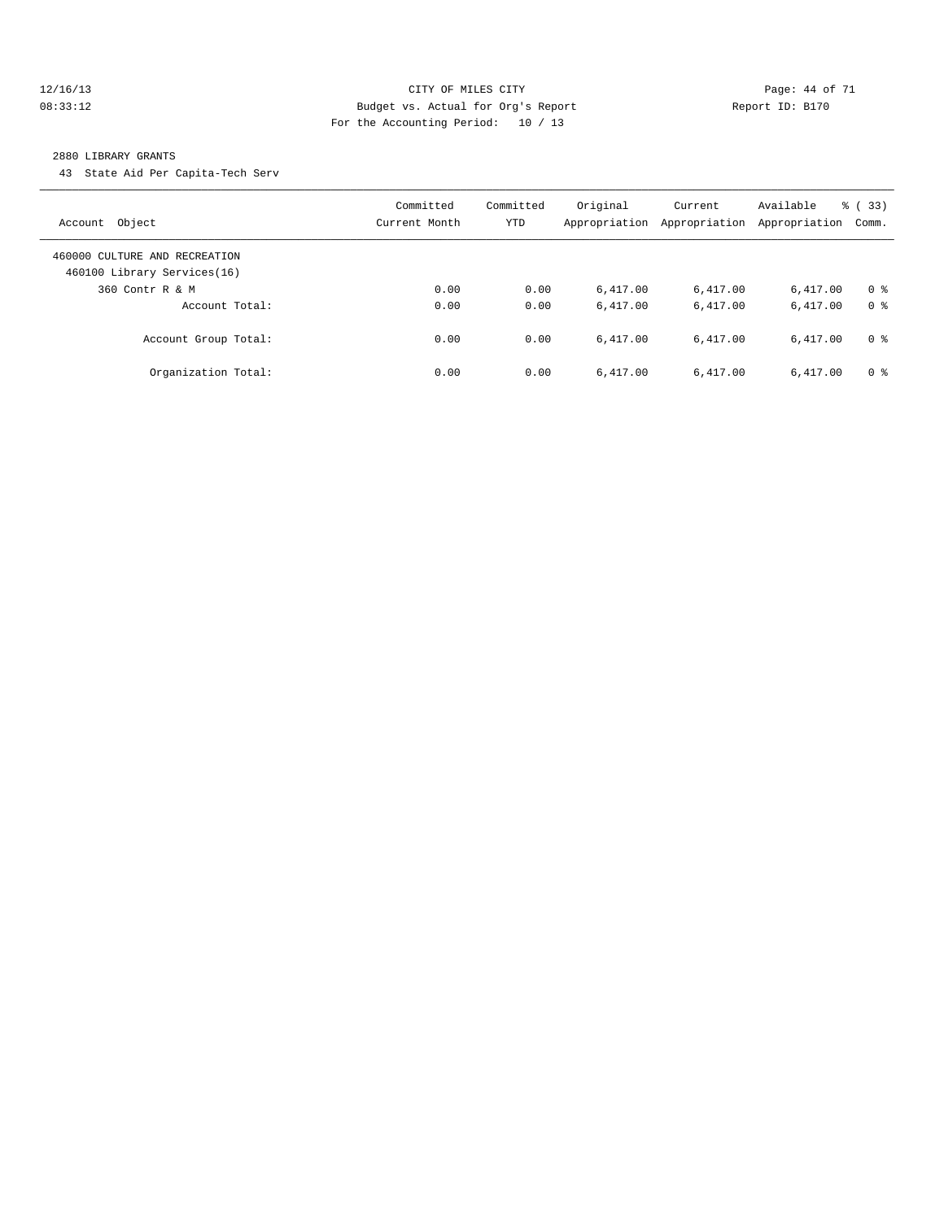CITY OF MILES CITY
Budget vs. Actual for Org's Report
For the Accounting Period: 10 / 13

2880 LIBRARY GRANTS

43 State Aid Per Capita-Tech Serv

| Account Object | Committed Current Month | Committed YTD | Original Appropriation | Current Appropriation | Available Appropriation | % ( 33) Comm. |
|---|---|---|---|---|---|---|
| 460000 CULTURE AND RECREATION | | | | | | |
| 460100 Library Services(16) | | | | | | |
| 360 Contr R & M | 0.00 | 0.00 | 6,417.00 | 6,417.00 | 6,417.00 | 0 % |
| Account Total: | 0.00 | 0.00 | 6,417.00 | 6,417.00 | 6,417.00 | 0 % |
| Account Group Total: | 0.00 | 0.00 | 6,417.00 | 6,417.00 | 6,417.00 | 0 % |
| Organization Total: | 0.00 | 0.00 | 6,417.00 | 6,417.00 | 6,417.00 | 0 % |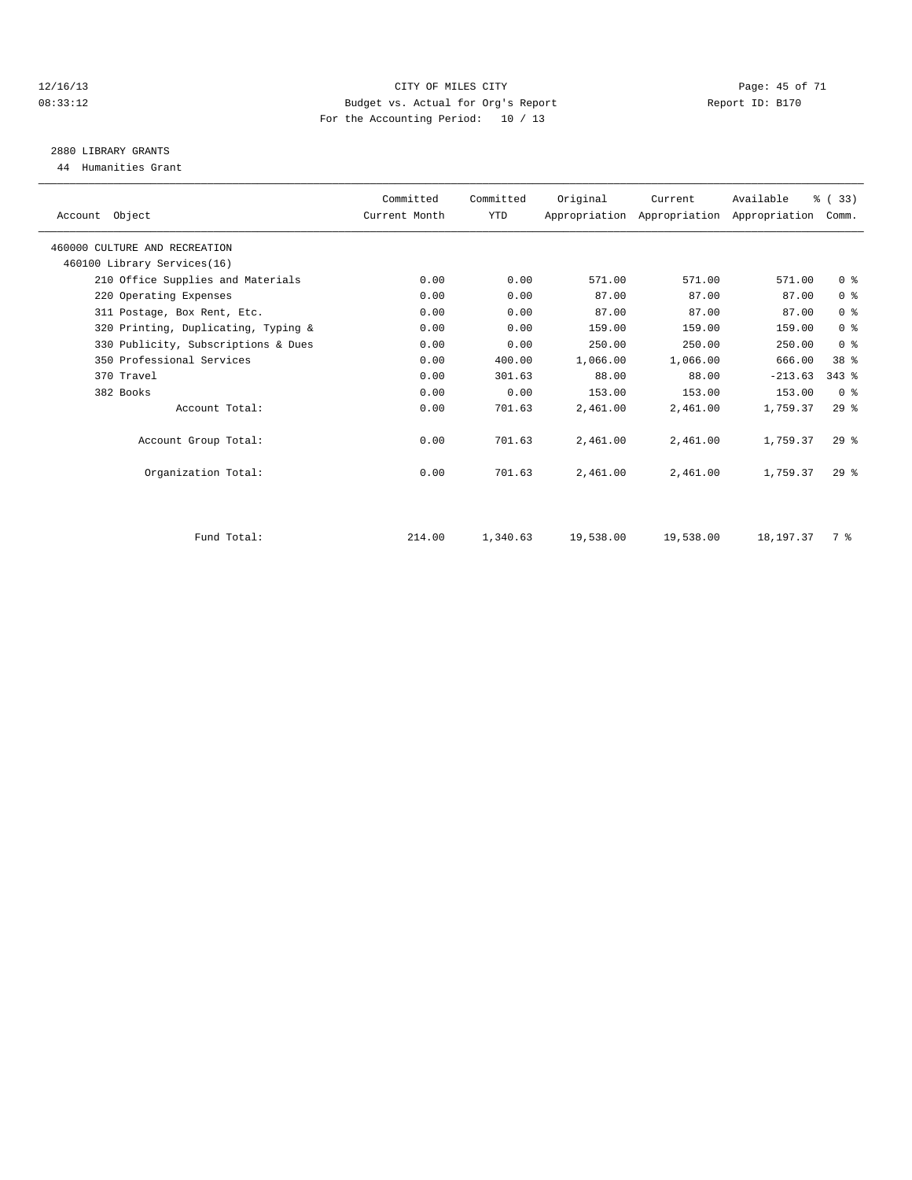CITY OF MILES CITY

Budget vs. Actual for Org's Report

For the Accounting Period: 10 / 13

12/16/13 08:33:12 Report ID: B170

## 2880 LIBRARY GRANTS

44 Humanities Grant

| Account Object | Committed Current Month | Committed YTD | Original Appropriation | Current Appropriation | Available Appropriation | % ( 33) Comm. |
|---|---|---|---|---|---|---|
| 460000 CULTURE AND RECREATION | | | | | | |
| 460100 Library Services(16) | | | | | | |
| 210 Office Supplies and Materials | 0.00 | 0.00 | 571.00 | 571.00 | 571.00 | 0 % |
| 220 Operating Expenses | 0.00 | 0.00 | 87.00 | 87.00 | 87.00 | 0 % |
| 311 Postage, Box Rent, Etc. | 0.00 | 0.00 | 87.00 | 87.00 | 87.00 | 0 % |
| 320 Printing, Duplicating, Typing & | 0.00 | 0.00 | 159.00 | 159.00 | 159.00 | 0 % |
| 330 Publicity, Subscriptions & Dues | 0.00 | 0.00 | 250.00 | 250.00 | 250.00 | 0 % |
| 350 Professional Services | 0.00 | 400.00 | 1,066.00 | 1,066.00 | 666.00 | 38 % |
| 370 Travel | 0.00 | 301.63 | 88.00 | 88.00 | -213.63 | 343 % |
| 382 Books | 0.00 | 0.00 | 153.00 | 153.00 | 153.00 | 0 % |
| Account Total: | 0.00 | 701.63 | 2,461.00 | 2,461.00 | 1,759.37 | 29 % |
| Account Group Total: | 0.00 | 701.63 | 2,461.00 | 2,461.00 | 1,759.37 | 29 % |
| Organization Total: | 0.00 | 701.63 | 2,461.00 | 2,461.00 | 1,759.37 | 29 % |
| Fund Total: | 214.00 | 1,340.63 | 19,538.00 | 19,538.00 | 18,197.37 | 7 % |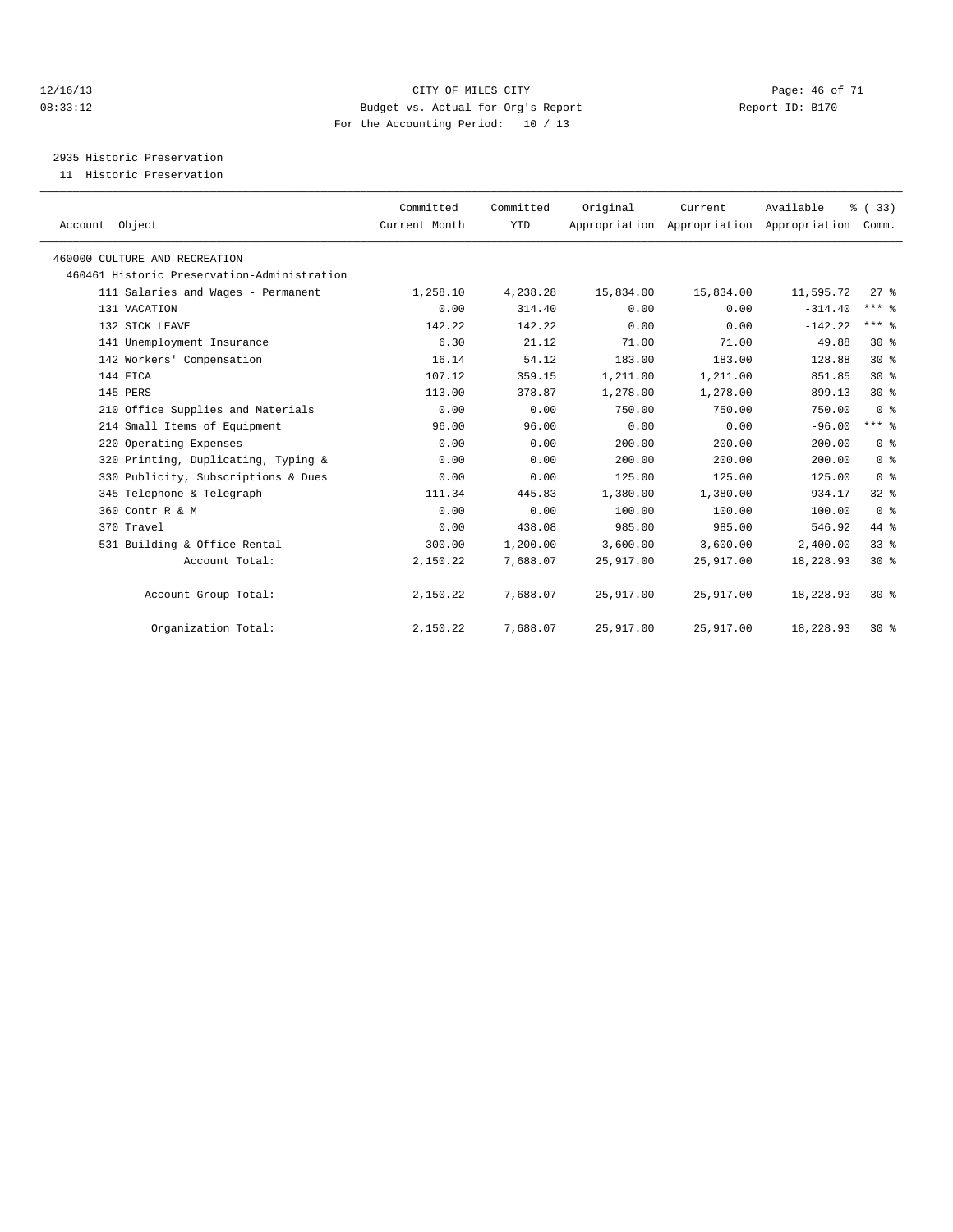CITY OF MILES CITY
Budget vs. Actual for Org's Report
For the Accounting Period: 10 / 13

12/16/13
08:33:12

Report ID: B170

2935 Historic Preservation
11 Historic Preservation

| Account Object | Committed Current Month | Committed YTD | Original Appropriation | Current Appropriation | Available Appropriation | % ( 33) Comm. |
|---|---|---|---|---|---|---|
| 460000 CULTURE AND RECREATION | | | | | | |
| 460461 Historic Preservation-Administration | | | | | | |
| 111 Salaries and Wages - Permanent | 1,258.10 | 4,238.28 | 15,834.00 | 15,834.00 | 11,595.72 | 27 % |
| 131 VACATION | 0.00 | 314.40 | 0.00 | 0.00 | -314.40 | *** % |
| 132 SICK LEAVE | 142.22 | 142.22 | 0.00 | 0.00 | -142.22 | *** % |
| 141 Unemployment Insurance | 6.30 | 21.12 | 71.00 | 71.00 | 49.88 | 30 % |
| 142 Workers' Compensation | 16.14 | 54.12 | 183.00 | 183.00 | 128.88 | 30 % |
| 144 FICA | 107.12 | 359.15 | 1,211.00 | 1,211.00 | 851.85 | 30 % |
| 145 PERS | 113.00 | 378.87 | 1,278.00 | 1,278.00 | 899.13 | 30 % |
| 210 Office Supplies and Materials | 0.00 | 0.00 | 750.00 | 750.00 | 750.00 | 0 % |
| 214 Small Items of Equipment | 96.00 | 96.00 | 0.00 | 0.00 | -96.00 | *** % |
| 220 Operating Expenses | 0.00 | 0.00 | 200.00 | 200.00 | 200.00 | 0 % |
| 320 Printing, Duplicating, Typing & | 0.00 | 0.00 | 200.00 | 200.00 | 200.00 | 0 % |
| 330 Publicity, Subscriptions & Dues | 0.00 | 0.00 | 125.00 | 125.00 | 125.00 | 0 % |
| 345 Telephone & Telegraph | 111.34 | 445.83 | 1,380.00 | 1,380.00 | 934.17 | 32 % |
| 360 Contr R & M | 0.00 | 0.00 | 100.00 | 100.00 | 100.00 | 0 % |
| 370 Travel | 0.00 | 438.08 | 985.00 | 985.00 | 546.92 | 44 % |
| 531 Building & Office Rental | 300.00 | 1,200.00 | 3,600.00 | 3,600.00 | 2,400.00 | 33 % |
| Account Total: | 2,150.22 | 7,688.07 | 25,917.00 | 25,917.00 | 18,228.93 | 30 % |
| Account Group Total: | 2,150.22 | 7,688.07 | 25,917.00 | 25,917.00 | 18,228.93 | 30 % |
| Organization Total: | 2,150.22 | 7,688.07 | 25,917.00 | 25,917.00 | 18,228.93 | 30 % |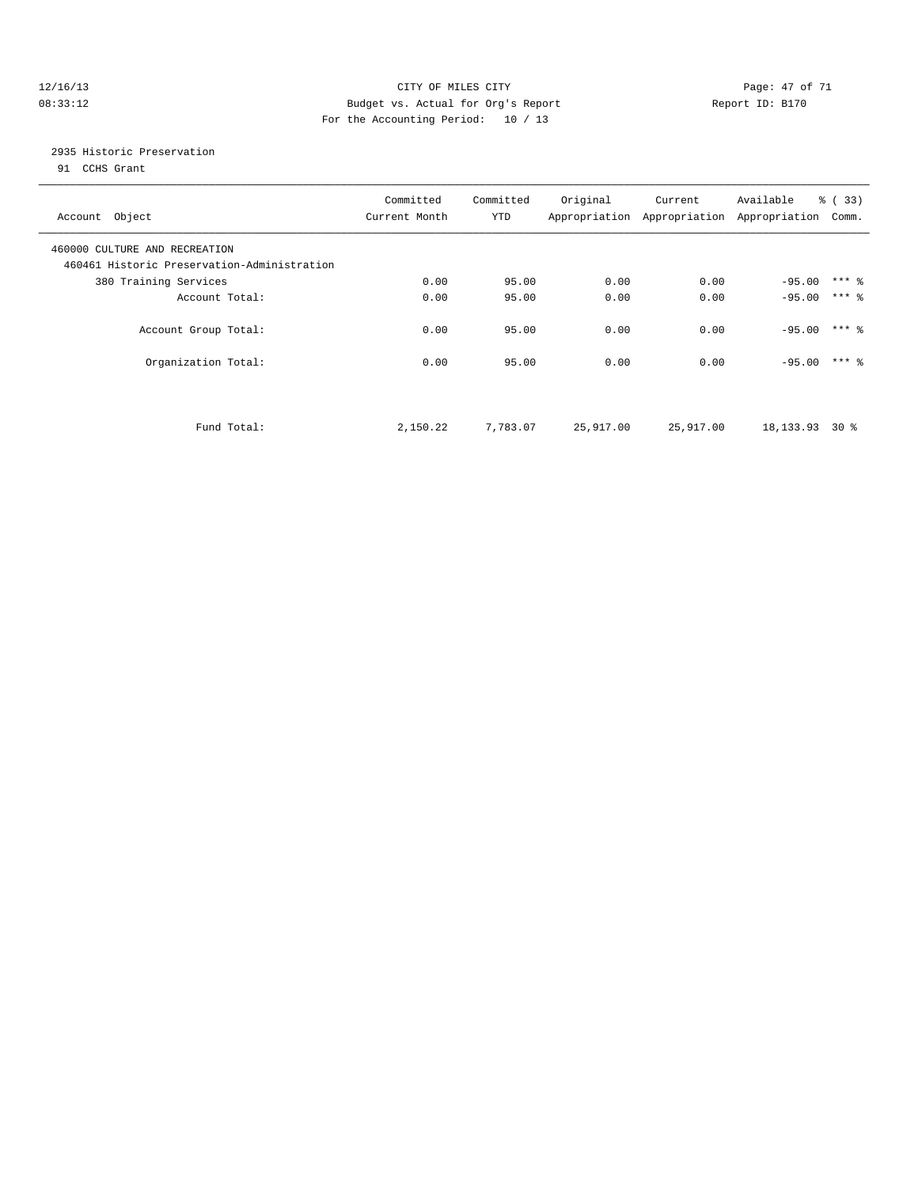CITY OF MILES CITY
Budget vs. Actual for Org's Report
For the Accounting Period: 10 / 13

12/16/13
08:33:12

Report ID: B170

2935 Historic Preservation

91 CCHS Grant

| Account Object | Committed Current Month | Committed YTD | Original Appropriation | Current Appropriation | Available Appropriation | % ( 33) Comm. |
|---|---|---|---|---|---|---|
| 460000 CULTURE AND RECREATION | | | | | | |
| 460461 Historic Preservation-Administration | | | | | | |
| 380 Training Services | 0.00 | 95.00 | 0.00 | 0.00 | -95.00 | *** % |
| Account Total: | 0.00 | 95.00 | 0.00 | 0.00 | -95.00 | *** % |
| Account Group Total: | 0.00 | 95.00 | 0.00 | 0.00 | -95.00 | *** % |
| Organization Total: | 0.00 | 95.00 | 0.00 | 0.00 | -95.00 | *** % |
| Fund Total: | 2,150.22 | 7,783.07 | 25,917.00 | 25,917.00 | 18,133.93 | 30 % |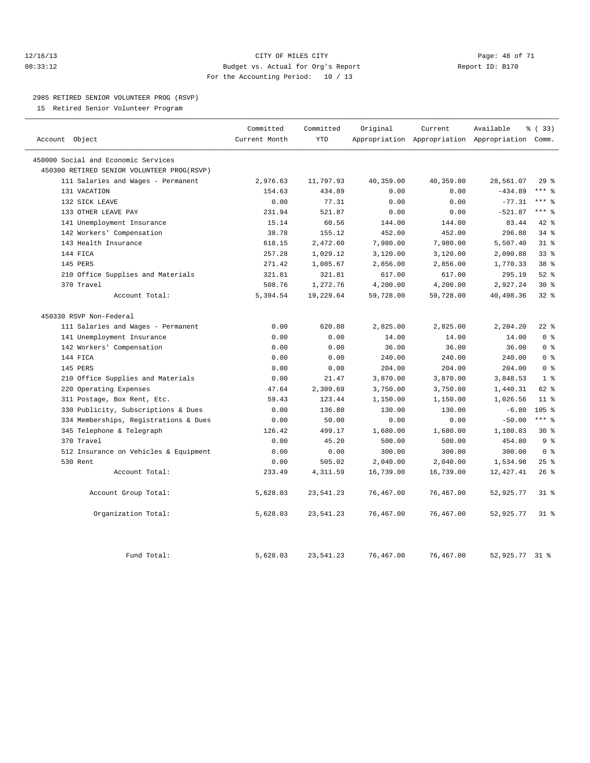12/16/13 CITY OF MILES CITY
08:33:12 Budget vs. Actual for Org's Report Report ID: B170
For the Accounting Period: 10 / 13

## 2985 RETIRED SENIOR VOLUNTEER PROG (RSVP)

15 Retired Senior Volunteer Program

| Account Object | Committed Current Month | Committed YTD | Original Appropriation | Current Appropriation | Available Appropriation | % ( 33) Comm. |
|---|---|---|---|---|---|---|
| 450000 Social and Economic Services | | | | | | |
| 450300 RETIRED SENIOR VOLUNTEER PROG(RSVP) | | | | | | |
| 111 Salaries and Wages - Permanent | 2,976.63 | 11,797.93 | 40,359.00 | 40,359.00 | 28,561.07 | 29 % |
| 131 VACATION | 154.63 | 434.89 | 0.00 | 0.00 | -434.89 | *** % |
| 132 SICK LEAVE | 0.00 | 77.31 | 0.00 | 0.00 | -77.31 | *** % |
| 133 OTHER LEAVE PAY | 231.94 | 521.87 | 0.00 | 0.00 | -521.87 | *** % |
| 141 Unemployment Insurance | 15.14 | 60.56 | 144.00 | 144.00 | 83.44 | 42 % |
| 142 Workers' Compensation | 38.78 | 155.12 | 452.00 | 452.00 | 296.88 | 34 % |
| 143 Health Insurance | 618.15 | 2,472.60 | 7,980.00 | 7,980.00 | 5,507.40 | 31 % |
| 144 FICA | 257.28 | 1,029.12 | 3,120.00 | 3,120.00 | 2,090.88 | 33 % |
| 145 PERS | 271.42 | 1,085.67 | 2,856.00 | 2,856.00 | 1,770.33 | 38 % |
| 210 Office Supplies and Materials | 321.81 | 321.81 | 617.00 | 617.00 | 295.19 | 52 % |
| 370 Travel | 508.76 | 1,272.76 | 4,200.00 | 4,200.00 | 2,927.24 | 30 % |
| Account Total: | 5,394.54 | 19,229.64 | 59,728.00 | 59,728.00 | 40,498.36 | 32 % |
| 450330 RSVP Non-Federal | | | | | | |
| 111 Salaries and Wages - Permanent | 0.00 | 620.80 | 2,825.00 | 2,825.00 | 2,204.20 | 22 % |
| 141 Unemployment Insurance | 0.00 | 0.00 | 14.00 | 14.00 | 14.00 | 0 % |
| 142 Workers' Compensation | 0.00 | 0.00 | 36.00 | 36.00 | 36.00 | 0 % |
| 144 FICA | 0.00 | 0.00 | 240.00 | 240.00 | 240.00 | 0 % |
| 145 PERS | 0.00 | 0.00 | 204.00 | 204.00 | 204.00 | 0 % |
| 210 Office Supplies and Materials | 0.00 | 21.47 | 3,870.00 | 3,870.00 | 3,848.53 | 1 % |
| 220 Operating Expenses | 47.64 | 2,309.69 | 3,750.00 | 3,750.00 | 1,440.31 | 62 % |
| 311 Postage, Box Rent, Etc. | 59.43 | 123.44 | 1,150.00 | 1,150.00 | 1,026.56 | 11 % |
| 330 Publicity, Subscriptions & Dues | 0.00 | 136.80 | 130.00 | 130.00 | -6.80 | 105 % |
| 334 Memberships, Registrations & Dues | 0.00 | 50.00 | 0.00 | 0.00 | -50.00 | *** % |
| 345 Telephone & Telegraph | 126.42 | 499.17 | 1,680.00 | 1,680.00 | 1,180.83 | 30 % |
| 370 Travel | 0.00 | 45.20 | 500.00 | 500.00 | 454.80 | 9 % |
| 512 Insurance on Vehicles & Equipment | 0.00 | 0.00 | 300.00 | 300.00 | 300.00 | 0 % |
| 530 Rent | 0.00 | 505.02 | 2,040.00 | 2,040.00 | 1,534.98 | 25 % |
| Account Total: | 233.49 | 4,311.59 | 16,739.00 | 16,739.00 | 12,427.41 | 26 % |
| Account Group Total: | 5,628.03 | 23,541.23 | 76,467.00 | 76,467.00 | 52,925.77 | 31 % |
| Organization Total: | 5,628.03 | 23,541.23 | 76,467.00 | 76,467.00 | 52,925.77 | 31 % |
| Fund Total: | 5,628.03 | 23,541.23 | 76,467.00 | 76,467.00 | 52,925.77 | 31 % |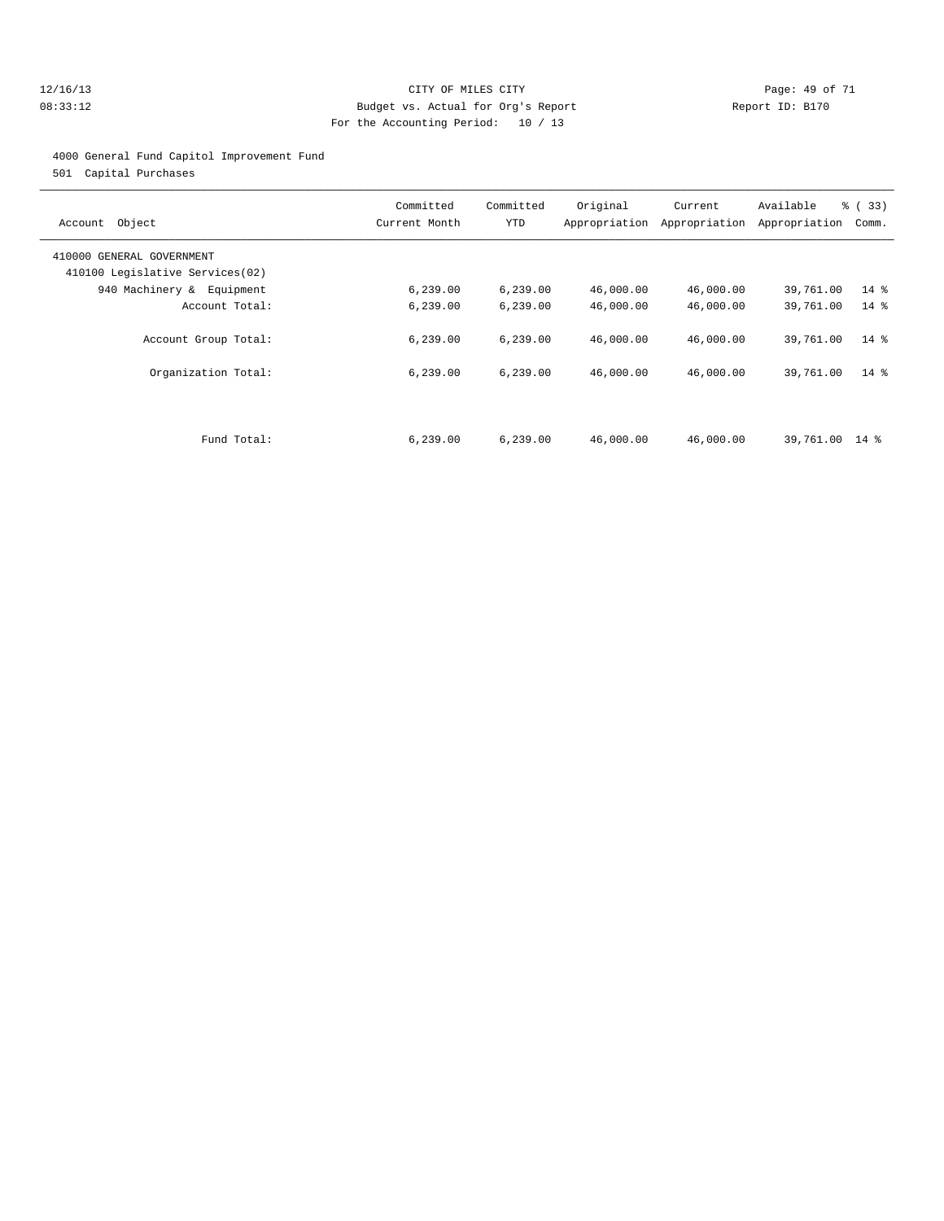CITY OF MILES CITY
Budget vs. Actual for Org's Report
For the Accounting Period: 10 / 13

12/16/13
08:33:12

Report ID: B170

4000 General Fund Capitol Improvement Fund
501 Capital Purchases

| Account Object | Committed Current Month | Committed YTD | Original Appropriation | Current Appropriation | Available Appropriation | % ( 33) Comm. |
|---|---|---|---|---|---|---|
| 410000 GENERAL GOVERNMENT | | | | | | |
| 410100 Legislative Services(02) | | | | | | |
| 940 Machinery & Equipment | 6,239.00 | 6,239.00 | 46,000.00 | 46,000.00 | 39,761.00 | 14 % |
| Account Total: | 6,239.00 | 6,239.00 | 46,000.00 | 46,000.00 | 39,761.00 | 14 % |
| Account Group Total: | 6,239.00 | 6,239.00 | 46,000.00 | 46,000.00 | 39,761.00 | 14 % |
| Organization Total: | 6,239.00 | 6,239.00 | 46,000.00 | 46,000.00 | 39,761.00 | 14 % |
| Fund Total: | 6,239.00 | 6,239.00 | 46,000.00 | 46,000.00 | 39,761.00 | 14 % |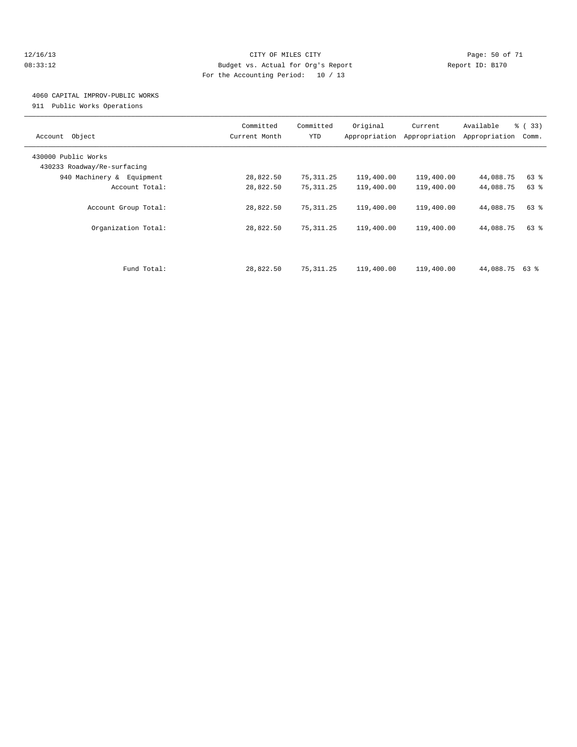CITY OF MILES CITY
Budget vs. Actual for Org's Report
For the Accounting Period: 10 / 13

12/16/13
08:33:12

Report ID: B170

## 4060 CAPITAL IMPROV-PUBLIC WORKS

911 Public Works Operations

| Account Object | Committed Current Month | Committed YTD | Original Appropriation | Current Appropriation | Available Appropriation | % ( 33) Comm. |
|---|---|---|---|---|---|---|
| 430000 Public Works | | | | | | |
| 430233 Roadway/Re-surfacing | | | | | | |
| 940 Machinery & Equipment | 28,822.50 | 75,311.25 | 119,400.00 | 119,400.00 | 44,088.75 | 63 % |
| Account Total: | 28,822.50 | 75,311.25 | 119,400.00 | 119,400.00 | 44,088.75 | 63 % |
| Account Group Total: | 28,822.50 | 75,311.25 | 119,400.00 | 119,400.00 | 44,088.75 | 63 % |
| Organization Total: | 28,822.50 | 75,311.25 | 119,400.00 | 119,400.00 | 44,088.75 | 63 % |
| Fund Total: | 28,822.50 | 75,311.25 | 119,400.00 | 119,400.00 | 44,088.75 | 63 % |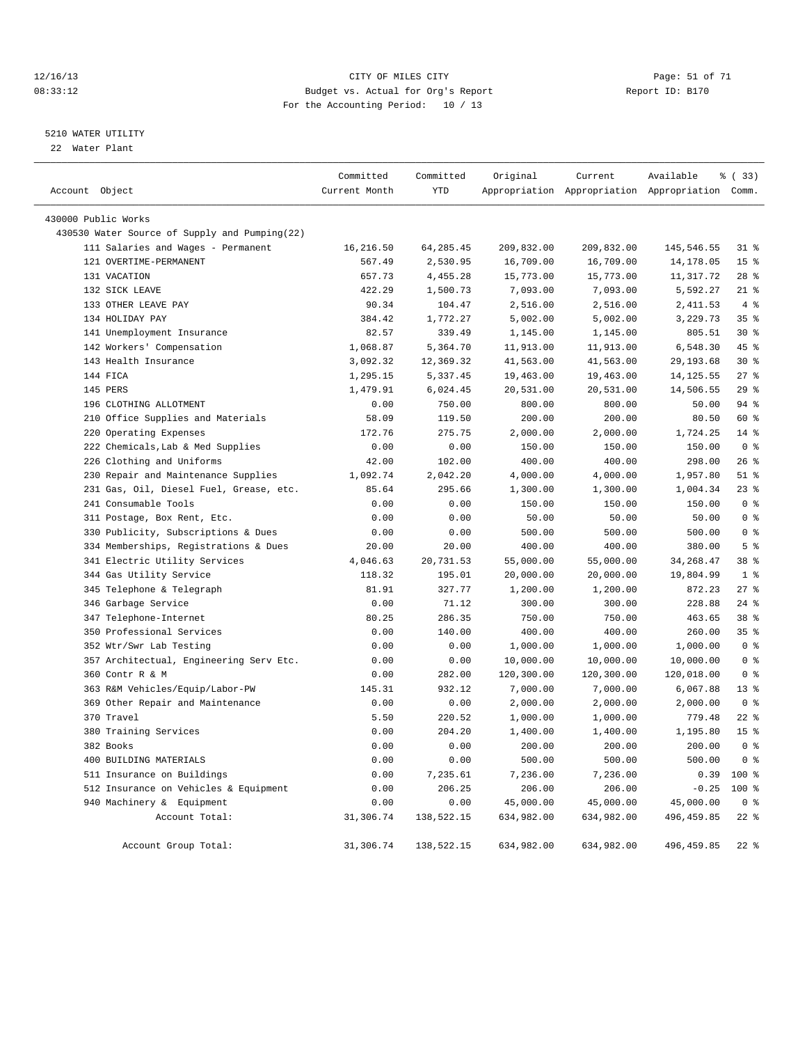CITY OF MILES CITY
Budget vs. Actual for Org's Report
For the Accounting Period: 10 / 13

12/16/13
08:33:12

Report ID: B170

5210 WATER UTILITY
22 Water Plant

| Account Object | Committed Current Month | Committed YTD | Original Appropriation | Current Appropriation | Available Appropriation | % ( 33) Comm. |
|---|---|---|---|---|---|---|
| 430000 Public Works | | | | | | |
| 430530 Water Source of Supply and Pumping(22) | | | | | | |
| 111 Salaries and Wages - Permanent | 16,216.50 | 64,285.45 | 209,832.00 | 209,832.00 | 145,546.55 | 31 % |
| 121 OVERTIME-PERMANENT | 567.49 | 2,530.95 | 16,709.00 | 16,709.00 | 14,178.05 | 15 % |
| 131 VACATION | 657.73 | 4,455.28 | 15,773.00 | 15,773.00 | 11,317.72 | 28 % |
| 132 SICK LEAVE | 422.29 | 1,500.73 | 7,093.00 | 7,093.00 | 5,592.27 | 21 % |
| 133 OTHER LEAVE PAY | 90.34 | 104.47 | 2,516.00 | 2,516.00 | 2,411.53 | 4 % |
| 134 HOLIDAY PAY | 384.42 | 1,772.27 | 5,002.00 | 5,002.00 | 3,229.73 | 35 % |
| 141 Unemployment Insurance | 82.57 | 339.49 | 1,145.00 | 1,145.00 | 805.51 | 30 % |
| 142 Workers' Compensation | 1,068.87 | 5,364.70 | 11,913.00 | 11,913.00 | 6,548.30 | 45 % |
| 143 Health Insurance | 3,092.32 | 12,369.32 | 41,563.00 | 41,563.00 | 29,193.68 | 30 % |
| 144 FICA | 1,295.15 | 5,337.45 | 19,463.00 | 19,463.00 | 14,125.55 | 27 % |
| 145 PERS | 1,479.91 | 6,024.45 | 20,531.00 | 20,531.00 | 14,506.55 | 29 % |
| 196 CLOTHING ALLOTMENT | 0.00 | 750.00 | 800.00 | 800.00 | 50.00 | 94 % |
| 210 Office Supplies and Materials | 58.09 | 119.50 | 200.00 | 200.00 | 80.50 | 60 % |
| 220 Operating Expenses | 172.76 | 275.75 | 2,000.00 | 2,000.00 | 1,724.25 | 14 % |
| 222 Chemicals,Lab & Med Supplies | 0.00 | 0.00 | 150.00 | 150.00 | 150.00 | 0 % |
| 226 Clothing and Uniforms | 42.00 | 102.00 | 400.00 | 400.00 | 298.00 | 26 % |
| 230 Repair and Maintenance Supplies | 1,092.74 | 2,042.20 | 4,000.00 | 4,000.00 | 1,957.80 | 51 % |
| 231 Gas, Oil, Diesel Fuel, Grease, etc. | 85.64 | 295.66 | 1,300.00 | 1,300.00 | 1,004.34 | 23 % |
| 241 Consumable Tools | 0.00 | 0.00 | 150.00 | 150.00 | 150.00 | 0 % |
| 311 Postage, Box Rent, Etc. | 0.00 | 0.00 | 50.00 | 50.00 | 50.00 | 0 % |
| 330 Publicity, Subscriptions & Dues | 0.00 | 0.00 | 500.00 | 500.00 | 500.00 | 0 % |
| 334 Memberships, Registrations & Dues | 20.00 | 20.00 | 400.00 | 400.00 | 380.00 | 5 % |
| 341 Electric Utility Services | 4,046.63 | 20,731.53 | 55,000.00 | 55,000.00 | 34,268.47 | 38 % |
| 344 Gas Utility Service | 118.32 | 195.01 | 20,000.00 | 20,000.00 | 19,804.99 | 1 % |
| 345 Telephone & Telegraph | 81.91 | 327.77 | 1,200.00 | 1,200.00 | 872.23 | 27 % |
| 346 Garbage Service | 0.00 | 71.12 | 300.00 | 300.00 | 228.88 | 24 % |
| 347 Telephone-Internet | 80.25 | 286.35 | 750.00 | 750.00 | 463.65 | 38 % |
| 350 Professional Services | 0.00 | 140.00 | 400.00 | 400.00 | 260.00 | 35 % |
| 352 Wtr/Swr Lab Testing | 0.00 | 0.00 | 1,000.00 | 1,000.00 | 1,000.00 | 0 % |
| 357 Architectual, Engineering Serv Etc. | 0.00 | 0.00 | 10,000.00 | 10,000.00 | 10,000.00 | 0 % |
| 360 Contr R & M | 0.00 | 282.00 | 120,300.00 | 120,300.00 | 120,018.00 | 0 % |
| 363 R&M Vehicles/Equip/Labor-PW | 145.31 | 932.12 | 7,000.00 | 7,000.00 | 6,067.88 | 13 % |
| 369 Other Repair and Maintenance | 0.00 | 0.00 | 2,000.00 | 2,000.00 | 2,000.00 | 0 % |
| 370 Travel | 5.50 | 220.52 | 1,000.00 | 1,000.00 | 779.48 | 22 % |
| 380 Training Services | 0.00 | 204.20 | 1,400.00 | 1,400.00 | 1,195.80 | 15 % |
| 382 Books | 0.00 | 0.00 | 200.00 | 200.00 | 200.00 | 0 % |
| 400 BUILDING MATERIALS | 0.00 | 0.00 | 500.00 | 500.00 | 500.00 | 0 % |
| 511 Insurance on Buildings | 0.00 | 7,235.61 | 7,236.00 | 7,236.00 | 0.39 | 100 % |
| 512 Insurance on Vehicles & Equipment | 0.00 | 206.25 | 206.00 | 206.00 | -0.25 | 100 % |
| 940 Machinery & Equipment | 0.00 | 0.00 | 45,000.00 | 45,000.00 | 45,000.00 | 0 % |
| Account Total: | 31,306.74 | 138,522.15 | 634,982.00 | 634,982.00 | 496,459.85 | 22 % |
| Account Group Total: | 31,306.74 | 138,522.15 | 634,982.00 | 634,982.00 | 496,459.85 | 22 % |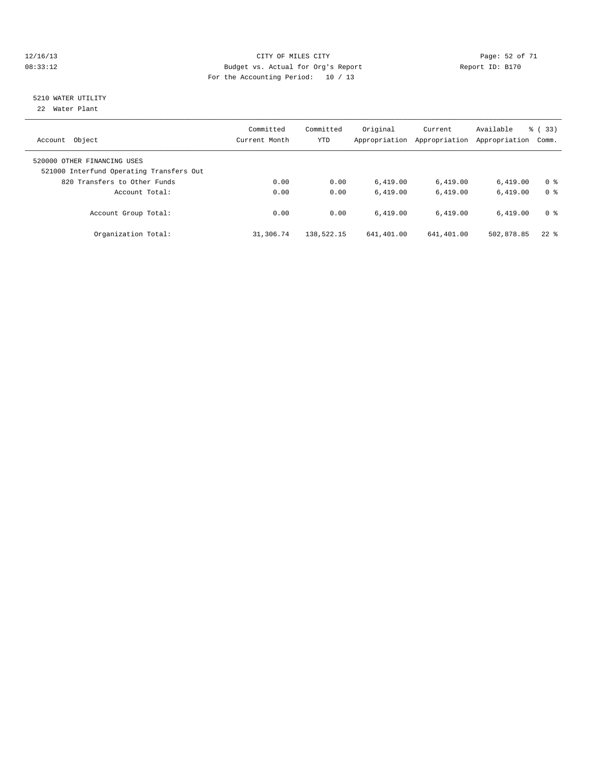CITY OF MILES CITY
Budget vs. Actual for Org's Report
For the Accounting Period: 10 / 13

12/16/13
08:33:12

Report ID: B170

## 5210 WATER UTILITY

22 Water Plant

| Account Object | Committed Current Month | Committed YTD | Original Appropriation | Current Appropriation | Available Appropriation | % ( 33) Comm. |
|---|---|---|---|---|---|---|
| 520000 OTHER FINANCING USES | | | | | | |
| 521000 Interfund Operating Transfers Out | | | | | | |
| 820 Transfers to Other Funds | 0.00 | 0.00 | 6,419.00 | 6,419.00 | 6,419.00 | 0 % |
| Account Total: | 0.00 | 0.00 | 6,419.00 | 6,419.00 | 6,419.00 | 0 % |
| Account Group Total: | 0.00 | 0.00 | 6,419.00 | 6,419.00 | 6,419.00 | 0 % |
| Organization Total: | 31,306.74 | 138,522.15 | 641,401.00 | 641,401.00 | 502,878.85 | 22 % |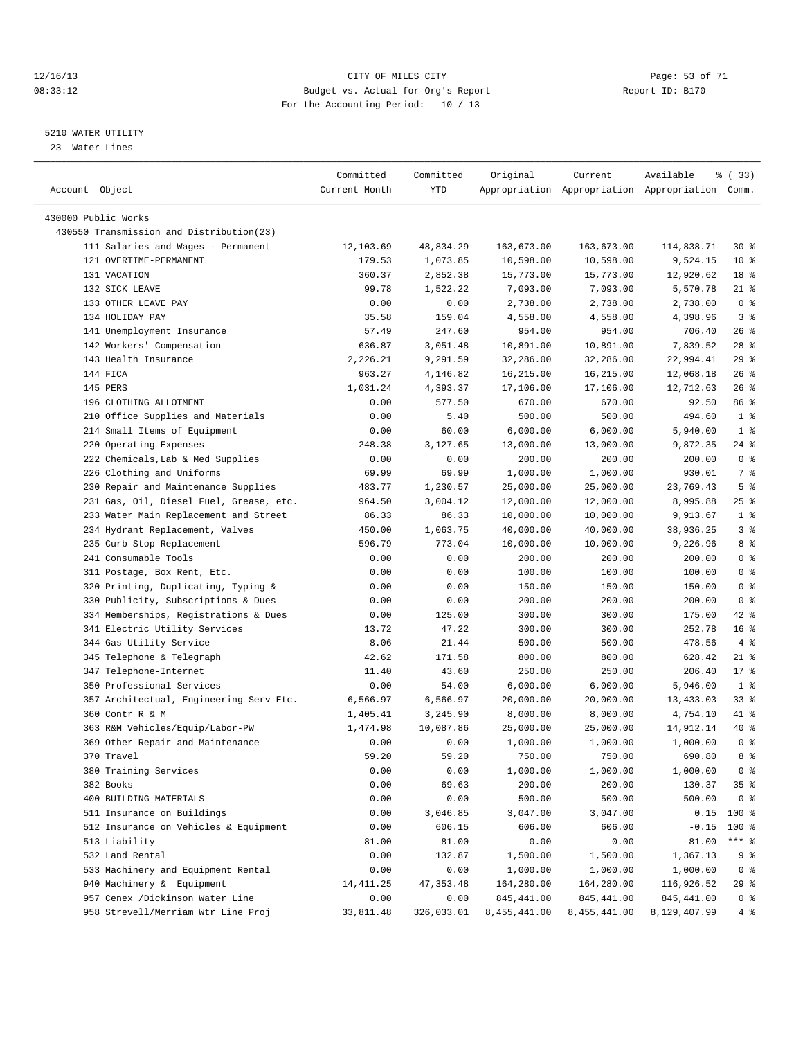12/16/13 CITY OF MILES CITY
08:33:12 Budget vs. Actual for Org's Report Report ID: B170
For the Accounting Period: 10 / 13

5210 WATER UTILITY
23 Water Lines

| Account Object | Committed Current Month | Committed YTD | Original Appropriation | Current Appropriation | Available Appropriation | % ( 33) Comm. |
|---|---|---|---|---|---|---|
| 430000 Public Works | | | | | | |
| 430550 Transmission and Distribution(23) | | | | | | |
| 111 Salaries and Wages - Permanent | 12,103.69 | 48,834.29 | 163,673.00 | 163,673.00 | 114,838.71 | 30 % |
| 121 OVERTIME-PERMANENT | 179.53 | 1,073.85 | 10,598.00 | 10,598.00 | 9,524.15 | 10 % |
| 131 VACATION | 360.37 | 2,852.38 | 15,773.00 | 15,773.00 | 12,920.62 | 18 % |
| 132 SICK LEAVE | 99.78 | 1,522.22 | 7,093.00 | 7,093.00 | 5,570.78 | 21 % |
| 133 OTHER LEAVE PAY | 0.00 | 0.00 | 2,738.00 | 2,738.00 | 2,738.00 | 0 % |
| 134 HOLIDAY PAY | 35.58 | 159.04 | 4,558.00 | 4,558.00 | 4,398.96 | 3 % |
| 141 Unemployment Insurance | 57.49 | 247.60 | 954.00 | 954.00 | 706.40 | 26 % |
| 142 Workers' Compensation | 636.87 | 3,051.48 | 10,891.00 | 10,891.00 | 7,839.52 | 28 % |
| 143 Health Insurance | 2,226.21 | 9,291.59 | 32,286.00 | 32,286.00 | 22,994.41 | 29 % |
| 144 FICA | 963.27 | 4,146.82 | 16,215.00 | 16,215.00 | 12,068.18 | 26 % |
| 145 PERS | 1,031.24 | 4,393.37 | 17,106.00 | 17,106.00 | 12,712.63 | 26 % |
| 196 CLOTHING ALLOTMENT | 0.00 | 577.50 | 670.00 | 670.00 | 92.50 | 86 % |
| 210 Office Supplies and Materials | 0.00 | 5.40 | 500.00 | 500.00 | 494.60 | 1 % |
| 214 Small Items of Equipment | 0.00 | 60.00 | 6,000.00 | 6,000.00 | 5,940.00 | 1 % |
| 220 Operating Expenses | 248.38 | 3,127.65 | 13,000.00 | 13,000.00 | 9,872.35 | 24 % |
| 222 Chemicals,Lab & Med Supplies | 0.00 | 0.00 | 200.00 | 200.00 | 200.00 | 0 % |
| 226 Clothing and Uniforms | 69.99 | 69.99 | 1,000.00 | 1,000.00 | 930.01 | 7 % |
| 230 Repair and Maintenance Supplies | 483.77 | 1,230.57 | 25,000.00 | 25,000.00 | 23,769.43 | 5 % |
| 231 Gas, Oil, Diesel Fuel, Grease, etc. | 964.50 | 3,004.12 | 12,000.00 | 12,000.00 | 8,995.88 | 25 % |
| 233 Water Main Replacement and Street | 86.33 | 86.33 | 10,000.00 | 10,000.00 | 9,913.67 | 1 % |
| 234 Hydrant Replacement, Valves | 450.00 | 1,063.75 | 40,000.00 | 40,000.00 | 38,936.25 | 3 % |
| 235 Curb Stop Replacement | 596.79 | 773.04 | 10,000.00 | 10,000.00 | 9,226.96 | 8 % |
| 241 Consumable Tools | 0.00 | 0.00 | 200.00 | 200.00 | 200.00 | 0 % |
| 311 Postage, Box Rent, Etc. | 0.00 | 0.00 | 100.00 | 100.00 | 100.00 | 0 % |
| 320 Printing, Duplicating, Typing & | 0.00 | 0.00 | 150.00 | 150.00 | 150.00 | 0 % |
| 330 Publicity, Subscriptions & Dues | 0.00 | 0.00 | 200.00 | 200.00 | 200.00 | 0 % |
| 334 Memberships, Registrations & Dues | 0.00 | 125.00 | 300.00 | 300.00 | 175.00 | 42 % |
| 341 Electric Utility Services | 13.72 | 47.22 | 300.00 | 300.00 | 252.78 | 16 % |
| 344 Gas Utility Service | 8.06 | 21.44 | 500.00 | 500.00 | 478.56 | 4 % |
| 345 Telephone & Telegraph | 42.62 | 171.58 | 800.00 | 800.00 | 628.42 | 21 % |
| 347 Telephone-Internet | 11.40 | 43.60 | 250.00 | 250.00 | 206.40 | 17 % |
| 350 Professional Services | 0.00 | 54.00 | 6,000.00 | 6,000.00 | 5,946.00 | 1 % |
| 357 Architectual, Engineering Serv Etc. | 6,566.97 | 6,566.97 | 20,000.00 | 20,000.00 | 13,433.03 | 33 % |
| 360 Contr R & M | 1,405.41 | 3,245.90 | 8,000.00 | 8,000.00 | 4,754.10 | 41 % |
| 363 R&M Vehicles/Equip/Labor-PW | 1,474.98 | 10,087.86 | 25,000.00 | 25,000.00 | 14,912.14 | 40 % |
| 369 Other Repair and Maintenance | 0.00 | 0.00 | 1,000.00 | 1,000.00 | 1,000.00 | 0 % |
| 370 Travel | 59.20 | 59.20 | 750.00 | 750.00 | 690.80 | 8 % |
| 380 Training Services | 0.00 | 0.00 | 1,000.00 | 1,000.00 | 1,000.00 | 0 % |
| 382 Books | 0.00 | 69.63 | 200.00 | 200.00 | 130.37 | 35 % |
| 400 BUILDING MATERIALS | 0.00 | 0.00 | 500.00 | 500.00 | 500.00 | 0 % |
| 511 Insurance on Buildings | 0.00 | 3,046.85 | 3,047.00 | 3,047.00 | 0.15 | 100 % |
| 512 Insurance on Vehicles & Equipment | 0.00 | 606.15 | 606.00 | 606.00 | -0.15 | 100 % |
| 513 Liability | 81.00 | 81.00 | 0.00 | 0.00 | -81.00 | *** % |
| 532 Land Rental | 0.00 | 132.87 | 1,500.00 | 1,500.00 | 1,367.13 | 9 % |
| 533 Machinery and Equipment Rental | 0.00 | 0.00 | 1,000.00 | 1,000.00 | 1,000.00 | 0 % |
| 940 Machinery & Equipment | 14,411.25 | 47,353.48 | 164,280.00 | 164,280.00 | 116,926.52 | 29 % |
| 957 Cenex /Dickinson Water Line | 0.00 | 0.00 | 845,441.00 | 845,441.00 | 845,441.00 | 0 % |
| 958 Strevell/Merriam Wtr Line Proj | 33,811.48 | 326,033.01 | 8,455,441.00 | 8,455,441.00 | 8,129,407.99 | 4 % |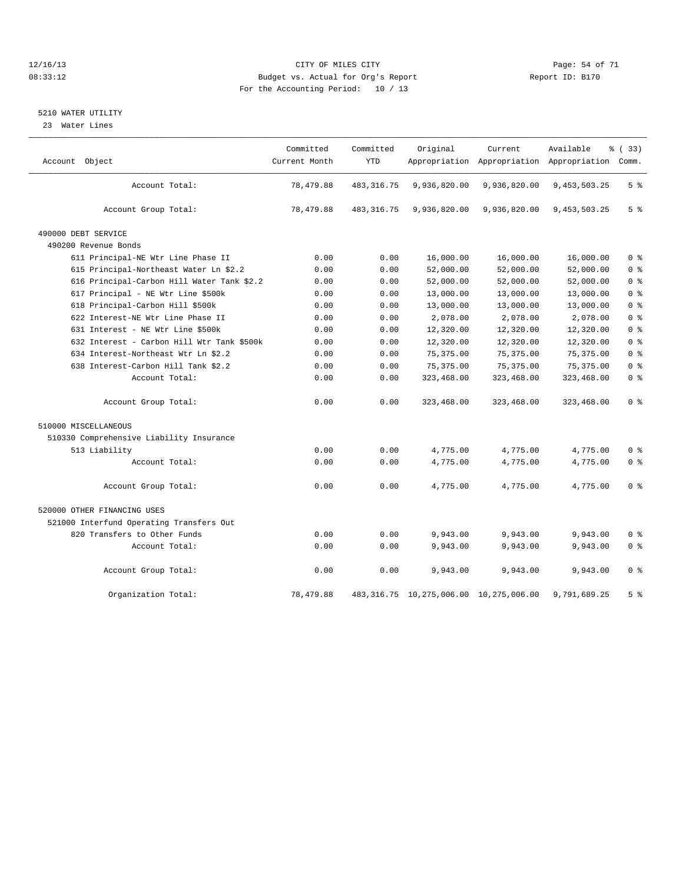CITY OF MILES CITY

Budget vs. Actual for Org's Report

For the Accounting Period: 10 / 13

## 5210 WATER UTILITY

23 Water Lines

| Account Object | Committed Current Month | Committed YTD | Original Appropriation | Current Appropriation | Available Appropriation | % ( 33) Comm. |
|---|---|---|---|---|---|---|
| Account Total: | 78,479.88 | 483,316.75 | 9,936,820.00 | 9,936,820.00 | 9,453,503.25 | 5 % |
| Account Group Total: | 78,479.88 | 483,316.75 | 9,936,820.00 | 9,936,820.00 | 9,453,503.25 | 5 % |
| 490000 DEBT SERVICE | | | | | | |
| 490200 Revenue Bonds | | | | | | |
| 611 Principal-NE Wtr Line Phase II | 0.00 | 0.00 | 16,000.00 | 16,000.00 | 16,000.00 | 0 % |
| 615 Principal-Northeast Water Ln $2.2 | 0.00 | 0.00 | 52,000.00 | 52,000.00 | 52,000.00 | 0 % |
| 616 Principal-Carbon Hill Water Tank $2.2 | 0.00 | 0.00 | 52,000.00 | 52,000.00 | 52,000.00 | 0 % |
| 617 Principal - NE Wtr Line $500k | 0.00 | 0.00 | 13,000.00 | 13,000.00 | 13,000.00 | 0 % |
| 618 Principal-Carbon Hill $500k | 0.00 | 0.00 | 13,000.00 | 13,000.00 | 13,000.00 | 0 % |
| 622 Interest-NE Wtr Line Phase II | 0.00 | 0.00 | 2,078.00 | 2,078.00 | 2,078.00 | 0 % |
| 631 Interest - NE Wtr Line $500k | 0.00 | 0.00 | 12,320.00 | 12,320.00 | 12,320.00 | 0 % |
| 632 Interest - Carbon Hill Wtr Tank $500k | 0.00 | 0.00 | 12,320.00 | 12,320.00 | 12,320.00 | 0 % |
| 634 Interest-Northeast Wtr Ln $2.2 | 0.00 | 0.00 | 75,375.00 | 75,375.00 | 75,375.00 | 0 % |
| 638 Interest-Carbon Hill Tank $2.2 | 0.00 | 0.00 | 75,375.00 | 75,375.00 | 75,375.00 | 0 % |
| Account Total: | 0.00 | 0.00 | 323,468.00 | 323,468.00 | 323,468.00 | 0 % |
| Account Group Total: | 0.00 | 0.00 | 323,468.00 | 323,468.00 | 323,468.00 | 0 % |
| 510000 MISCELLANEOUS | | | | | | |
| 510330 Comprehensive Liability Insurance | | | | | | |
| 513 Liability | 0.00 | 0.00 | 4,775.00 | 4,775.00 | 4,775.00 | 0 % |
| Account Total: | 0.00 | 0.00 | 4,775.00 | 4,775.00 | 4,775.00 | 0 % |
| Account Group Total: | 0.00 | 0.00 | 4,775.00 | 4,775.00 | 4,775.00 | 0 % |
| 520000 OTHER FINANCING USES | | | | | | |
| 521000 Interfund Operating Transfers Out | | | | | | |
| 820 Transfers to Other Funds | 0.00 | 0.00 | 9,943.00 | 9,943.00 | 9,943.00 | 0 % |
| Account Total: | 0.00 | 0.00 | 9,943.00 | 9,943.00 | 9,943.00 | 0 % |
| Account Group Total: | 0.00 | 0.00 | 9,943.00 | 9,943.00 | 9,943.00 | 0 % |
| Organization Total: | 78,479.88 | 483,316.75 | 10,275,006.00 | 10,275,006.00 | 9,791,689.25 | 5 % |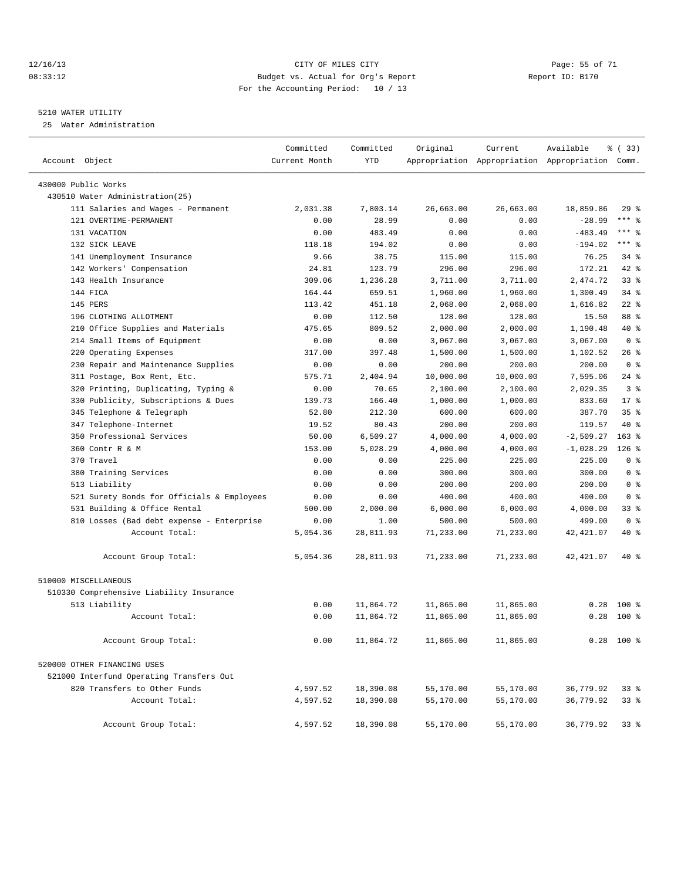12/16/13 CITY OF MILES CITY
08:33:12 Budget vs. Actual for Org's Report Report ID: B170
For the Accounting Period: 10 / 13

5210 WATER UTILITY
25 Water Administration

| Account Object | Committed Current Month | Committed YTD | Original Appropriation | Current Appropriation | Available Appropriation | % ( 33) Comm. |
|---|---|---|---|---|---|---|
| 430000 Public Works | | | | | | |
| 430510 Water Administration(25) | | | | | | |
| 111 Salaries and Wages - Permanent | 2,031.38 | 7,803.14 | 26,663.00 | 26,663.00 | 18,859.86 | 29 % |
| 121 OVERTIME-PERMANENT | 0.00 | 28.99 | 0.00 | 0.00 | -28.99 | *** % |
| 131 VACATION | 0.00 | 483.49 | 0.00 | 0.00 | -483.49 | *** % |
| 132 SICK LEAVE | 118.18 | 194.02 | 0.00 | 0.00 | -194.02 | *** % |
| 141 Unemployment Insurance | 9.66 | 38.75 | 115.00 | 115.00 | 76.25 | 34 % |
| 142 Workers' Compensation | 24.81 | 123.79 | 296.00 | 296.00 | 172.21 | 42 % |
| 143 Health Insurance | 309.06 | 1,236.28 | 3,711.00 | 3,711.00 | 2,474.72 | 33 % |
| 144 FICA | 164.44 | 659.51 | 1,960.00 | 1,960.00 | 1,300.49 | 34 % |
| 145 PERS | 113.42 | 451.18 | 2,068.00 | 2,068.00 | 1,616.82 | 22 % |
| 196 CLOTHING ALLOTMENT | 0.00 | 112.50 | 128.00 | 128.00 | 15.50 | 88 % |
| 210 Office Supplies and Materials | 475.65 | 809.52 | 2,000.00 | 2,000.00 | 1,190.48 | 40 % |
| 214 Small Items of Equipment | 0.00 | 0.00 | 3,067.00 | 3,067.00 | 3,067.00 | 0 % |
| 220 Operating Expenses | 317.00 | 397.48 | 1,500.00 | 1,500.00 | 1,102.52 | 26 % |
| 230 Repair and Maintenance Supplies | 0.00 | 0.00 | 200.00 | 200.00 | 200.00 | 0 % |
| 311 Postage, Box Rent, Etc. | 575.71 | 2,404.94 | 10,000.00 | 10,000.00 | 7,595.06 | 24 % |
| 320 Printing, Duplicating, Typing & | 0.00 | 70.65 | 2,100.00 | 2,100.00 | 2,029.35 | 3 % |
| 330 Publicity, Subscriptions & Dues | 139.73 | 166.40 | 1,000.00 | 1,000.00 | 833.60 | 17 % |
| 345 Telephone & Telegraph | 52.80 | 212.30 | 600.00 | 600.00 | 387.70 | 35 % |
| 347 Telephone-Internet | 19.52 | 80.43 | 200.00 | 200.00 | 119.57 | 40 % |
| 350 Professional Services | 50.00 | 6,509.27 | 4,000.00 | 4,000.00 | -2,509.27 | 163 % |
| 360 Contr R & M | 153.00 | 5,028.29 | 4,000.00 | 4,000.00 | -1,028.29 | 126 % |
| 370 Travel | 0.00 | 0.00 | 225.00 | 225.00 | 225.00 | 0 % |
| 380 Training Services | 0.00 | 0.00 | 300.00 | 300.00 | 300.00 | 0 % |
| 513 Liability | 0.00 | 0.00 | 200.00 | 200.00 | 200.00 | 0 % |
| 521 Surety Bonds for Officials & Employees | 0.00 | 0.00 | 400.00 | 400.00 | 400.00 | 0 % |
| 531 Building & Office Rental | 500.00 | 2,000.00 | 6,000.00 | 6,000.00 | 4,000.00 | 33 % |
| 810 Losses (Bad debt expense - Enterprise | 0.00 | 1.00 | 500.00 | 500.00 | 499.00 | 0 % |
| Account Total: | 5,054.36 | 28,811.93 | 71,233.00 | 71,233.00 | 42,421.07 | 40 % |
| Account Group Total: | 5,054.36 | 28,811.93 | 71,233.00 | 71,233.00 | 42,421.07 | 40 % |
| 510000 MISCELLANEOUS | | | | | | |
| 510330 Comprehensive Liability Insurance | | | | | | |
| 513 Liability | 0.00 | 11,864.72 | 11,865.00 | 11,865.00 | 0.28 | 100 % |
| Account Total: | 0.00 | 11,864.72 | 11,865.00 | 11,865.00 | 0.28 | 100 % |
| Account Group Total: | 0.00 | 11,864.72 | 11,865.00 | 11,865.00 | 0.28 | 100 % |
| 520000 OTHER FINANCING USES | | | | | | |
| 521000 Interfund Operating Transfers Out | | | | | | |
| 820 Transfers to Other Funds | 4,597.52 | 18,390.08 | 55,170.00 | 55,170.00 | 36,779.92 | 33 % |
| Account Total: | 4,597.52 | 18,390.08 | 55,170.00 | 55,170.00 | 36,779.92 | 33 % |
| Account Group Total: | 4,597.52 | 18,390.08 | 55,170.00 | 55,170.00 | 36,779.92 | 33 % |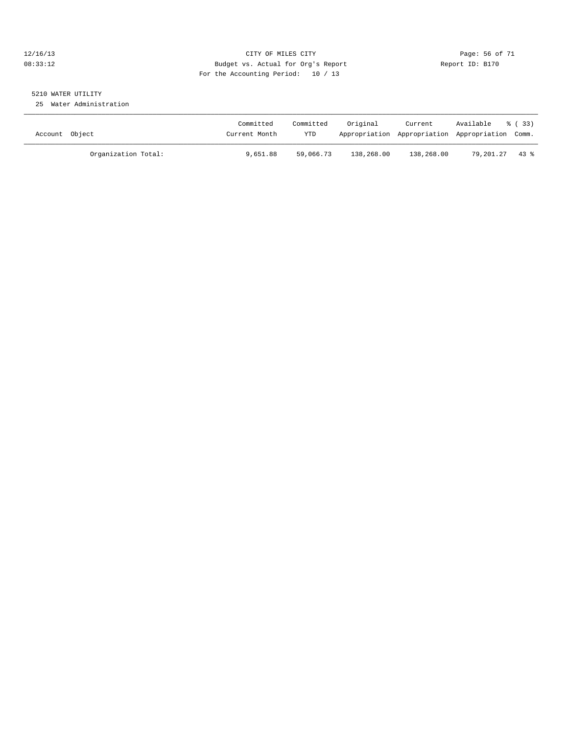CITY OF MILES CITY
Budget vs. Actual for Org's Report
For the Accounting Period: 10 / 13

12/16/13
08:33:12

Report ID: B170

5210 WATER UTILITY

25 Water Administration

| Account Object | Committed Current Month | Committed YTD | Original Appropriation | Current Appropriation | Available Appropriation | % ( 33) Comm. |
|---|---|---|---|---|---|---|
| Organization Total: | 9,651.88 | 59,066.73 | 138,268.00 | 138,268.00 | 79,201.27 | 43 % |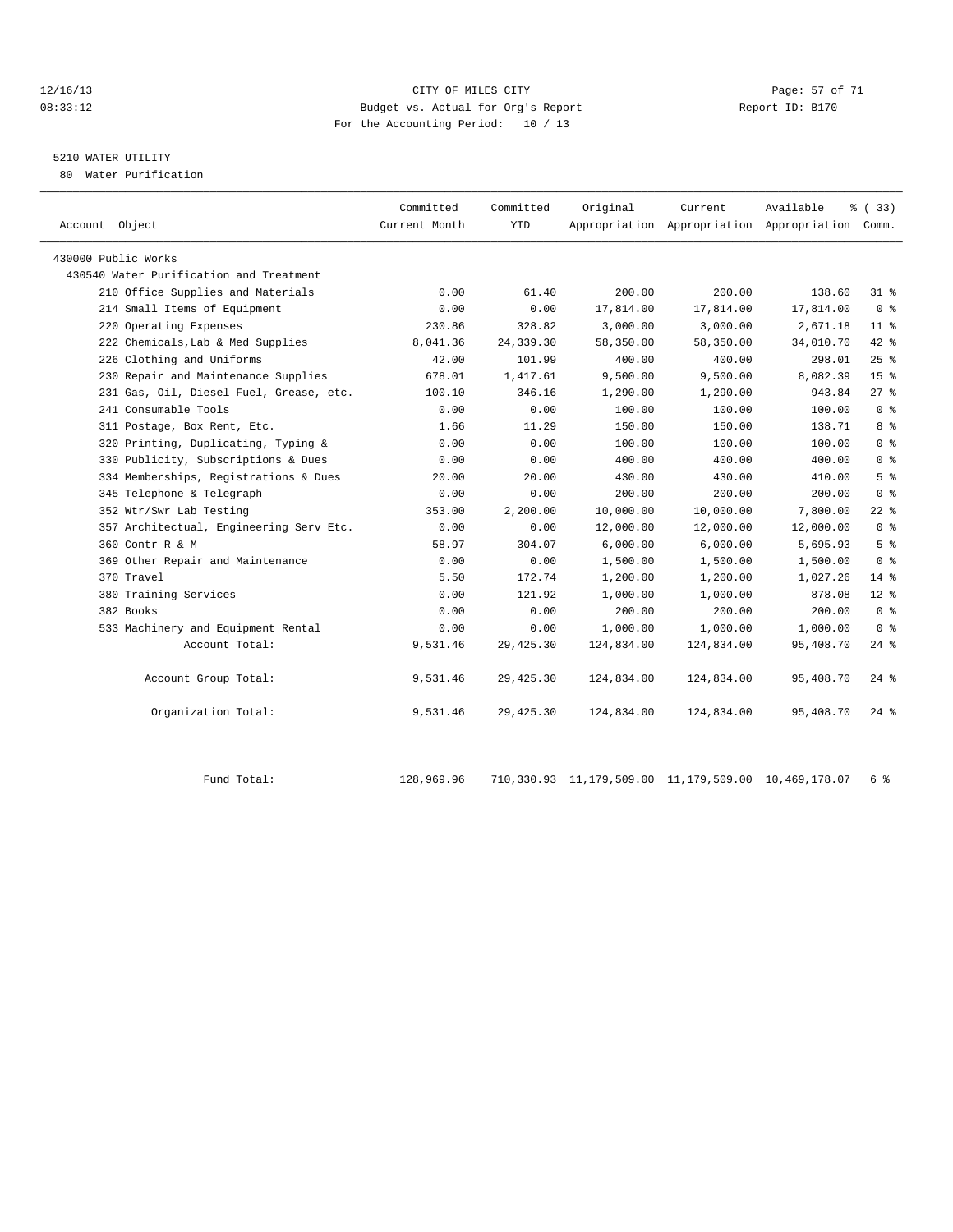CITY OF MILES CITY
Budget vs. Actual for Org's Report
For the Accounting Period: 10 / 13

12/16/13
08:33:12

Report ID: B170

## 5210 WATER UTILITY

80 Water Purification

| Account Object | Committed Current Month | Committed YTD | Original Appropriation | Current Appropriation | Available Appropriation | % ( 33) Comm. |
|---|---|---|---|---|---|---|
| 430000 Public Works | | | | | | |
| 430540 Water Purification and Treatment | | | | | | |
| 210 Office Supplies and Materials | 0.00 | 61.40 | 200.00 | 200.00 | 138.60 | 31 % |
| 214 Small Items of Equipment | 0.00 | 0.00 | 17,814.00 | 17,814.00 | 17,814.00 | 0 % |
| 220 Operating Expenses | 230.86 | 328.82 | 3,000.00 | 3,000.00 | 2,671.18 | 11 % |
| 222 Chemicals,Lab & Med Supplies | 8,041.36 | 24,339.30 | 58,350.00 | 58,350.00 | 34,010.70 | 42 % |
| 226 Clothing and Uniforms | 42.00 | 101.99 | 400.00 | 400.00 | 298.01 | 25 % |
| 230 Repair and Maintenance Supplies | 678.01 | 1,417.61 | 9,500.00 | 9,500.00 | 8,082.39 | 15 % |
| 231 Gas, Oil, Diesel Fuel, Grease, etc. | 100.10 | 346.16 | 1,290.00 | 1,290.00 | 943.84 | 27 % |
| 241 Consumable Tools | 0.00 | 0.00 | 100.00 | 100.00 | 100.00 | 0 % |
| 311 Postage, Box Rent, Etc. | 1.66 | 11.29 | 150.00 | 150.00 | 138.71 | 8 % |
| 320 Printing, Duplicating, Typing & | 0.00 | 0.00 | 100.00 | 100.00 | 100.00 | 0 % |
| 330 Publicity, Subscriptions & Dues | 0.00 | 0.00 | 400.00 | 400.00 | 400.00 | 0 % |
| 334 Memberships, Registrations & Dues | 20.00 | 20.00 | 430.00 | 430.00 | 410.00 | 5 % |
| 345 Telephone & Telegraph | 0.00 | 0.00 | 200.00 | 200.00 | 200.00 | 0 % |
| 352 Wtr/Swr Lab Testing | 353.00 | 2,200.00 | 10,000.00 | 10,000.00 | 7,800.00 | 22 % |
| 357 Architectual, Engineering Serv Etc. | 0.00 | 0.00 | 12,000.00 | 12,000.00 | 12,000.00 | 0 % |
| 360 Contr R & M | 58.97 | 304.07 | 6,000.00 | 6,000.00 | 5,695.93 | 5 % |
| 369 Other Repair and Maintenance | 0.00 | 0.00 | 1,500.00 | 1,500.00 | 1,500.00 | 0 % |
| 370 Travel | 5.50 | 172.74 | 1,200.00 | 1,200.00 | 1,027.26 | 14 % |
| 380 Training Services | 0.00 | 121.92 | 1,000.00 | 1,000.00 | 878.08 | 12 % |
| 382 Books | 0.00 | 0.00 | 200.00 | 200.00 | 200.00 | 0 % |
| 533 Machinery and Equipment Rental | 0.00 | 0.00 | 1,000.00 | 1,000.00 | 1,000.00 | 0 % |
| Account Total: | 9,531.46 | 29,425.30 | 124,834.00 | 124,834.00 | 95,408.70 | 24 % |
| Account Group Total: | 9,531.46 | 29,425.30 | 124,834.00 | 124,834.00 | 95,408.70 | 24 % |
| Organization Total: | 9,531.46 | 29,425.30 | 124,834.00 | 124,834.00 | 95,408.70 | 24 % |
| Fund Total: | 128,969.96 | 710,330.93 | 11,179,509.00 | 11,179,509.00 | 10,469,178.07 | 6 % |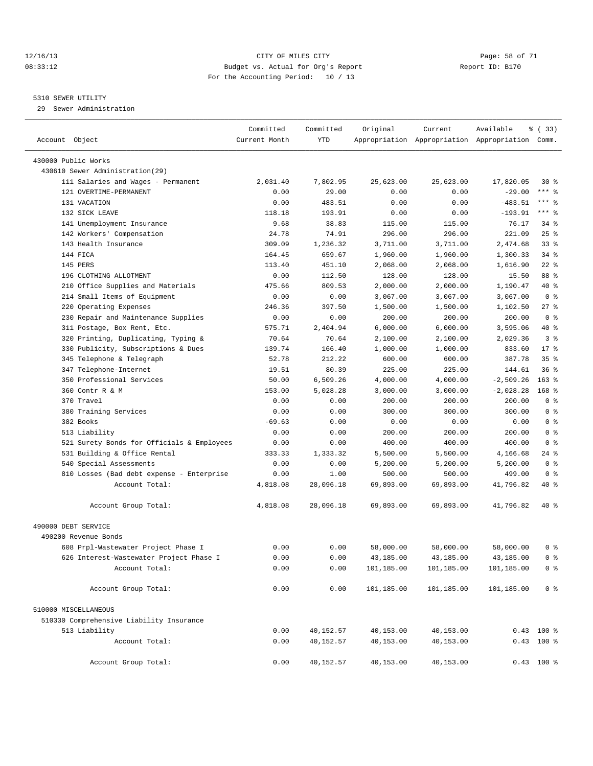12/16/13 CITY OF MILES CITY
08:33:12 Budget vs. Actual for Org's Report Report ID: B170
For the Accounting Period: 10 / 13

5310 SEWER UTILITY

29 Sewer Administration

| Account Object | Committed Current Month | Committed YTD | Original Appropriation | Current Appropriation | Available Appropriation | % ( 33) Comm. |
|---|---|---|---|---|---|---|
| 430000 Public Works | | | | | | |
| 430610 Sewer Administration(29) | | | | | | |
| 111 Salaries and Wages - Permanent | 2,031.40 | 7,802.95 | 25,623.00 | 25,623.00 | 17,820.05 | 30 % |
| 121 OVERTIME-PERMANENT | 0.00 | 29.00 | 0.00 | 0.00 | -29.00 | *** % |
| 131 VACATION | 0.00 | 483.51 | 0.00 | 0.00 | -483.51 | *** % |
| 132 SICK LEAVE | 118.18 | 193.91 | 0.00 | 0.00 | -193.91 | *** % |
| 141 Unemployment Insurance | 9.68 | 38.83 | 115.00 | 115.00 | 76.17 | 34 % |
| 142 Workers' Compensation | 24.78 | 74.91 | 296.00 | 296.00 | 221.09 | 25 % |
| 143 Health Insurance | 309.09 | 1,236.32 | 3,711.00 | 3,711.00 | 2,474.68 | 33 % |
| 144 FICA | 164.45 | 659.67 | 1,960.00 | 1,960.00 | 1,300.33 | 34 % |
| 145 PERS | 113.40 | 451.10 | 2,068.00 | 2,068.00 | 1,616.90 | 22 % |
| 196 CLOTHING ALLOTMENT | 0.00 | 112.50 | 128.00 | 128.00 | 15.50 | 88 % |
| 210 Office Supplies and Materials | 475.66 | 809.53 | 2,000.00 | 2,000.00 | 1,190.47 | 40 % |
| 214 Small Items of Equipment | 0.00 | 0.00 | 3,067.00 | 3,067.00 | 3,067.00 | 0 % |
| 220 Operating Expenses | 246.36 | 397.50 | 1,500.00 | 1,500.00 | 1,102.50 | 27 % |
| 230 Repair and Maintenance Supplies | 0.00 | 0.00 | 200.00 | 200.00 | 200.00 | 0 % |
| 311 Postage, Box Rent, Etc. | 575.71 | 2,404.94 | 6,000.00 | 6,000.00 | 3,595.06 | 40 % |
| 320 Printing, Duplicating, Typing & | 70.64 | 70.64 | 2,100.00 | 2,100.00 | 2,029.36 | 3 % |
| 330 Publicity, Subscriptions & Dues | 139.74 | 166.40 | 1,000.00 | 1,000.00 | 833.60 | 17 % |
| 345 Telephone & Telegraph | 52.78 | 212.22 | 600.00 | 600.00 | 387.78 | 35 % |
| 347 Telephone-Internet | 19.51 | 80.39 | 225.00 | 225.00 | 144.61 | 36 % |
| 350 Professional Services | 50.00 | 6,509.26 | 4,000.00 | 4,000.00 | -2,509.26 | 163 % |
| 360 Contr R & M | 153.00 | 5,028.28 | 3,000.00 | 3,000.00 | -2,028.28 | 168 % |
| 370 Travel | 0.00 | 0.00 | 200.00 | 200.00 | 200.00 | 0 % |
| 380 Training Services | 0.00 | 0.00 | 300.00 | 300.00 | 300.00 | 0 % |
| 382 Books | -69.63 | 0.00 | 0.00 | 0.00 | 0.00 | 0 % |
| 513 Liability | 0.00 | 0.00 | 200.00 | 200.00 | 200.00 | 0 % |
| 521 Surety Bonds for Officials & Employees | 0.00 | 0.00 | 400.00 | 400.00 | 400.00 | 0 % |
| 531 Building & Office Rental | 333.33 | 1,333.32 | 5,500.00 | 5,500.00 | 4,166.68 | 24 % |
| 540 Special Assessments | 0.00 | 0.00 | 5,200.00 | 5,200.00 | 5,200.00 | 0 % |
| 810 Losses (Bad debt expense - Enterprise | 0.00 | 1.00 | 500.00 | 500.00 | 499.00 | 0 % |
| Account Total: | 4,818.08 | 28,096.18 | 69,893.00 | 69,893.00 | 41,796.82 | 40 % |
| Account Group Total: | 4,818.08 | 28,096.18 | 69,893.00 | 69,893.00 | 41,796.82 | 40 % |
| 490000 DEBT SERVICE | | | | | | |
| 490200 Revenue Bonds | | | | | | |
| 608 Prpl-Wastewater Project Phase I | 0.00 | 0.00 | 58,000.00 | 58,000.00 | 58,000.00 | 0 % |
| 626 Interest-Wastewater Project Phase I | 0.00 | 0.00 | 43,185.00 | 43,185.00 | 43,185.00 | 0 % |
| Account Total: | 0.00 | 0.00 | 101,185.00 | 101,185.00 | 101,185.00 | 0 % |
| Account Group Total: | 0.00 | 0.00 | 101,185.00 | 101,185.00 | 101,185.00 | 0 % |
| 510000 MISCELLANEOUS | | | | | | |
| 510330 Comprehensive Liability Insurance | | | | | | |
| 513 Liability | 0.00 | 40,152.57 | 40,153.00 | 40,153.00 | 0.43 | 100 % |
| Account Total: | 0.00 | 40,152.57 | 40,153.00 | 40,153.00 | 0.43 | 100 % |
| Account Group Total: | 0.00 | 40,152.57 | 40,153.00 | 40,153.00 | 0.43 | 100 % |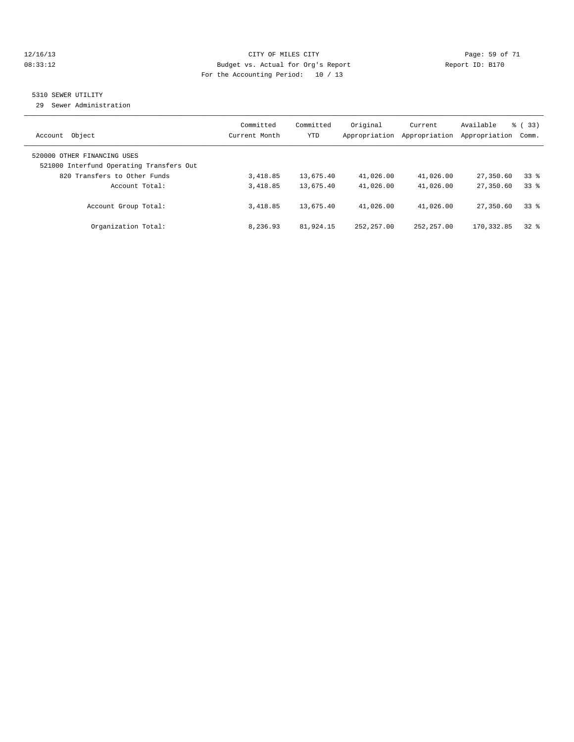12/16/13 CITY OF MILES CITY
08:33:12 Budget vs. Actual for Org's Report Report ID: B170
For the Accounting Period: 10 / 13

5310 SEWER UTILITY
29 Sewer Administration

| Account Object | Committed Current Month | Committed YTD | Original Appropriation | Current Appropriation | Available Appropriation | % ( 33) Comm. |
|---|---|---|---|---|---|---|
| 520000 OTHER FINANCING USES | | | | | | |
| 521000 Interfund Operating Transfers Out | | | | | | |
| 820 Transfers to Other Funds | 3,418.85 | 13,675.40 | 41,026.00 | 41,026.00 | 27,350.60 | 33 % |
| Account Total: | 3,418.85 | 13,675.40 | 41,026.00 | 41,026.00 | 27,350.60 | 33 % |
| Account Group Total: | 3,418.85 | 13,675.40 | 41,026.00 | 41,026.00 | 27,350.60 | 33 % |
| Organization Total: | 8,236.93 | 81,924.15 | 252,257.00 | 252,257.00 | 170,332.85 | 32 % |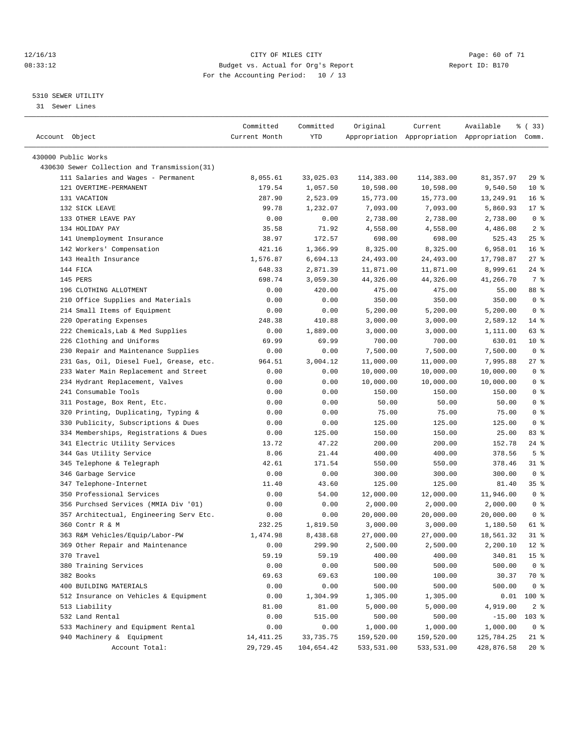CITY OF MILES CITY
Budget vs. Actual for Org's Report
For the Accounting Period: 10 / 13

12/16/13
08:33:12

Report ID: B170

5310 SEWER UTILITY
31 Sewer Lines

| Account Object | Committed Current Month | Committed YTD | Original Appropriation | Current Appropriation | Available Appropriation | % ( 33) Comm. |
|---|---|---|---|---|---|---|
| 430000 Public Works | | | | | | |
| 430630 Sewer Collection and Transmission(31) | | | | | | |
| 111 Salaries and Wages - Permanent | 8,055.61 | 33,025.03 | 114,383.00 | 114,383.00 | 81,357.97 | 29 % |
| 121 OVERTIME-PERMANENT | 179.54 | 1,057.50 | 10,598.00 | 10,598.00 | 9,540.50 | 10 % |
| 131 VACATION | 287.90 | 2,523.09 | 15,773.00 | 15,773.00 | 13,249.91 | 16 % |
| 132 SICK LEAVE | 99.78 | 1,232.07 | 7,093.00 | 7,093.00 | 5,860.93 | 17 % |
| 133 OTHER LEAVE PAY | 0.00 | 0.00 | 2,738.00 | 2,738.00 | 2,738.00 | 0 % |
| 134 HOLIDAY PAY | 35.58 | 71.92 | 4,558.00 | 4,558.00 | 4,486.08 | 2 % |
| 141 Unemployment Insurance | 38.97 | 172.57 | 698.00 | 698.00 | 525.43 | 25 % |
| 142 Workers' Compensation | 421.16 | 1,366.99 | 8,325.00 | 8,325.00 | 6,958.01 | 16 % |
| 143 Health Insurance | 1,576.87 | 6,694.13 | 24,493.00 | 24,493.00 | 17,798.87 | 27 % |
| 144 FICA | 648.33 | 2,871.39 | 11,871.00 | 11,871.00 | 8,999.61 | 24 % |
| 145 PERS | 698.74 | 3,059.30 | 44,326.00 | 44,326.00 | 41,266.70 | 7 % |
| 196 CLOTHING ALLOTMENT | 0.00 | 420.00 | 475.00 | 475.00 | 55.00 | 88 % |
| 210 Office Supplies and Materials | 0.00 | 0.00 | 350.00 | 350.00 | 350.00 | 0 % |
| 214 Small Items of Equipment | 0.00 | 0.00 | 5,200.00 | 5,200.00 | 5,200.00 | 0 % |
| 220 Operating Expenses | 248.38 | 410.88 | 3,000.00 | 3,000.00 | 2,589.12 | 14 % |
| 222 Chemicals,Lab & Med Supplies | 0.00 | 1,889.00 | 3,000.00 | 3,000.00 | 1,111.00 | 63 % |
| 226 Clothing and Uniforms | 69.99 | 69.99 | 700.00 | 700.00 | 630.01 | 10 % |
| 230 Repair and Maintenance Supplies | 0.00 | 0.00 | 7,500.00 | 7,500.00 | 7,500.00 | 0 % |
| 231 Gas, Oil, Diesel Fuel, Grease, etc. | 964.51 | 3,004.12 | 11,000.00 | 11,000.00 | 7,995.88 | 27 % |
| 233 Water Main Replacement and Street | 0.00 | 0.00 | 10,000.00 | 10,000.00 | 10,000.00 | 0 % |
| 234 Hydrant Replacement, Valves | 0.00 | 0.00 | 10,000.00 | 10,000.00 | 10,000.00 | 0 % |
| 241 Consumable Tools | 0.00 | 0.00 | 150.00 | 150.00 | 150.00 | 0 % |
| 311 Postage, Box Rent, Etc. | 0.00 | 0.00 | 50.00 | 50.00 | 50.00 | 0 % |
| 320 Printing, Duplicating, Typing & | 0.00 | 0.00 | 75.00 | 75.00 | 75.00 | 0 % |
| 330 Publicity, Subscriptions & Dues | 0.00 | 0.00 | 125.00 | 125.00 | 125.00 | 0 % |
| 334 Memberships, Registrations & Dues | 0.00 | 125.00 | 150.00 | 150.00 | 25.00 | 83 % |
| 341 Electric Utility Services | 13.72 | 47.22 | 200.00 | 200.00 | 152.78 | 24 % |
| 344 Gas Utility Service | 8.06 | 21.44 | 400.00 | 400.00 | 378.56 | 5 % |
| 345 Telephone & Telegraph | 42.61 | 171.54 | 550.00 | 550.00 | 378.46 | 31 % |
| 346 Garbage Service | 0.00 | 0.00 | 300.00 | 300.00 | 300.00 | 0 % |
| 347 Telephone-Internet | 11.40 | 43.60 | 125.00 | 125.00 | 81.40 | 35 % |
| 350 Professional Services | 0.00 | 54.00 | 12,000.00 | 12,000.00 | 11,946.00 | 0 % |
| 356 Purchsed Services (MMIA Div '01) | 0.00 | 0.00 | 2,000.00 | 2,000.00 | 2,000.00 | 0 % |
| 357 Architectual, Engineering Serv Etc. | 0.00 | 0.00 | 20,000.00 | 20,000.00 | 20,000.00 | 0 % |
| 360 Contr R & M | 232.25 | 1,819.50 | 3,000.00 | 3,000.00 | 1,180.50 | 61 % |
| 363 R&M Vehicles/Equip/Labor-PW | 1,474.98 | 8,438.68 | 27,000.00 | 27,000.00 | 18,561.32 | 31 % |
| 369 Other Repair and Maintenance | 0.00 | 299.90 | 2,500.00 | 2,500.00 | 2,200.10 | 12 % |
| 370 Travel | 59.19 | 59.19 | 400.00 | 400.00 | 340.81 | 15 % |
| 380 Training Services | 0.00 | 0.00 | 500.00 | 500.00 | 500.00 | 0 % |
| 382 Books | 69.63 | 69.63 | 100.00 | 100.00 | 30.37 | 70 % |
| 400 BUILDING MATERIALS | 0.00 | 0.00 | 500.00 | 500.00 | 500.00 | 0 % |
| 512 Insurance on Vehicles & Equipment | 0.00 | 1,304.99 | 1,305.00 | 1,305.00 | 0.01 | 100 % |
| 513 Liability | 81.00 | 81.00 | 5,000.00 | 5,000.00 | 4,919.00 | 2 % |
| 532 Land Rental | 0.00 | 515.00 | 500.00 | 500.00 | -15.00 | 103 % |
| 533 Machinery and Equipment Rental | 0.00 | 0.00 | 1,000.00 | 1,000.00 | 1,000.00 | 0 % |
| 940 Machinery & Equipment | 14,411.25 | 33,735.75 | 159,520.00 | 159,520.00 | 125,784.25 | 21 % |
| Account Total: | 29,729.45 | 104,654.42 | 533,531.00 | 533,531.00 | 428,876.58 | 20 % |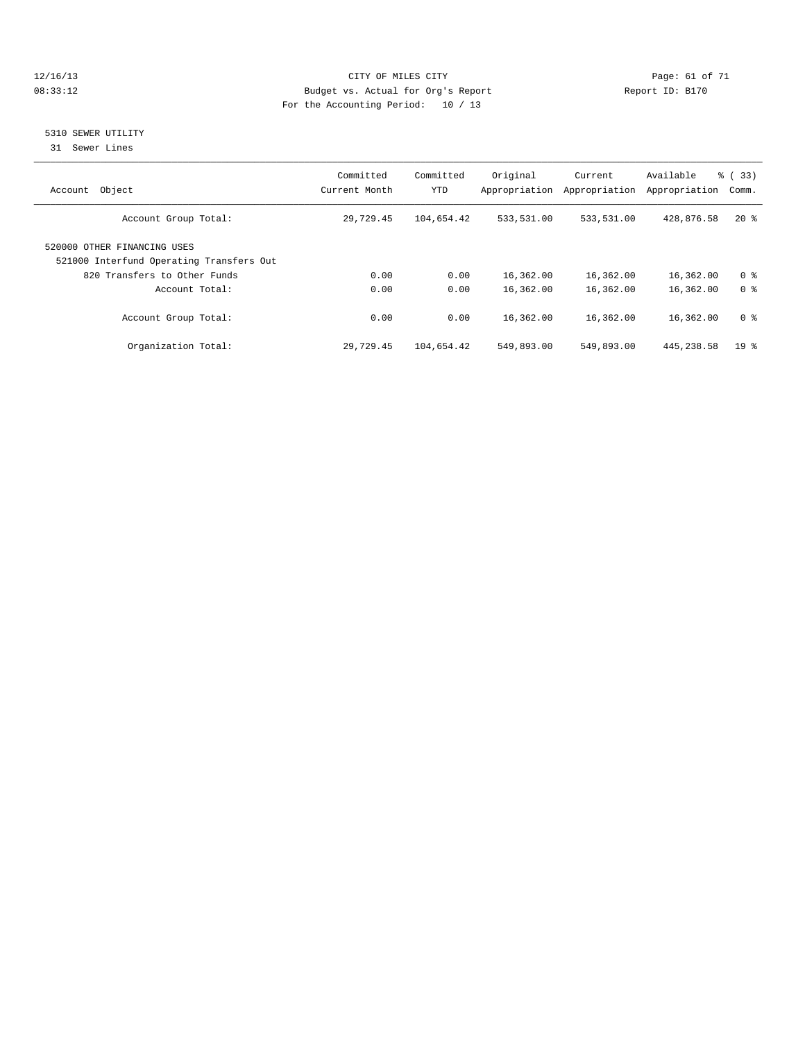12/16/13 CITY OF MILES CITY
08:33:12 Budget vs. Actual for Org's Report Report ID: B170
For the Accounting Period: 10 / 13

## 5310 SEWER UTILITY

31 Sewer Lines

| Account Object | Committed Current Month | Committed YTD | Original Appropriation | Current Appropriation | Available Appropriation | % ( 33) Comm. |
|---|---|---|---|---|---|---|
| Account Group Total: | 29,729.45 | 104,654.42 | 533,531.00 | 533,531.00 | 428,876.58 | 20 % |
| 520000 OTHER FINANCING USES | | | | | | |
| 521000 Interfund Operating Transfers Out | | | | | | |
| 820 Transfers to Other Funds | 0.00 | 0.00 | 16,362.00 | 16,362.00 | 16,362.00 | 0 % |
| Account Total: | 0.00 | 0.00 | 16,362.00 | 16,362.00 | 16,362.00 | 0 % |
| Account Group Total: | 0.00 | 0.00 | 16,362.00 | 16,362.00 | 16,362.00 | 0 % |
| Organization Total: | 29,729.45 | 104,654.42 | 549,893.00 | 549,893.00 | 445,238.58 | 19 % |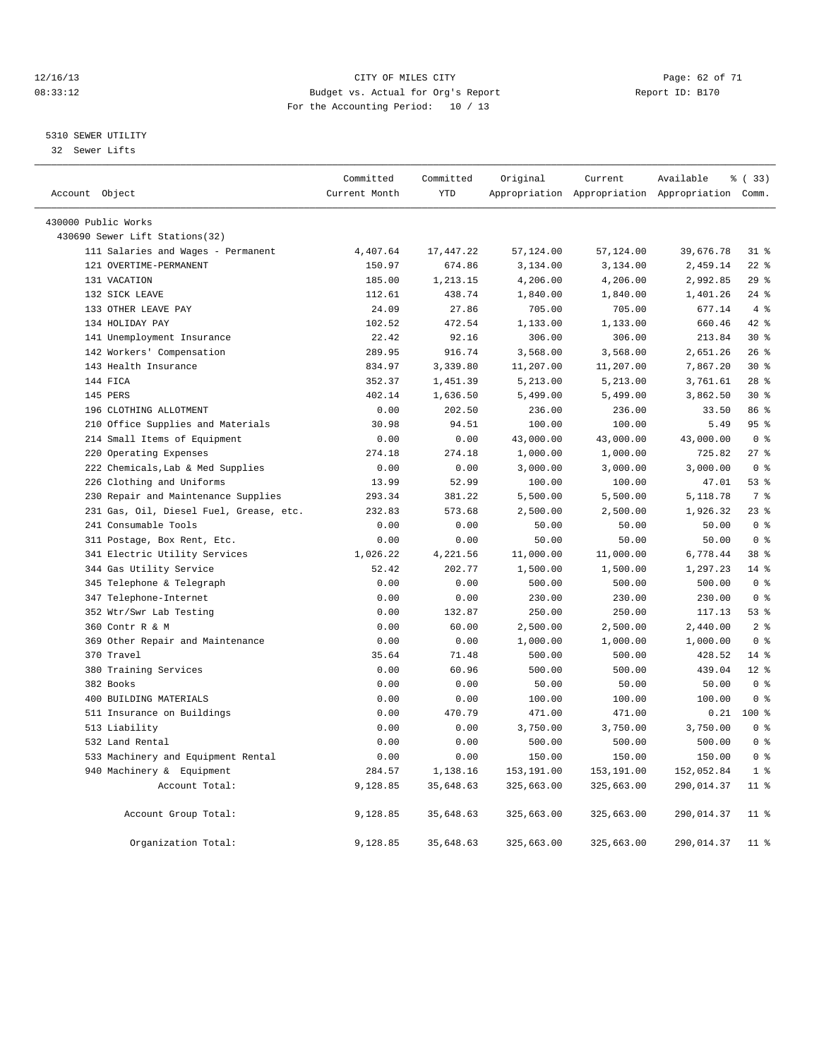CITY OF MILES CITY
Budget vs. Actual for Org's Report
For the Accounting Period: 10 / 13

12/16/13
08:33:12

Report ID: B170

5310 SEWER UTILITY
32 Sewer Lifts

| Account Object | Committed Current Month | Committed YTD | Original Appropriation | Current Appropriation | Available Appropriation | % ( 33) Comm. |
|---|---|---|---|---|---|---|
| 430000 Public Works | | | | | | |
| 430690 Sewer Lift Stations(32) | | | | | | |
| 111 Salaries and Wages - Permanent | 4,407.64 | 17,447.22 | 57,124.00 | 57,124.00 | 39,676.78 | 31 % |
| 121 OVERTIME-PERMANENT | 150.97 | 674.86 | 3,134.00 | 3,134.00 | 2,459.14 | 22 % |
| 131 VACATION | 185.00 | 1,213.15 | 4,206.00 | 4,206.00 | 2,992.85 | 29 % |
| 132 SICK LEAVE | 112.61 | 438.74 | 1,840.00 | 1,840.00 | 1,401.26 | 24 % |
| 133 OTHER LEAVE PAY | 24.09 | 27.86 | 705.00 | 705.00 | 677.14 | 4 % |
| 134 HOLIDAY PAY | 102.52 | 472.54 | 1,133.00 | 1,133.00 | 660.46 | 42 % |
| 141 Unemployment Insurance | 22.42 | 92.16 | 306.00 | 306.00 | 213.84 | 30 % |
| 142 Workers' Compensation | 289.95 | 916.74 | 3,568.00 | 3,568.00 | 2,651.26 | 26 % |
| 143 Health Insurance | 834.97 | 3,339.80 | 11,207.00 | 11,207.00 | 7,867.20 | 30 % |
| 144 FICA | 352.37 | 1,451.39 | 5,213.00 | 5,213.00 | 3,761.61 | 28 % |
| 145 PERS | 402.14 | 1,636.50 | 5,499.00 | 5,499.00 | 3,862.50 | 30 % |
| 196 CLOTHING ALLOTMENT | 0.00 | 202.50 | 236.00 | 236.00 | 33.50 | 86 % |
| 210 Office Supplies and Materials | 30.98 | 94.51 | 100.00 | 100.00 | 5.49 | 95 % |
| 214 Small Items of Equipment | 0.00 | 0.00 | 43,000.00 | 43,000.00 | 43,000.00 | 0 % |
| 220 Operating Expenses | 274.18 | 274.18 | 1,000.00 | 1,000.00 | 725.82 | 27 % |
| 222 Chemicals,Lab & Med Supplies | 0.00 | 0.00 | 3,000.00 | 3,000.00 | 3,000.00 | 0 % |
| 226 Clothing and Uniforms | 13.99 | 52.99 | 100.00 | 100.00 | 47.01 | 53 % |
| 230 Repair and Maintenance Supplies | 293.34 | 381.22 | 5,500.00 | 5,500.00 | 5,118.78 | 7 % |
| 231 Gas, Oil, Diesel Fuel, Grease, etc. | 232.83 | 573.68 | 2,500.00 | 2,500.00 | 1,926.32 | 23 % |
| 241 Consumable Tools | 0.00 | 0.00 | 50.00 | 50.00 | 50.00 | 0 % |
| 311 Postage, Box Rent, Etc. | 0.00 | 0.00 | 50.00 | 50.00 | 50.00 | 0 % |
| 341 Electric Utility Services | 1,026.22 | 4,221.56 | 11,000.00 | 11,000.00 | 6,778.44 | 38 % |
| 344 Gas Utility Service | 52.42 | 202.77 | 1,500.00 | 1,500.00 | 1,297.23 | 14 % |
| 345 Telephone & Telegraph | 0.00 | 0.00 | 500.00 | 500.00 | 500.00 | 0 % |
| 347 Telephone-Internet | 0.00 | 0.00 | 230.00 | 230.00 | 230.00 | 0 % |
| 352 Wtr/Swr Lab Testing | 0.00 | 132.87 | 250.00 | 250.00 | 117.13 | 53 % |
| 360 Contr R & M | 0.00 | 60.00 | 2,500.00 | 2,500.00 | 2,440.00 | 2 % |
| 369 Other Repair and Maintenance | 0.00 | 0.00 | 1,000.00 | 1,000.00 | 1,000.00 | 0 % |
| 370 Travel | 35.64 | 71.48 | 500.00 | 500.00 | 428.52 | 14 % |
| 380 Training Services | 0.00 | 60.96 | 500.00 | 500.00 | 439.04 | 12 % |
| 382 Books | 0.00 | 0.00 | 50.00 | 50.00 | 50.00 | 0 % |
| 400 BUILDING MATERIALS | 0.00 | 0.00 | 100.00 | 100.00 | 100.00 | 0 % |
| 511 Insurance on Buildings | 0.00 | 470.79 | 471.00 | 471.00 | 0.21 | 100 % |
| 513 Liability | 0.00 | 0.00 | 3,750.00 | 3,750.00 | 3,750.00 | 0 % |
| 532 Land Rental | 0.00 | 0.00 | 500.00 | 500.00 | 500.00 | 0 % |
| 533 Machinery and Equipment Rental | 0.00 | 0.00 | 150.00 | 150.00 | 150.00 | 0 % |
| 940 Machinery & Equipment | 284.57 | 1,138.16 | 153,191.00 | 153,191.00 | 152,052.84 | 1 % |
| Account Total: | 9,128.85 | 35,648.63 | 325,663.00 | 325,663.00 | 290,014.37 | 11 % |
| Account Group Total: | 9,128.85 | 35,648.63 | 325,663.00 | 325,663.00 | 290,014.37 | 11 % |
| Organization Total: | 9,128.85 | 35,648.63 | 325,663.00 | 325,663.00 | 290,014.37 | 11 % |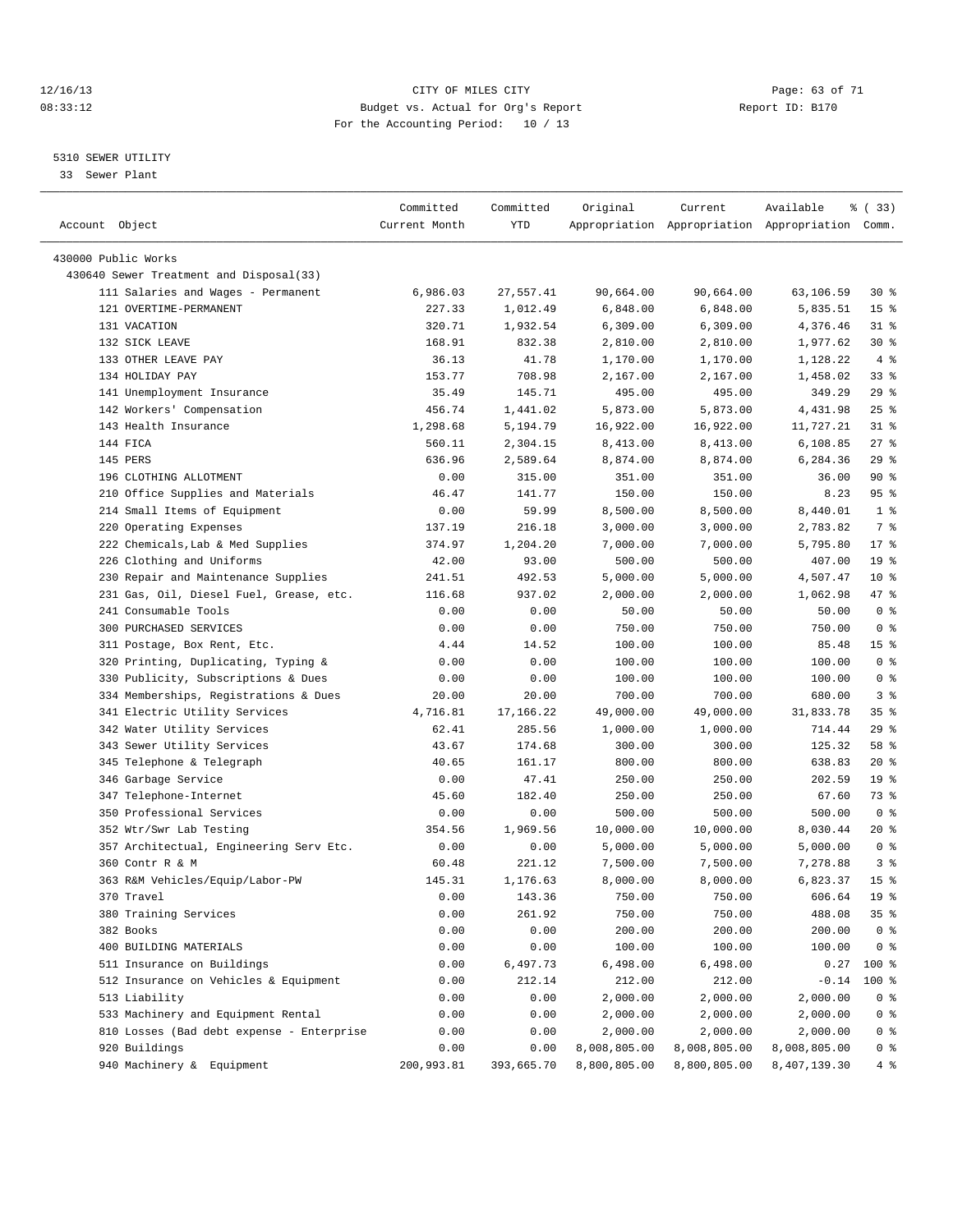CITY OF MILES CITY
Budget vs. Actual for Org's Report
For the Accounting Period: 10 / 13

12/16/13
08:33:12

Report ID: B170

5310 SEWER UTILITY
33 Sewer Plant

| Account Object | Committed Current Month | Committed YTD | Original Appropriation | Current Appropriation | Available Appropriation | % ( 33) Comm. |
|---|---|---|---|---|---|---|
| 430000 Public Works | | | | | | |
| 430640 Sewer Treatment and Disposal(33) | | | | | | |
| 111 Salaries and Wages - Permanent | 6,986.03 | 27,557.41 | 90,664.00 | 90,664.00 | 63,106.59 | 30 % |
| 121 OVERTIME-PERMANENT | 227.33 | 1,012.49 | 6,848.00 | 6,848.00 | 5,835.51 | 15 % |
| 131 VACATION | 320.71 | 1,932.54 | 6,309.00 | 6,309.00 | 4,376.46 | 31 % |
| 132 SICK LEAVE | 168.91 | 832.38 | 2,810.00 | 2,810.00 | 1,977.62 | 30 % |
| 133 OTHER LEAVE PAY | 36.13 | 41.78 | 1,170.00 | 1,170.00 | 1,128.22 | 4 % |
| 134 HOLIDAY PAY | 153.77 | 708.98 | 2,167.00 | 2,167.00 | 1,458.02 | 33 % |
| 141 Unemployment Insurance | 35.49 | 145.71 | 495.00 | 495.00 | 349.29 | 29 % |
| 142 Workers' Compensation | 456.74 | 1,441.02 | 5,873.00 | 5,873.00 | 4,431.98 | 25 % |
| 143 Health Insurance | 1,298.68 | 5,194.79 | 16,922.00 | 16,922.00 | 11,727.21 | 31 % |
| 144 FICA | 560.11 | 2,304.15 | 8,413.00 | 8,413.00 | 6,108.85 | 27 % |
| 145 PERS | 636.96 | 2,589.64 | 8,874.00 | 8,874.00 | 6,284.36 | 29 % |
| 196 CLOTHING ALLOTMENT | 0.00 | 315.00 | 351.00 | 351.00 | 36.00 | 90 % |
| 210 Office Supplies and Materials | 46.47 | 141.77 | 150.00 | 150.00 | 8.23 | 95 % |
| 214 Small Items of Equipment | 0.00 | 59.99 | 8,500.00 | 8,500.00 | 8,440.01 | 1 % |
| 220 Operating Expenses | 137.19 | 216.18 | 3,000.00 | 3,000.00 | 2,783.82 | 7 % |
| 222 Chemicals,Lab & Med Supplies | 374.97 | 1,204.20 | 7,000.00 | 7,000.00 | 5,795.80 | 17 % |
| 226 Clothing and Uniforms | 42.00 | 93.00 | 500.00 | 500.00 | 407.00 | 19 % |
| 230 Repair and Maintenance Supplies | 241.51 | 492.53 | 5,000.00 | 5,000.00 | 4,507.47 | 10 % |
| 231 Gas, Oil, Diesel Fuel, Grease, etc. | 116.68 | 937.02 | 2,000.00 | 2,000.00 | 1,062.98 | 47 % |
| 241 Consumable Tools | 0.00 | 0.00 | 50.00 | 50.00 | 50.00 | 0 % |
| 300 PURCHASED SERVICES | 0.00 | 0.00 | 750.00 | 750.00 | 750.00 | 0 % |
| 311 Postage, Box Rent, Etc. | 4.44 | 14.52 | 100.00 | 100.00 | 85.48 | 15 % |
| 320 Printing, Duplicating, Typing & | 0.00 | 0.00 | 100.00 | 100.00 | 100.00 | 0 % |
| 330 Publicity, Subscriptions & Dues | 0.00 | 0.00 | 100.00 | 100.00 | 100.00 | 0 % |
| 334 Memberships, Registrations & Dues | 20.00 | 20.00 | 700.00 | 700.00 | 680.00 | 3 % |
| 341 Electric Utility Services | 4,716.81 | 17,166.22 | 49,000.00 | 49,000.00 | 31,833.78 | 35 % |
| 342 Water Utility Services | 62.41 | 285.56 | 1,000.00 | 1,000.00 | 714.44 | 29 % |
| 343 Sewer Utility Services | 43.67 | 174.68 | 300.00 | 300.00 | 125.32 | 58 % |
| 345 Telephone & Telegraph | 40.65 | 161.17 | 800.00 | 800.00 | 638.83 | 20 % |
| 346 Garbage Service | 0.00 | 47.41 | 250.00 | 250.00 | 202.59 | 19 % |
| 347 Telephone-Internet | 45.60 | 182.40 | 250.00 | 250.00 | 67.60 | 73 % |
| 350 Professional Services | 0.00 | 0.00 | 500.00 | 500.00 | 500.00 | 0 % |
| 352 Wtr/Swr Lab Testing | 354.56 | 1,969.56 | 10,000.00 | 10,000.00 | 8,030.44 | 20 % |
| 357 Architectual, Engineering Serv Etc. | 0.00 | 0.00 | 5,000.00 | 5,000.00 | 5,000.00 | 0 % |
| 360 Contr R & M | 60.48 | 221.12 | 7,500.00 | 7,500.00 | 7,278.88 | 3 % |
| 363 R&M Vehicles/Equip/Labor-PW | 145.31 | 1,176.63 | 8,000.00 | 8,000.00 | 6,823.37 | 15 % |
| 370 Travel | 0.00 | 143.36 | 750.00 | 750.00 | 606.64 | 19 % |
| 380 Training Services | 0.00 | 261.92 | 750.00 | 750.00 | 488.08 | 35 % |
| 382 Books | 0.00 | 0.00 | 200.00 | 200.00 | 200.00 | 0 % |
| 400 BUILDING MATERIALS | 0.00 | 0.00 | 100.00 | 100.00 | 100.00 | 0 % |
| 511 Insurance on Buildings | 0.00 | 6,497.73 | 6,498.00 | 6,498.00 | 0.27 | 100 % |
| 512 Insurance on Vehicles & Equipment | 0.00 | 212.14 | 212.00 | 212.00 | -0.14 | 100 % |
| 513 Liability | 0.00 | 0.00 | 2,000.00 | 2,000.00 | 2,000.00 | 0 % |
| 533 Machinery and Equipment Rental | 0.00 | 0.00 | 2,000.00 | 2,000.00 | 2,000.00 | 0 % |
| 810 Losses (Bad debt expense - Enterprise | 0.00 | 0.00 | 2,000.00 | 2,000.00 | 2,000.00 | 0 % |
| 920 Buildings | 0.00 | 0.00 | 8,008,805.00 | 8,008,805.00 | 8,008,805.00 | 0 % |
| 940 Machinery & Equipment | 200,993.81 | 393,665.70 | 8,800,805.00 | 8,800,805.00 | 8,407,139.30 | 4 % |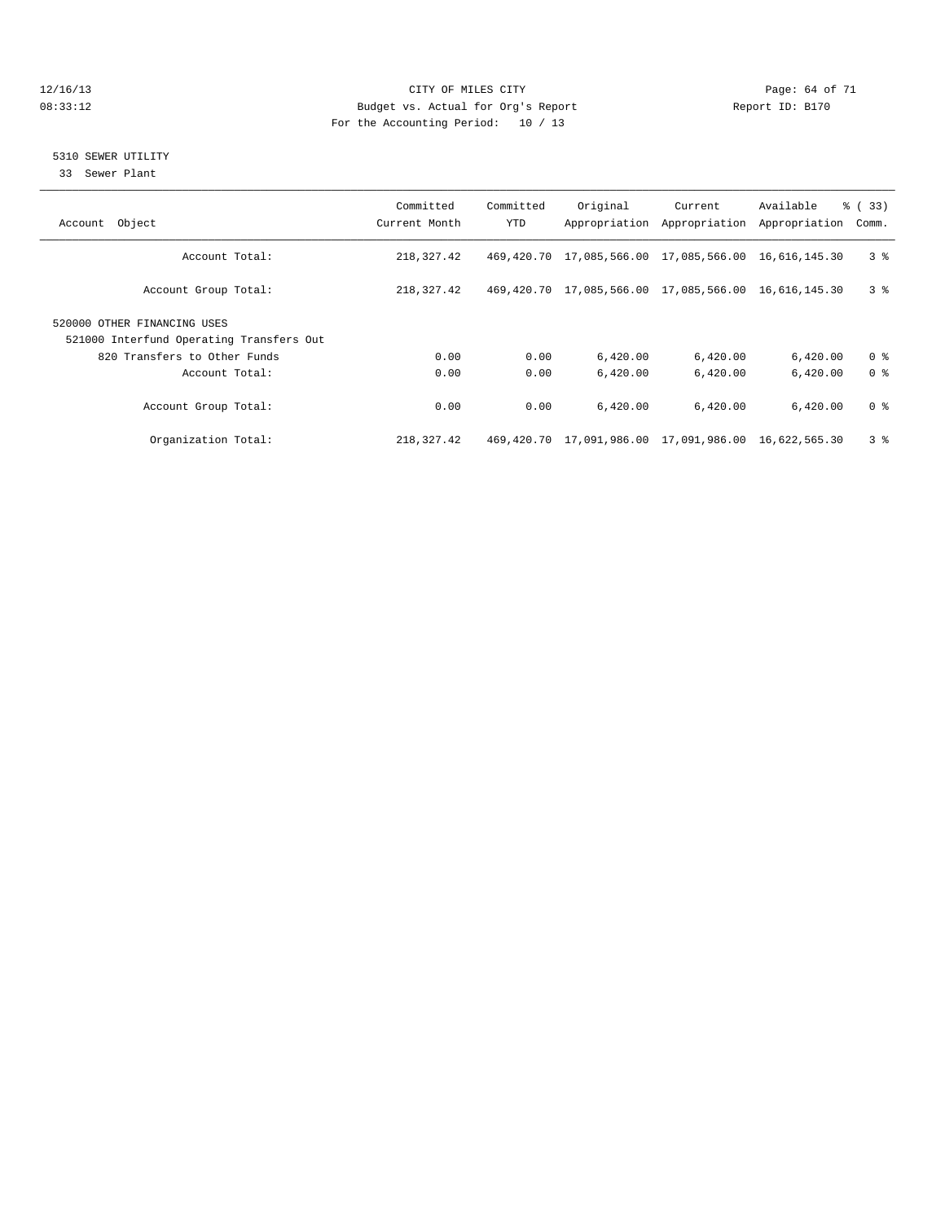CITY OF MILES CITY
Budget vs. Actual for Org's Report
For the Accounting Period: 10 / 13

12/16/13 08:33:12 — Report ID: B170

## 5310 SEWER UTILITY

33 Sewer Plant

| Account Object | Committed Current Month | Committed YTD | Original Appropriation | Current Appropriation | Available Appropriation | % ( 33) Comm. |
|---|---|---|---|---|---|---|
| Account Total: | 218,327.42 | 469,420.70 | 17,085,566.00 | 17,085,566.00 | 16,616,145.30 | 3 % |
| Account Group Total: | 218,327.42 | 469,420.70 | 17,085,566.00 | 17,085,566.00 | 16,616,145.30 | 3 % |
| 520000 OTHER FINANCING USES | | | | | | |
| 521000 Interfund Operating Transfers Out | | | | | | |
| 820 Transfers to Other Funds | 0.00 | 0.00 | 6,420.00 | 6,420.00 | 6,420.00 | 0 % |
| Account Total: | 0.00 | 0.00 | 6,420.00 | 6,420.00 | 6,420.00 | 0 % |
| Account Group Total: | 0.00 | 0.00 | 6,420.00 | 6,420.00 | 6,420.00 | 0 % |
| Organization Total: | 218,327.42 | 469,420.70 | 17,091,986.00 | 17,091,986.00 | 16,622,565.30 | 3 % |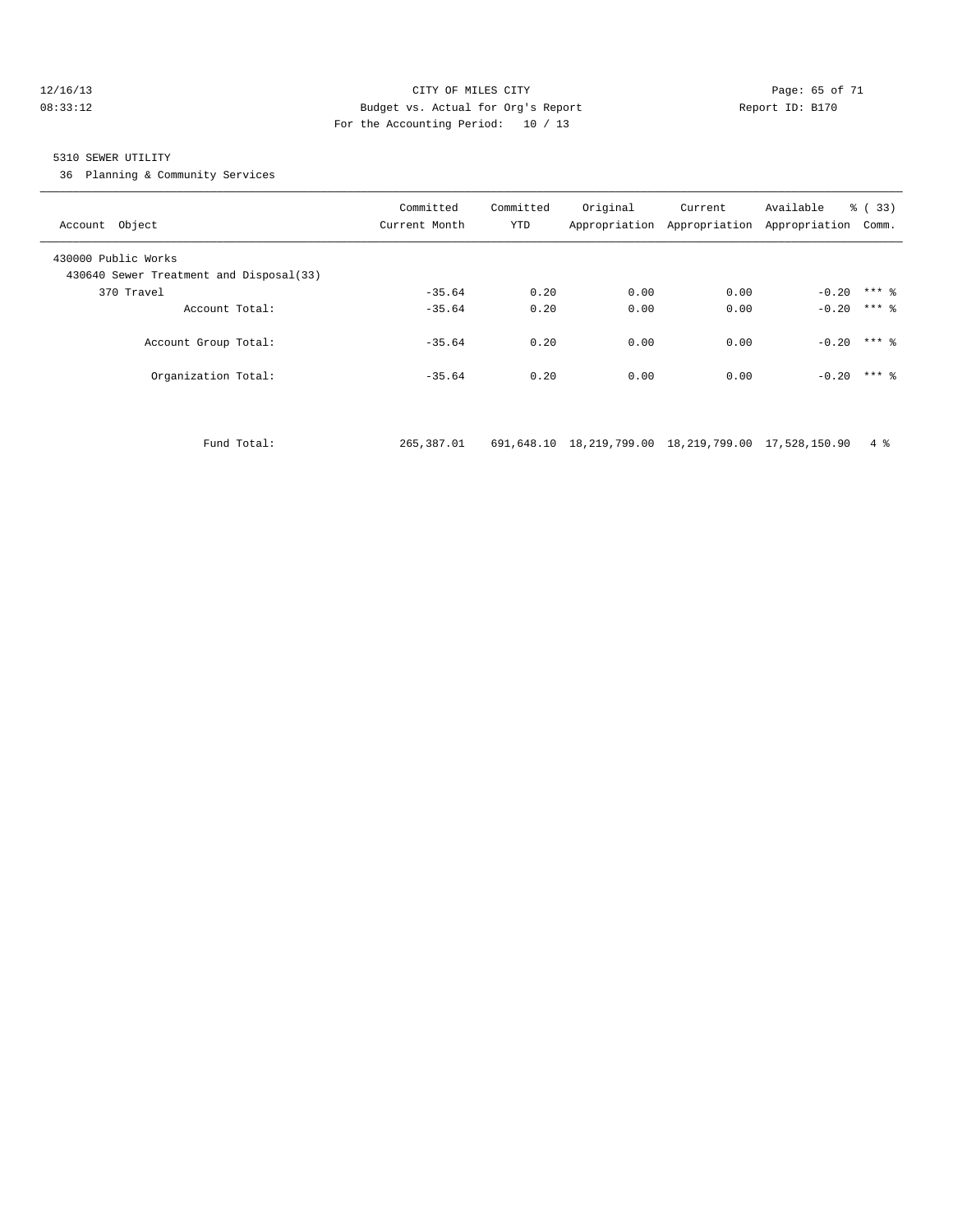CITY OF MILES CITY
Budget vs. Actual for Org's Report
For the Accounting Period: 10 / 13

12/16/13
08:33:12

Report ID: B170

## 5310 SEWER UTILITY

36 Planning & Community Services

| Account Object | Committed Current Month | Committed YTD | Original Appropriation | Current Appropriation | Available Appropriation | % ( 33) Comm. |
|---|---|---|---|---|---|---|
| 430000 Public Works | | | | | | |
| 430640 Sewer Treatment and Disposal(33) | | | | | | |
| 370 Travel | -35.64 | 0.20 | 0.00 | 0.00 | -0.20 | *** % |
| Account Total: | -35.64 | 0.20 | 0.00 | 0.00 | -0.20 | *** % |
| Account Group Total: | -35.64 | 0.20 | 0.00 | 0.00 | -0.20 | *** % |
| Organization Total: | -35.64 | 0.20 | 0.00 | 0.00 | -0.20 | *** % |
| Fund Total: | 265,387.01 | 691,648.10 | 18,219,799.00 | 18,219,799.00 | 17,528,150.90 | 4 % |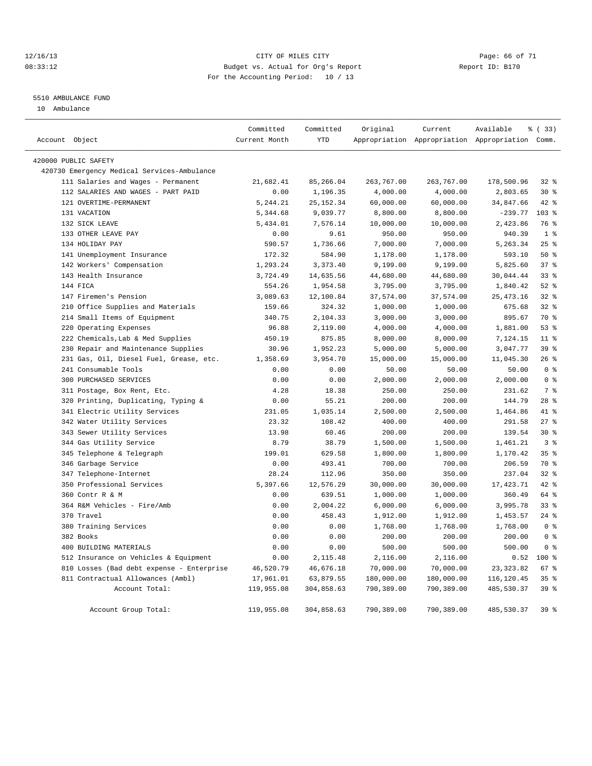CITY OF MILES CITY
Budget vs. Actual for Org's Report
For the Accounting Period: 10 / 13

12/16/13
08:33:12

Report ID: B170

## 5510 AMBULANCE FUND

10 Ambulance

| Account Object | Committed Current Month | Committed YTD | Original Appropriation | Current Appropriation | Available Appropriation | % ( 33) Comm. |
|---|---|---|---|---|---|---|
| 420000 PUBLIC SAFETY | | | | | | |
| 420730 Emergency Medical Services-Ambulance | | | | | | |
| 111 Salaries and Wages - Permanent | 21,682.41 | 85,266.04 | 263,767.00 | 263,767.00 | 178,500.96 | 32 % |
| 112 SALARIES AND WAGES - PART PAID | 0.00 | 1,196.35 | 4,000.00 | 4,000.00 | 2,803.65 | 30 % |
| 121 OVERTIME-PERMANENT | 5,244.21 | 25,152.34 | 60,000.00 | 60,000.00 | 34,847.66 | 42 % |
| 131 VACATION | 5,344.68 | 9,039.77 | 8,800.00 | 8,800.00 | -239.77 | 103 % |
| 132 SICK LEAVE | 5,434.01 | 7,576.14 | 10,000.00 | 10,000.00 | 2,423.86 | 76 % |
| 133 OTHER LEAVE PAY | 0.00 | 9.61 | 950.00 | 950.00 | 940.39 | 1 % |
| 134 HOLIDAY PAY | 590.57 | 1,736.66 | 7,000.00 | 7,000.00 | 5,263.34 | 25 % |
| 141 Unemployment Insurance | 172.32 | 584.90 | 1,178.00 | 1,178.00 | 593.10 | 50 % |
| 142 Workers' Compensation | 1,293.24 | 3,373.40 | 9,199.00 | 9,199.00 | 5,825.60 | 37 % |
| 143 Health Insurance | 3,724.49 | 14,635.56 | 44,680.00 | 44,680.00 | 30,044.44 | 33 % |
| 144 FICA | 554.26 | 1,954.58 | 3,795.00 | 3,795.00 | 1,840.42 | 52 % |
| 147 Firemen's Pension | 3,089.63 | 12,100.84 | 37,574.00 | 37,574.00 | 25,473.16 | 32 % |
| 210 Office Supplies and Materials | 159.66 | 324.32 | 1,000.00 | 1,000.00 | 675.68 | 32 % |
| 214 Small Items of Equipment | 340.75 | 2,104.33 | 3,000.00 | 3,000.00 | 895.67 | 70 % |
| 220 Operating Expenses | 96.88 | 2,119.00 | 4,000.00 | 4,000.00 | 1,881.00 | 53 % |
| 222 Chemicals,Lab & Med Supplies | 450.19 | 875.85 | 8,000.00 | 8,000.00 | 7,124.15 | 11 % |
| 230 Repair and Maintenance Supplies | 30.96 | 1,952.23 | 5,000.00 | 5,000.00 | 3,047.77 | 39 % |
| 231 Gas, Oil, Diesel Fuel, Grease, etc. | 1,358.69 | 3,954.70 | 15,000.00 | 15,000.00 | 11,045.30 | 26 % |
| 241 Consumable Tools | 0.00 | 0.00 | 50.00 | 50.00 | 50.00 | 0 % |
| 300 PURCHASED SERVICES | 0.00 | 0.00 | 2,000.00 | 2,000.00 | 2,000.00 | 0 % |
| 311 Postage, Box Rent, Etc. | 4.28 | 18.38 | 250.00 | 250.00 | 231.62 | 7 % |
| 320 Printing, Duplicating, Typing & | 0.00 | 55.21 | 200.00 | 200.00 | 144.79 | 28 % |
| 341 Electric Utility Services | 231.05 | 1,035.14 | 2,500.00 | 2,500.00 | 1,464.86 | 41 % |
| 342 Water Utility Services | 23.32 | 108.42 | 400.00 | 400.00 | 291.58 | 27 % |
| 343 Sewer Utility Services | 13.98 | 60.46 | 200.00 | 200.00 | 139.54 | 30 % |
| 344 Gas Utility Service | 8.79 | 38.79 | 1,500.00 | 1,500.00 | 1,461.21 | 3 % |
| 345 Telephone & Telegraph | 199.01 | 629.58 | 1,800.00 | 1,800.00 | 1,170.42 | 35 % |
| 346 Garbage Service | 0.00 | 493.41 | 700.00 | 700.00 | 206.59 | 70 % |
| 347 Telephone-Internet | 28.24 | 112.96 | 350.00 | 350.00 | 237.04 | 32 % |
| 350 Professional Services | 5,397.66 | 12,576.29 | 30,000.00 | 30,000.00 | 17,423.71 | 42 % |
| 360 Contr R & M | 0.00 | 639.51 | 1,000.00 | 1,000.00 | 360.49 | 64 % |
| 364 R&M Vehicles - Fire/Amb | 0.00 | 2,004.22 | 6,000.00 | 6,000.00 | 3,995.78 | 33 % |
| 370 Travel | 0.00 | 458.43 | 1,912.00 | 1,912.00 | 1,453.57 | 24 % |
| 380 Training Services | 0.00 | 0.00 | 1,768.00 | 1,768.00 | 1,768.00 | 0 % |
| 382 Books | 0.00 | 0.00 | 200.00 | 200.00 | 200.00 | 0 % |
| 400 BUILDING MATERIALS | 0.00 | 0.00 | 500.00 | 500.00 | 500.00 | 0 % |
| 512 Insurance on Vehicles & Equipment | 0.00 | 2,115.48 | 2,116.00 | 2,116.00 | 0.52 | 100 % |
| 810 Losses (Bad debt expense - Enterprise | 46,520.79 | 46,676.18 | 70,000.00 | 70,000.00 | 23,323.82 | 67 % |
| 811 Contractual Allowances (Ambl) | 17,961.01 | 63,879.55 | 180,000.00 | 180,000.00 | 116,120.45 | 35 % |
| Account Total: | 119,955.08 | 304,858.63 | 790,389.00 | 790,389.00 | 485,530.37 | 39 % |
| Account Group Total: | 119,955.08 | 304,858.63 | 790,389.00 | 790,389.00 | 485,530.37 | 39 % |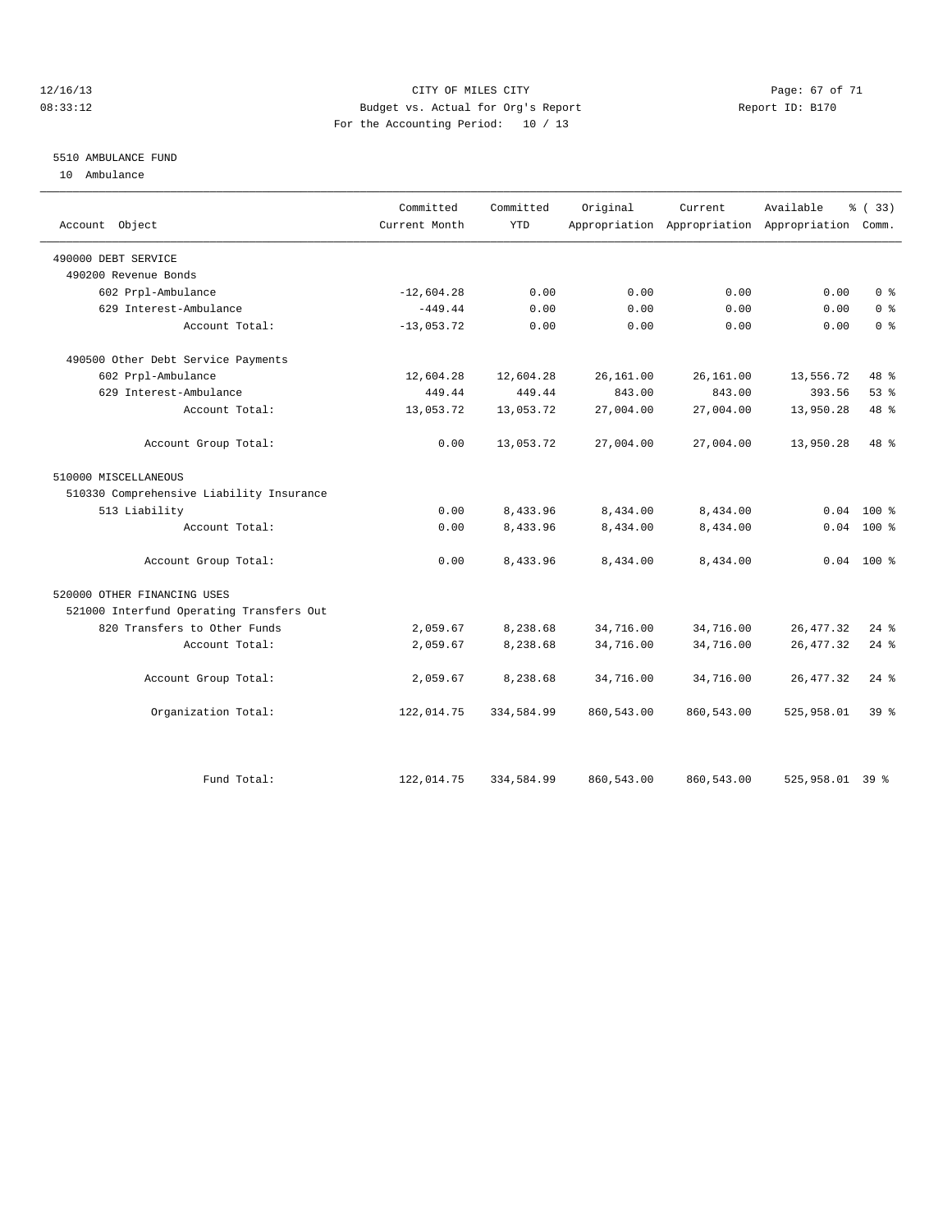12/16/13 CITY OF MILES CITY
08:33:12 Budget vs. Actual for Org's Report Report ID: B170
For the Accounting Period: 10 / 13

5510 AMBULANCE FUND
10 Ambulance

| Account Object | Committed Current Month | Committed YTD | Original Appropriation | Current Appropriation | Available Appropriation | % ( 33) Comm. |
|---|---|---|---|---|---|---|
| 490000 DEBT SERVICE | | | | | | |
| 490200 Revenue Bonds | | | | | | |
| 602 Prpl-Ambulance | -12,604.28 | 0.00 | 0.00 | 0.00 | 0.00 | 0 % |
| 629 Interest-Ambulance | -449.44 | 0.00 | 0.00 | 0.00 | 0.00 | 0 % |
| Account Total: | -13,053.72 | 0.00 | 0.00 | 0.00 | 0.00 | 0 % |
| 490500 Other Debt Service Payments | | | | | | |
| 602 Prpl-Ambulance | 12,604.28 | 12,604.28 | 26,161.00 | 26,161.00 | 13,556.72 | 48 % |
| 629 Interest-Ambulance | 449.44 | 449.44 | 843.00 | 843.00 | 393.56 | 53 % |
| Account Total: | 13,053.72 | 13,053.72 | 27,004.00 | 27,004.00 | 13,950.28 | 48 % |
| Account Group Total: | 0.00 | 13,053.72 | 27,004.00 | 27,004.00 | 13,950.28 | 48 % |
| 510000 MISCELLANEOUS | | | | | | |
| 510330 Comprehensive Liability Insurance | | | | | | |
| 513 Liability | 0.00 | 8,433.96 | 8,434.00 | 8,434.00 | 0.04 | 100 % |
| Account Total: | 0.00 | 8,433.96 | 8,434.00 | 8,434.00 | 0.04 | 100 % |
| Account Group Total: | 0.00 | 8,433.96 | 8,434.00 | 8,434.00 | 0.04 | 100 % |
| 520000 OTHER FINANCING USES | | | | | | |
| 521000 Interfund Operating Transfers Out | | | | | | |
| 820 Transfers to Other Funds | 2,059.67 | 8,238.68 | 34,716.00 | 34,716.00 | 26,477.32 | 24 % |
| Account Total: | 2,059.67 | 8,238.68 | 34,716.00 | 34,716.00 | 26,477.32 | 24 % |
| Account Group Total: | 2,059.67 | 8,238.68 | 34,716.00 | 34,716.00 | 26,477.32 | 24 % |
| Organization Total: | 122,014.75 | 334,584.99 | 860,543.00 | 860,543.00 | 525,958.01 | 39 % |
| Fund Total: | 122,014.75 | 334,584.99 | 860,543.00 | 860,543.00 | 525,958.01 | 39 % |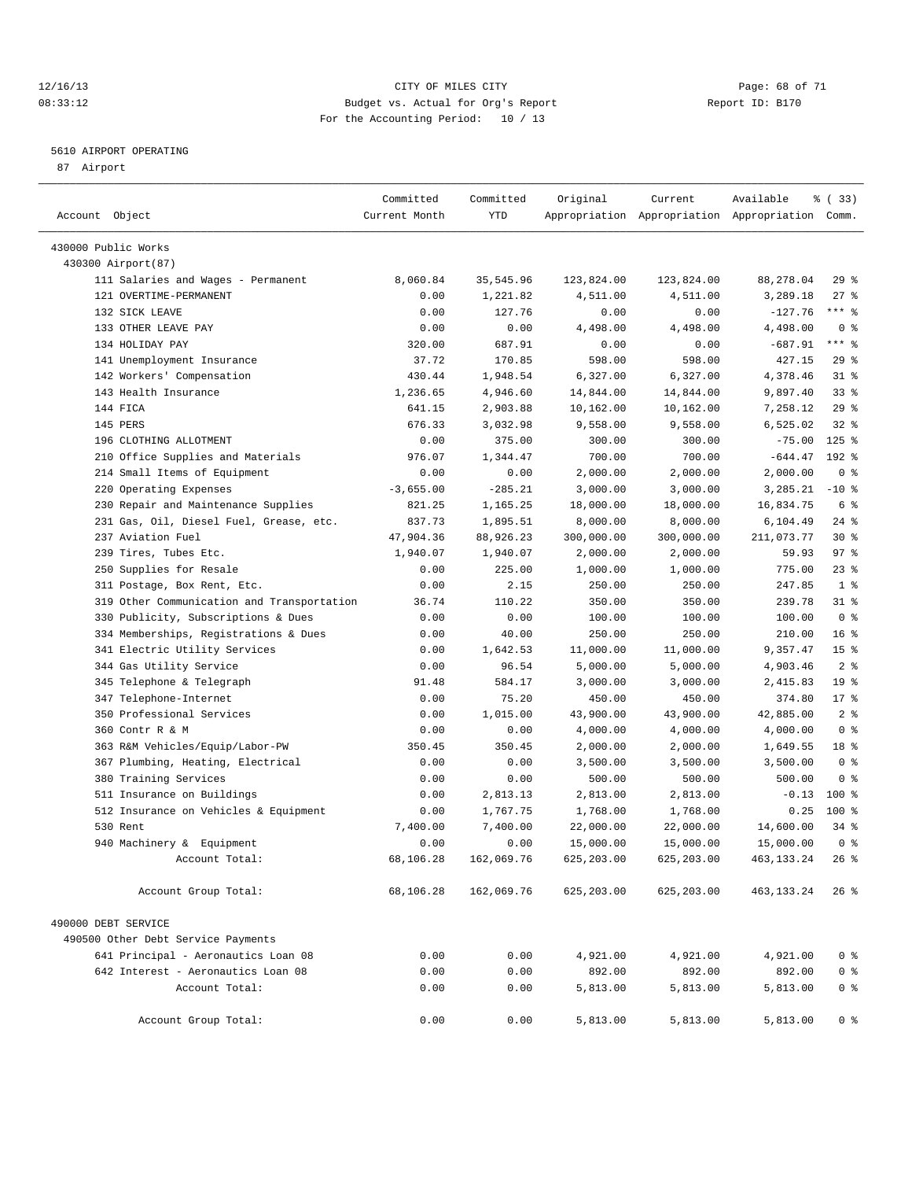CITY OF MILES CITY
Budget vs. Actual for Org's Report
For the Accounting Period: 10 / 13

12/16/13
08:33:12

Report ID: B170

5610 AIRPORT OPERATING
87 Airport

| Account Object | Committed Current Month | Committed YTD | Original Appropriation | Current Appropriation | Available Appropriation | % ( 33) Comm. |
|---|---|---|---|---|---|---|
| 430000 Public Works | | | | | | |
| 430300 Airport(87) | | | | | | |
| 111 Salaries and Wages - Permanent | 8,060.84 | 35,545.96 | 123,824.00 | 123,824.00 | 88,278.04 | 29 % |
| 121 OVERTIME-PERMANENT | 0.00 | 1,221.82 | 4,511.00 | 4,511.00 | 3,289.18 | 27 % |
| 132 SICK LEAVE | 0.00 | 127.76 | 0.00 | 0.00 | -127.76 | *** % |
| 133 OTHER LEAVE PAY | 0.00 | 0.00 | 4,498.00 | 4,498.00 | 4,498.00 | 0 % |
| 134 HOLIDAY PAY | 320.00 | 687.91 | 0.00 | 0.00 | -687.91 | *** % |
| 141 Unemployment Insurance | 37.72 | 170.85 | 598.00 | 598.00 | 427.15 | 29 % |
| 142 Workers' Compensation | 430.44 | 1,948.54 | 6,327.00 | 6,327.00 | 4,378.46 | 31 % |
| 143 Health Insurance | 1,236.65 | 4,946.60 | 14,844.00 | 14,844.00 | 9,897.40 | 33 % |
| 144 FICA | 641.15 | 2,903.88 | 10,162.00 | 10,162.00 | 7,258.12 | 29 % |
| 145 PERS | 676.33 | 3,032.98 | 9,558.00 | 9,558.00 | 6,525.02 | 32 % |
| 196 CLOTHING ALLOTMENT | 0.00 | 375.00 | 300.00 | 300.00 | -75.00 | 125 % |
| 210 Office Supplies and Materials | 976.07 | 1,344.47 | 700.00 | 700.00 | -644.47 | 192 % |
| 214 Small Items of Equipment | 0.00 | 0.00 | 2,000.00 | 2,000.00 | 2,000.00 | 0 % |
| 220 Operating Expenses | -3,655.00 | -285.21 | 3,000.00 | 3,000.00 | 3,285.21 | -10 % |
| 230 Repair and Maintenance Supplies | 821.25 | 1,165.25 | 18,000.00 | 18,000.00 | 16,834.75 | 6 % |
| 231 Gas, Oil, Diesel Fuel, Grease, etc. | 837.73 | 1,895.51 | 8,000.00 | 8,000.00 | 6,104.49 | 24 % |
| 237 Aviation Fuel | 47,904.36 | 88,926.23 | 300,000.00 | 300,000.00 | 211,073.77 | 30 % |
| 239 Tires, Tubes Etc. | 1,940.07 | 1,940.07 | 2,000.00 | 2,000.00 | 59.93 | 97 % |
| 250 Supplies for Resale | 0.00 | 225.00 | 1,000.00 | 1,000.00 | 775.00 | 23 % |
| 311 Postage, Box Rent, Etc. | 0.00 | 2.15 | 250.00 | 250.00 | 247.85 | 1 % |
| 319 Other Communication and Transportation | 36.74 | 110.22 | 350.00 | 350.00 | 239.78 | 31 % |
| 330 Publicity, Subscriptions & Dues | 0.00 | 0.00 | 100.00 | 100.00 | 100.00 | 0 % |
| 334 Memberships, Registrations & Dues | 0.00 | 40.00 | 250.00 | 250.00 | 210.00 | 16 % |
| 341 Electric Utility Services | 0.00 | 1,642.53 | 11,000.00 | 11,000.00 | 9,357.47 | 15 % |
| 344 Gas Utility Service | 0.00 | 96.54 | 5,000.00 | 5,000.00 | 4,903.46 | 2 % |
| 345 Telephone & Telegraph | 91.48 | 584.17 | 3,000.00 | 3,000.00 | 2,415.83 | 19 % |
| 347 Telephone-Internet | 0.00 | 75.20 | 450.00 | 450.00 | 374.80 | 17 % |
| 350 Professional Services | 0.00 | 1,015.00 | 43,900.00 | 43,900.00 | 42,885.00 | 2 % |
| 360 Contr R & M | 0.00 | 0.00 | 4,000.00 | 4,000.00 | 4,000.00 | 0 % |
| 363 R&M Vehicles/Equip/Labor-PW | 350.45 | 350.45 | 2,000.00 | 2,000.00 | 1,649.55 | 18 % |
| 367 Plumbing, Heating, Electrical | 0.00 | 0.00 | 3,500.00 | 3,500.00 | 3,500.00 | 0 % |
| 380 Training Services | 0.00 | 0.00 | 500.00 | 500.00 | 500.00 | 0 % |
| 511 Insurance on Buildings | 0.00 | 2,813.13 | 2,813.00 | 2,813.00 | -0.13 | 100 % |
| 512 Insurance on Vehicles & Equipment | 0.00 | 1,767.75 | 1,768.00 | 1,768.00 | 0.25 | 100 % |
| 530 Rent | 7,400.00 | 7,400.00 | 22,000.00 | 22,000.00 | 14,600.00 | 34 % |
| 940 Machinery & Equipment | 0.00 | 0.00 | 15,000.00 | 15,000.00 | 15,000.00 | 0 % |
| Account Total: | 68,106.28 | 162,069.76 | 625,203.00 | 625,203.00 | 463,133.24 | 26 % |
| Account Group Total: | 68,106.28 | 162,069.76 | 625,203.00 | 625,203.00 | 463,133.24 | 26 % |
| 490000 DEBT SERVICE | | | | | | |
| 490500 Other Debt Service Payments | | | | | | |
| 641 Principal - Aeronautics Loan 08 | 0.00 | 0.00 | 4,921.00 | 4,921.00 | 4,921.00 | 0 % |
| 642 Interest - Aeronautics Loan 08 | 0.00 | 0.00 | 892.00 | 892.00 | 892.00 | 0 % |
| Account Total: | 0.00 | 0.00 | 5,813.00 | 5,813.00 | 5,813.00 | 0 % |
| Account Group Total: | 0.00 | 0.00 | 5,813.00 | 5,813.00 | 5,813.00 | 0 % |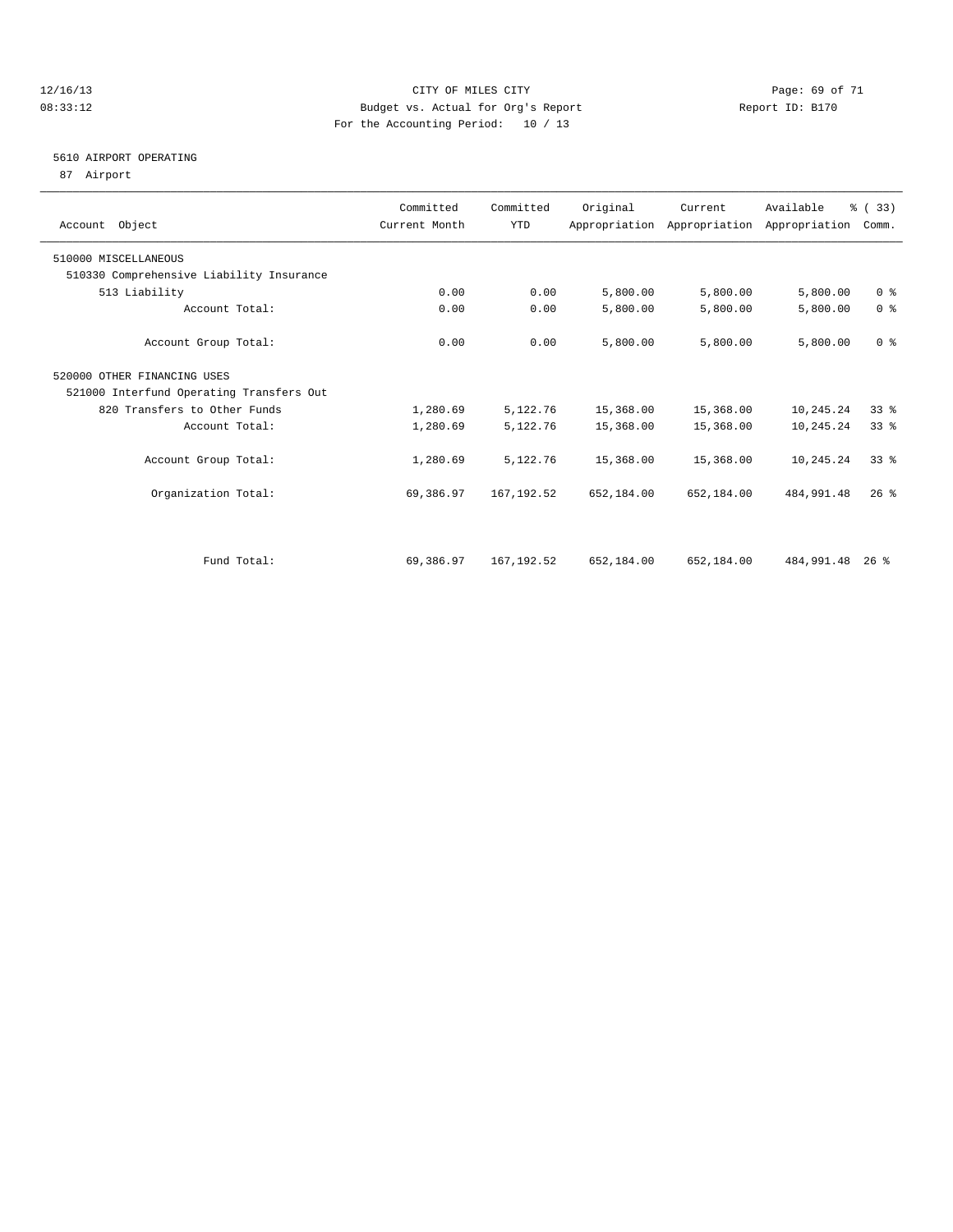CITY OF MILES CITY
Budget vs. Actual for Org's Report
For the Accounting Period: 10 / 13

12/16/13 08:33:12 — Report ID: B170

## 5610 AIRPORT OPERATING

87 Airport

| Account Object | Committed Current Month | Committed YTD | Original Appropriation | Current Appropriation | Available Appropriation | % ( 33) Comm. |
|---|---|---|---|---|---|---|
| 510000 MISCELLANEOUS | | | | | | |
| 510330 Comprehensive Liability Insurance | | | | | | |
| 513 Liability | 0.00 | 0.00 | 5,800.00 | 5,800.00 | 5,800.00 | 0 % |
| Account Total: | 0.00 | 0.00 | 5,800.00 | 5,800.00 | 5,800.00 | 0 % |
| Account Group Total: | 0.00 | 0.00 | 5,800.00 | 5,800.00 | 5,800.00 | 0 % |
| 520000 OTHER FINANCING USES | | | | | | |
| 521000 Interfund Operating Transfers Out | | | | | | |
| 820 Transfers to Other Funds | 1,280.69 | 5,122.76 | 15,368.00 | 15,368.00 | 10,245.24 | 33 % |
| Account Total: | 1,280.69 | 5,122.76 | 15,368.00 | 15,368.00 | 10,245.24 | 33 % |
| Account Group Total: | 1,280.69 | 5,122.76 | 15,368.00 | 15,368.00 | 10,245.24 | 33 % |
| Organization Total: | 69,386.97 | 167,192.52 | 652,184.00 | 652,184.00 | 484,991.48 | 26 % |
| Fund Total: | 69,386.97 | 167,192.52 | 652,184.00 | 652,184.00 | 484,991.48 | 26 % |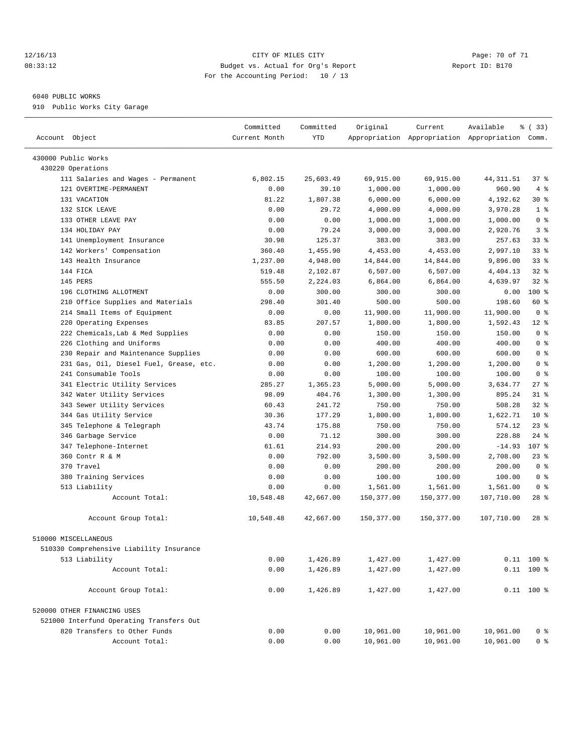CITY OF MILES CITY
Budget vs. Actual for Org's Report
For the Accounting Period: 10 / 13

12/16/13
08:33:12

Report ID: B170

6040 PUBLIC WORKS
910 Public Works City Garage

| Account Object | Committed Current Month | Committed YTD | Original Appropriation | Current Appropriation | Available Appropriation | % ( 33) Comm. |
|---|---|---|---|---|---|---|
| 430000 Public Works | | | | | | |
| 430220 Operations | | | | | | |
| 111 Salaries and Wages - Permanent | 6,802.15 | 25,603.49 | 69,915.00 | 69,915.00 | 44,311.51 | 37 % |
| 121 OVERTIME-PERMANENT | 0.00 | 39.10 | 1,000.00 | 1,000.00 | 960.90 | 4 % |
| 131 VACATION | 81.22 | 1,807.38 | 6,000.00 | 6,000.00 | 4,192.62 | 30 % |
| 132 SICK LEAVE | 0.00 | 29.72 | 4,000.00 | 4,000.00 | 3,970.28 | 1 % |
| 133 OTHER LEAVE PAY | 0.00 | 0.00 | 1,000.00 | 1,000.00 | 1,000.00 | 0 % |
| 134 HOLIDAY PAY | 0.00 | 79.24 | 3,000.00 | 3,000.00 | 2,920.76 | 3 % |
| 141 Unemployment Insurance | 30.98 | 125.37 | 383.00 | 383.00 | 257.63 | 33 % |
| 142 Workers' Compensation | 360.40 | 1,455.90 | 4,453.00 | 4,453.00 | 2,997.10 | 33 % |
| 143 Health Insurance | 1,237.00 | 4,948.00 | 14,844.00 | 14,844.00 | 9,896.00 | 33 % |
| 144 FICA | 519.48 | 2,102.87 | 6,507.00 | 6,507.00 | 4,404.13 | 32 % |
| 145 PERS | 555.50 | 2,224.03 | 6,864.00 | 6,864.00 | 4,639.97 | 32 % |
| 196 CLOTHING ALLOTMENT | 0.00 | 300.00 | 300.00 | 300.00 | 0.00 | 100 % |
| 210 Office Supplies and Materials | 298.40 | 301.40 | 500.00 | 500.00 | 198.60 | 60 % |
| 214 Small Items of Equipment | 0.00 | 0.00 | 11,900.00 | 11,900.00 | 11,900.00 | 0 % |
| 220 Operating Expenses | 83.85 | 207.57 | 1,800.00 | 1,800.00 | 1,592.43 | 12 % |
| 222 Chemicals,Lab & Med Supplies | 0.00 | 0.00 | 150.00 | 150.00 | 150.00 | 0 % |
| 226 Clothing and Uniforms | 0.00 | 0.00 | 400.00 | 400.00 | 400.00 | 0 % |
| 230 Repair and Maintenance Supplies | 0.00 | 0.00 | 600.00 | 600.00 | 600.00 | 0 % |
| 231 Gas, Oil, Diesel Fuel, Grease, etc. | 0.00 | 0.00 | 1,200.00 | 1,200.00 | 1,200.00 | 0 % |
| 241 Consumable Tools | 0.00 | 0.00 | 100.00 | 100.00 | 100.00 | 0 % |
| 341 Electric Utility Services | 285.27 | 1,365.23 | 5,000.00 | 5,000.00 | 3,634.77 | 27 % |
| 342 Water Utility Services | 98.09 | 404.76 | 1,300.00 | 1,300.00 | 895.24 | 31 % |
| 343 Sewer Utility Services | 60.43 | 241.72 | 750.00 | 750.00 | 508.28 | 32 % |
| 344 Gas Utility Service | 30.36 | 177.29 | 1,800.00 | 1,800.00 | 1,622.71 | 10 % |
| 345 Telephone & Telegraph | 43.74 | 175.88 | 750.00 | 750.00 | 574.12 | 23 % |
| 346 Garbage Service | 0.00 | 71.12 | 300.00 | 300.00 | 228.88 | 24 % |
| 347 Telephone-Internet | 61.61 | 214.93 | 200.00 | 200.00 | -14.93 | 107 % |
| 360 Contr R & M | 0.00 | 792.00 | 3,500.00 | 3,500.00 | 2,708.00 | 23 % |
| 370 Travel | 0.00 | 0.00 | 200.00 | 200.00 | 200.00 | 0 % |
| 380 Training Services | 0.00 | 0.00 | 100.00 | 100.00 | 100.00 | 0 % |
| 513 Liability | 0.00 | 0.00 | 1,561.00 | 1,561.00 | 1,561.00 | 0 % |
| Account Total: | 10,548.48 | 42,667.00 | 150,377.00 | 150,377.00 | 107,710.00 | 28 % |
| Account Group Total: | 10,548.48 | 42,667.00 | 150,377.00 | 150,377.00 | 107,710.00 | 28 % |
| 510000 MISCELLANEOUS | | | | | | |
| 510330 Comprehensive Liability Insurance | | | | | | |
| 513 Liability | 0.00 | 1,426.89 | 1,427.00 | 1,427.00 | 0.11 | 100 % |
| Account Total: | 0.00 | 1,426.89 | 1,427.00 | 1,427.00 | 0.11 | 100 % |
| Account Group Total: | 0.00 | 1,426.89 | 1,427.00 | 1,427.00 | 0.11 | 100 % |
| 520000 OTHER FINANCING USES | | | | | | |
| 521000 Interfund Operating Transfers Out | | | | | | |
| 820 Transfers to Other Funds | 0.00 | 0.00 | 10,961.00 | 10,961.00 | 10,961.00 | 0 % |
| Account Total: | 0.00 | 0.00 | 10,961.00 | 10,961.00 | 10,961.00 | 0 % |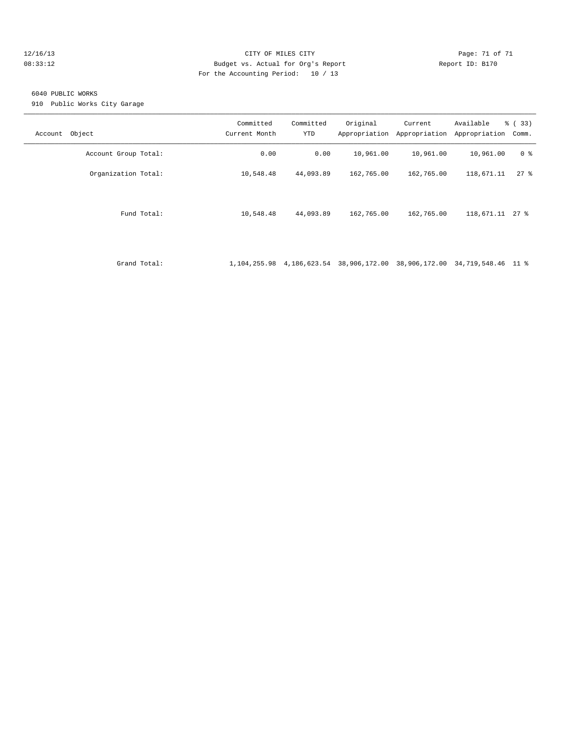12/16/13 CITY OF MILES CITY

08:33:12 Budget vs. Actual for Org's Report Report ID: B170

For the Accounting Period: 10 / 13

6040 PUBLIC WORKS

910 Public Works City Garage

| Account Object | Committed Current Month | Committed YTD | Original Appropriation | Current Appropriation | Available Appropriation | % ( 33) Comm. |
|---|---|---|---|---|---|---|
| Account Group Total: | 0.00 | 0.00 | 10,961.00 | 10,961.00 | 10,961.00 | 0 % |
| Organization Total: | 10,548.48 | 44,093.89 | 162,765.00 | 162,765.00 | 118,671.11 | 27 % |
| Fund Total: | 10,548.48 | 44,093.89 | 162,765.00 | 162,765.00 | 118,671.11 | 27 % |
| Grand Total: | 1,104,255.98 | 4,186,623.54 | 38,906,172.00 | 38,906,172.00 | 34,719,548.46 | 11 % |